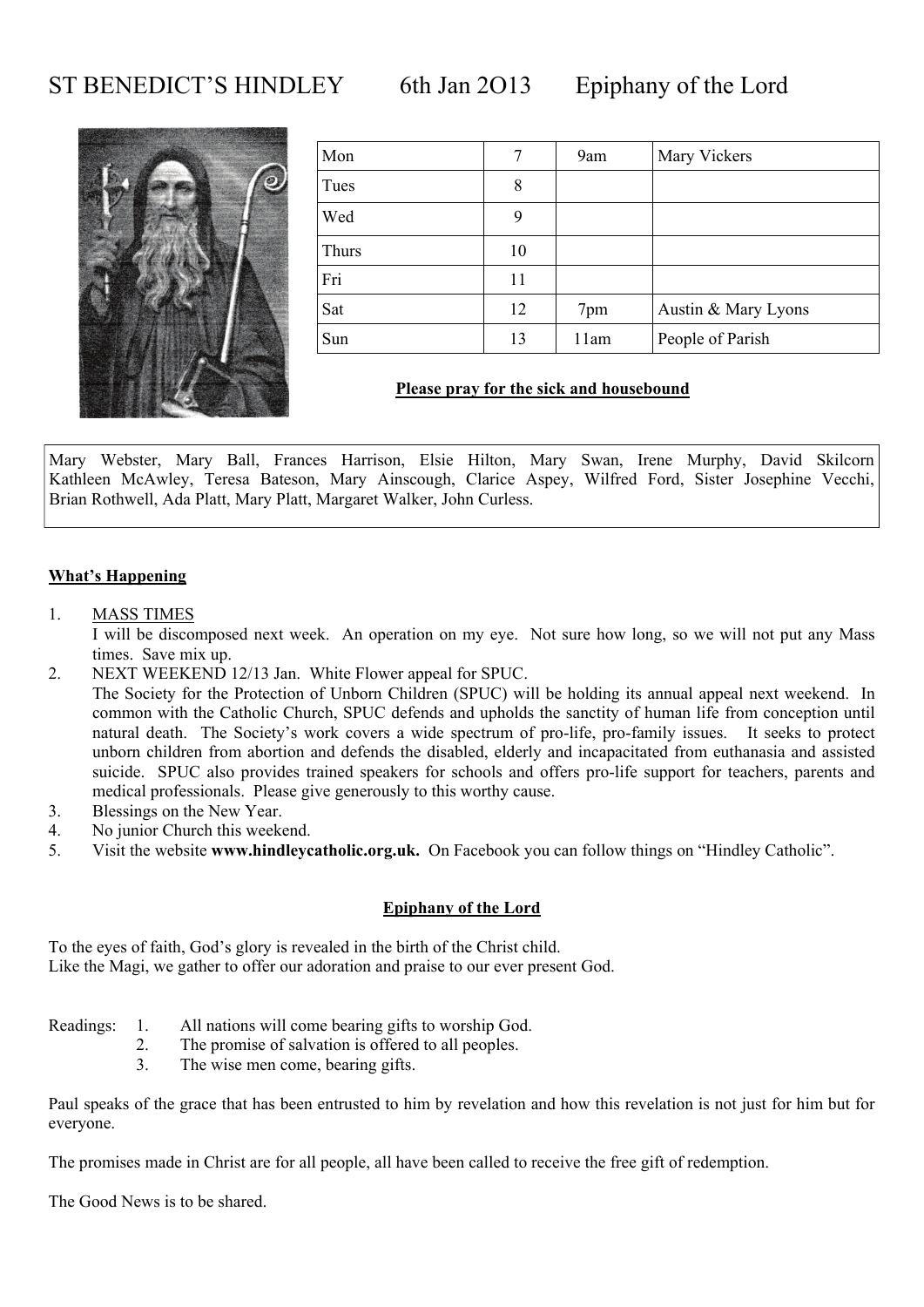# ST BENEDICT'S HINDLEY 6th Jan 2O13 Epiphany of the Lord

| Mon | 7 | 9am | Mary Vickers |
|---|---|---|---|
| Tues | 8 | | |
| Wed | 9 | | |
| Thurs | 10 | | |
| Fri | 11 | | |
| Sat | 12 | 7pm | Austin & Mary Lyons |
| Sun | 13 | 11am | People of Parish |

**Please pray for the sick and housebound**

Mary Webster, Mary Ball, Frances Harrison, Elsie Hilton, Mary Swan, Irene Murphy, David Skilcorn Kathleen McAwley, Teresa Bateson, Mary Ainscough, Clarice Aspey, Wilfred Ford, Sister Josephine Vecchi, Brian Rothwell, Ada Platt, Mary Platt, Margaret Walker, John Curless.

**What's Happening**

1. MASS TIMES
   I will be discomposed next week. An operation on my eye. Not sure how long, so we will not put any Mass times. Save mix up.
2. NEXT WEEKEND 12/13 Jan. White Flower appeal for SPUC.
   The Society for the Protection of Unborn Children (SPUC) will be holding its annual appeal next weekend. In common with the Catholic Church, SPUC defends and upholds the sanctity of human life from conception until natural death. The Society's work covers a wide spectrum of pro-life, pro-family issues. It seeks to protect unborn children from abortion and defends the disabled, elderly and incapacitated from euthanasia and assisted suicide. SPUC also provides trained speakers for schools and offers pro-life support for teachers, parents and medical professionals. Please give generously to this worthy cause.
3. Blessings on the New Year.
4. No junior Church this weekend.
5. Visit the website **www.hindleycatholic.org.uk.** On Facebook you can follow things on "Hindley Catholic".

**Epiphany of the Lord**

To the eyes of faith, God's glory is revealed in the birth of the Christ child.
Like the Magi, we gather to offer our adoration and praise to our ever present God.

Readings:
1. All nations will come bearing gifts to worship God.
2. The promise of salvation is offered to all peoples.
3. The wise men come, bearing gifts.

Paul speaks of the grace that has been entrusted to him by revelation and how this revelation is not just for him but for everyone.

The promises made in Christ are for all people, all have been called to receive the free gift of redemption.

The Good News is to be shared.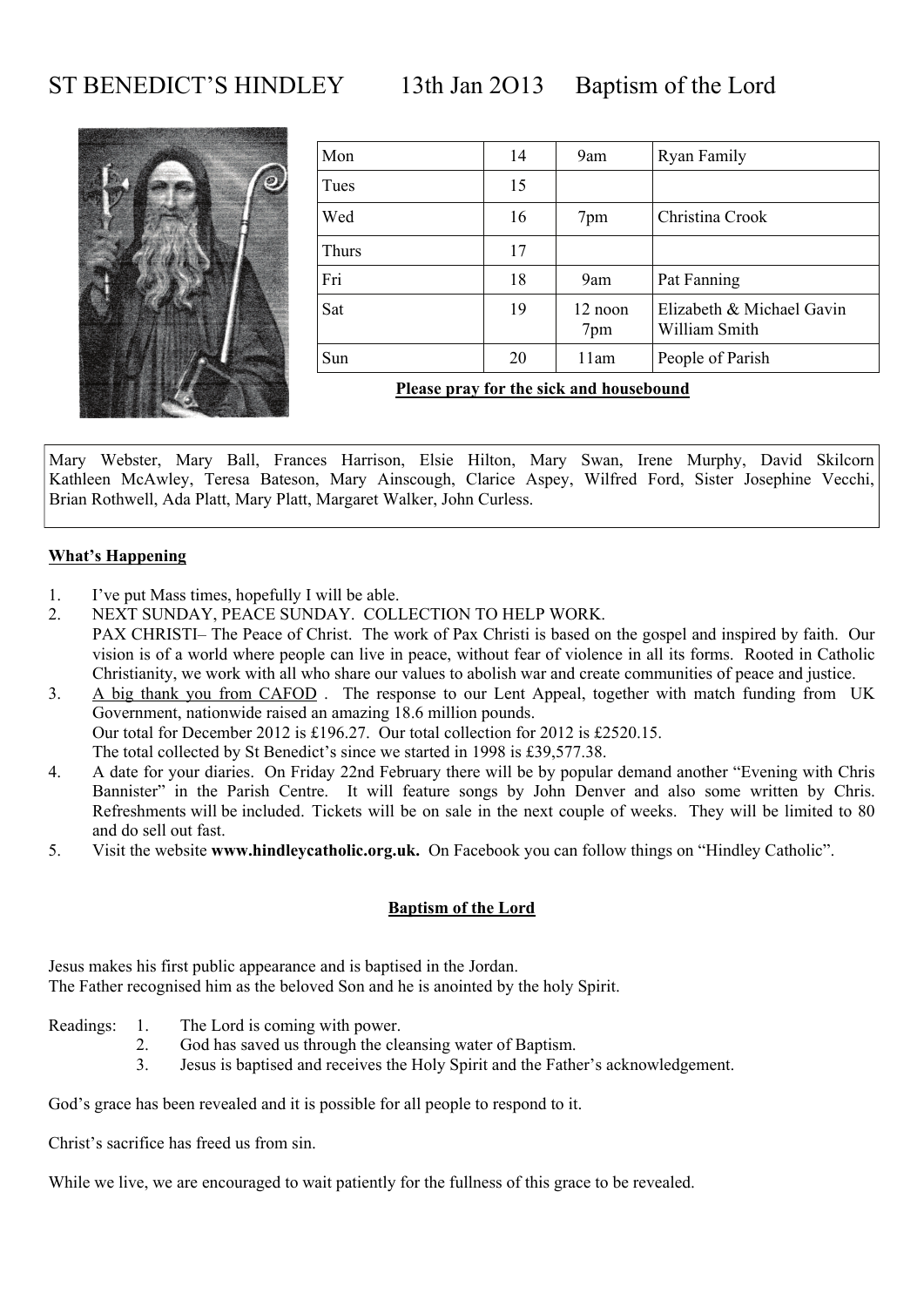# ST BENEDICT'S HINDLEY 13th Jan 2O13 Baptism of the Lord

| | | | |
|---|---|---|---|
| Mon | 14 | 9am | Ryan Family |
| Tues | 15 | | |
| Wed | 16 | 7pm | Christina Crook |
| Thurs | 17 | | |
| Fri | 18 | 9am | Pat Fanning |
| Sat | 19 | 12 noon<br>7pm | Elizabeth & Michael Gavin<br>William Smith |
| Sun | 20 | 11am | People of Parish |

**Please pray for the sick and housebound**

Mary Webster, Mary Ball, Frances Harrison, Elsie Hilton, Mary Swan, Irene Murphy, David Skilcorn Kathleen McAwley, Teresa Bateson, Mary Ainscough, Clarice Aspey, Wilfred Ford, Sister Josephine Vecchi, Brian Rothwell, Ada Platt, Mary Platt, Margaret Walker, John Curless.

**What's Happening**

1. I've put Mass times, hopefully I will be able.
2. NEXT SUNDAY, PEACE SUNDAY. COLLECTION TO HELP WORK.
   PAX CHRISTI– The Peace of Christ. The work of Pax Christi is based on the gospel and inspired by faith. Our vision is of a world where people can live in peace, without fear of violence in all its forms. Rooted in Catholic Christianity, we work with all who share our values to abolish war and create communities of peace and justice.
3. A big thank you from CAFOD . The response to our Lent Appeal, together with match funding from UK Government, nationwide raised an amazing 18.6 million pounds.
   Our total for December 2012 is £196.27. Our total collection for 2012 is £2520.15.
   The total collected by St Benedict's since we started in 1998 is £39,577.38.
4. A date for your diaries. On Friday 22nd February there will be by popular demand another "Evening with Chris Bannister" in the Parish Centre. It will feature songs by John Denver and also some written by Chris. Refreshments will be included. Tickets will be on sale in the next couple of weeks. They will be limited to 80 and do sell out fast.
5. Visit the website **www.hindleycatholic.org.uk.** On Facebook you can follow things on "Hindley Catholic".

**Baptism of the Lord**

Jesus makes his first public appearance and is baptised in the Jordan.
The Father recognised him as the beloved Son and he is anointed by the holy Spirit.

Readings:
1. The Lord is coming with power.
2. God has saved us through the cleansing water of Baptism.
3. Jesus is baptised and receives the Holy Spirit and the Father's acknowledgement.

God's grace has been revealed and it is possible for all people to respond to it.

Christ's sacrifice has freed us from sin.

While we live, we are encouraged to wait patiently for the fullness of this grace to be revealed.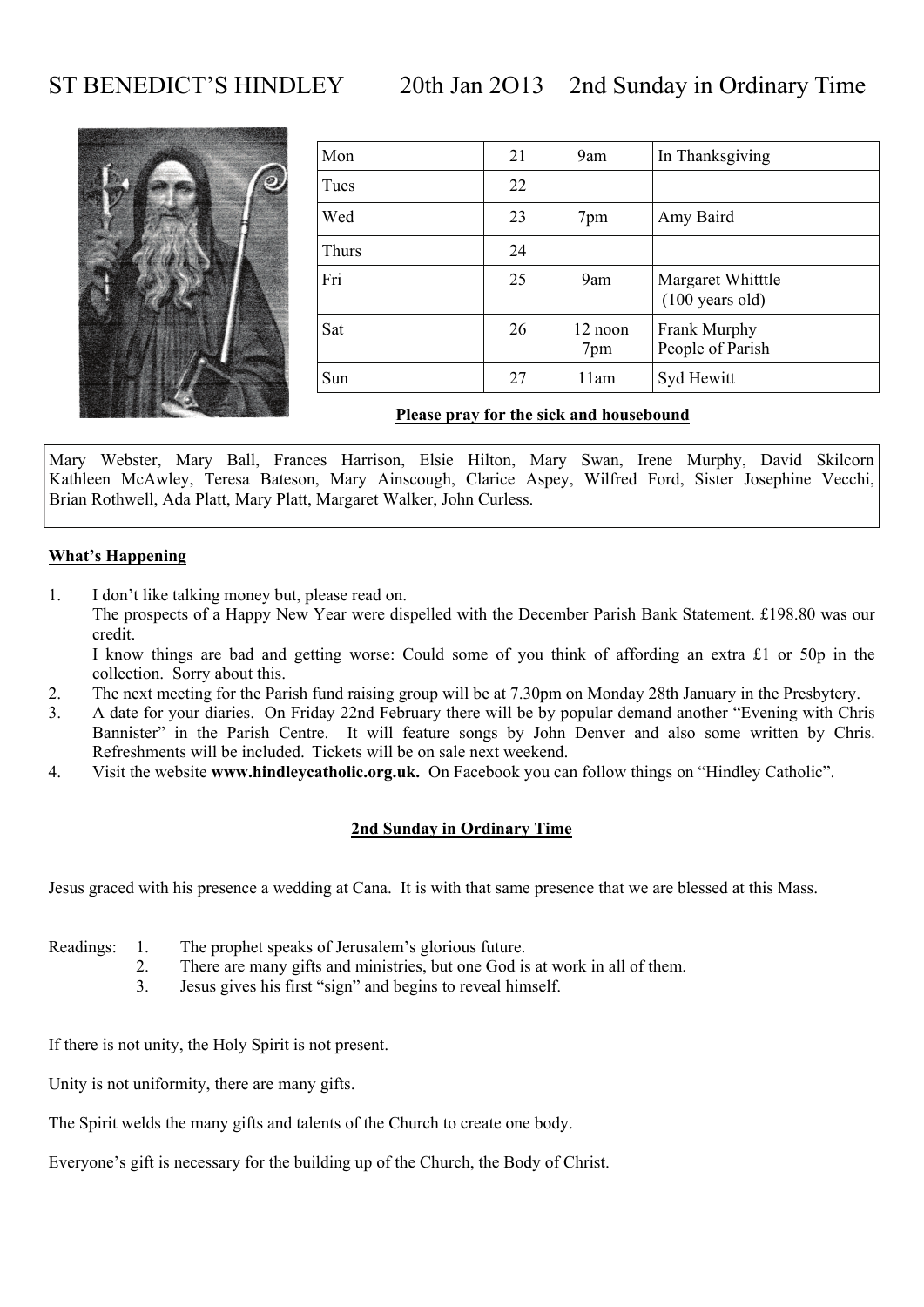# ST BENEDICT'S HINDLEY 20th Jan 2O13 2nd Sunday in Ordinary Time

| Mon | 21 | 9am | In Thanksgiving |
|---|---|---|---|
| Tues | 22 | | |
| Wed | 23 | 7pm | Amy Baird |
| Thurs | 24 | | |
| Fri | 25 | 9am | Margaret Whitttle (100 years old) |
| Sat | 26 | 12 noon<br>7pm | Frank Murphy<br>People of Parish |
| Sun | 27 | 11am | Syd Hewitt |

**Please pray for the sick and housebound**

Mary Webster, Mary Ball, Frances Harrison, Elsie Hilton, Mary Swan, Irene Murphy, David Skilcorn Kathleen McAwley, Teresa Bateson, Mary Ainscough, Clarice Aspey, Wilfred Ford, Sister Josephine Vecchi, Brian Rothwell, Ada Platt, Mary Platt, Margaret Walker, John Curless.

**What's Happening**

1. I don't like talking money but, please read on.
   The prospects of a Happy New Year were dispelled with the December Parish Bank Statement. £198.80 was our credit.
   I know things are bad and getting worse: Could some of you think of affording an extra £1 or 50p in the collection. Sorry about this.
2. The next meeting for the Parish fund raising group will be at 7.30pm on Monday 28th January in the Presbytery.
3. A date for your diaries. On Friday 22nd February there will be by popular demand another "Evening with Chris Bannister" in the Parish Centre. It will feature songs by John Denver and also some written by Chris. Refreshments will be included. Tickets will be on sale next weekend.
4. Visit the website **www.hindleycatholic.org.uk.** On Facebook you can follow things on "Hindley Catholic".

**2nd Sunday in Ordinary Time**

Jesus graced with his presence a wedding at Cana. It is with that same presence that we are blessed at this Mass.

Readings:
1. The prophet speaks of Jerusalem's glorious future.
2. There are many gifts and ministries, but one God is at work in all of them.
3. Jesus gives his first "sign" and begins to reveal himself.

If there is not unity, the Holy Spirit is not present.

Unity is not uniformity, there are many gifts.

The Spirit welds the many gifts and talents of the Church to create one body.

Everyone's gift is necessary for the building up of the Church, the Body of Christ.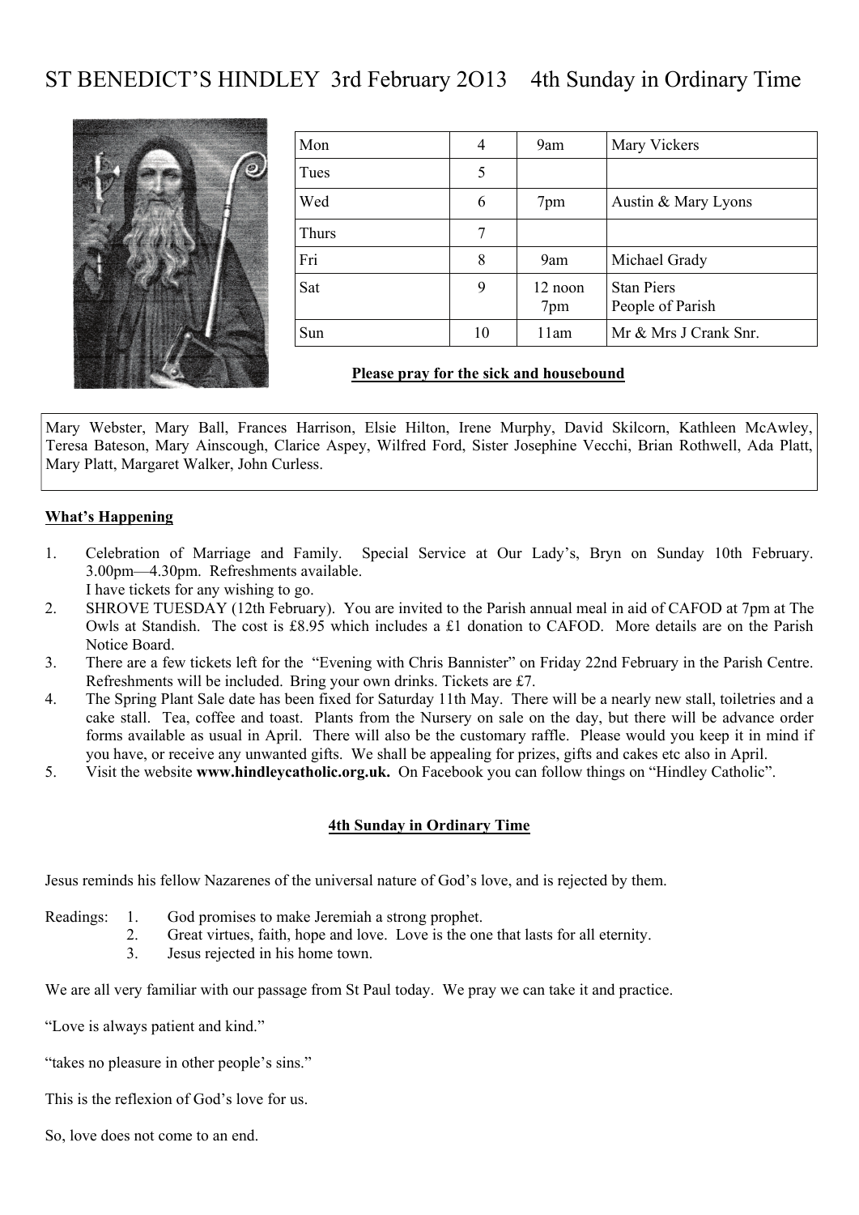# ST BENEDICT'S HINDLEY 3rd February 2O13 4th Sunday in Ordinary Time

| | | | |
|---|---|---|---|
| Mon | 4 | 9am | Mary Vickers |
| Tues | 5 | | |
| Wed | 6 | 7pm | Austin & Mary Lyons |
| Thurs | 7 | | |
| Fri | 8 | 9am | Michael Grady |
| Sat | 9 | 12 noon<br>7pm | Stan Piers<br>People of Parish |
| Sun | 10 | 11am | Mr & Mrs J Crank Snr. |

**Please pray for the sick and housebound**

Mary Webster, Mary Ball, Frances Harrison, Elsie Hilton, Irene Murphy, David Skilcorn, Kathleen McAwley, Teresa Bateson, Mary Ainscough, Clarice Aspey, Wilfred Ford, Sister Josephine Vecchi, Brian Rothwell, Ada Platt, Mary Platt, Margaret Walker, John Curless.

**What's Happening**

1. Celebration of Marriage and Family. Special Service at Our Lady's, Bryn on Sunday 10th February. 3.00pm—4.30pm. Refreshments available.
   I have tickets for any wishing to go.
2. SHROVE TUESDAY (12th February). You are invited to the Parish annual meal in aid of CAFOD at 7pm at The Owls at Standish. The cost is £8.95 which includes a £1 donation to CAFOD. More details are on the Parish Notice Board.
3. There are a few tickets left for the "Evening with Chris Bannister" on Friday 22nd February in the Parish Centre. Refreshments will be included. Bring your own drinks. Tickets are £7.
4. The Spring Plant Sale date has been fixed for Saturday 11th May. There will be a nearly new stall, toiletries and a cake stall. Tea, coffee and toast. Plants from the Nursery on sale on the day, but there will be advance order forms available as usual in April. There will also be the customary raffle. Please would you keep it in mind if you have, or receive any unwanted gifts. We shall be appealing for prizes, gifts and cakes etc also in April.
5. Visit the website **www.hindleycatholic.org.uk.** On Facebook you can follow things on "Hindley Catholic".

**4th Sunday in Ordinary Time**

Jesus reminds his fellow Nazarenes of the universal nature of God's love, and is rejected by them.

Readings:
1. God promises to make Jeremiah a strong prophet.
2. Great virtues, faith, hope and love. Love is the one that lasts for all eternity.
3. Jesus rejected in his home town.

We are all very familiar with our passage from St Paul today. We pray we can take it and practice.

"Love is always patient and kind."

"takes no pleasure in other people's sins."

This is the reflexion of God's love for us.

So, love does not come to an end.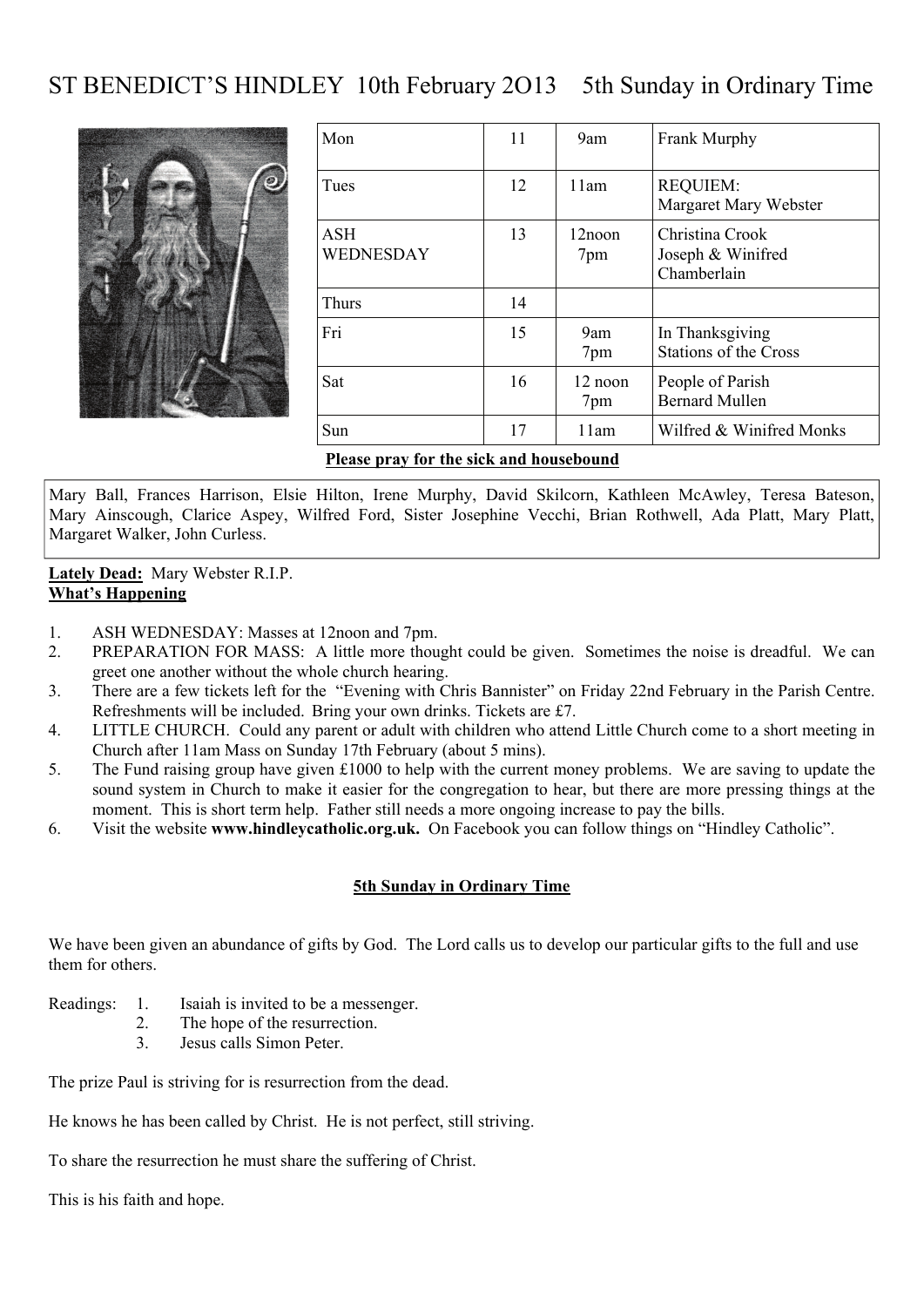# ST BENEDICT'S HINDLEY 10th February 2O13 5th Sunday in Ordinary Time

| Mon | 11 | 9am | Frank Murphy |
|---|---|---|---|
| Tues | 12 | 11am | REQUIEM: Margaret Mary Webster |
| ASH WEDNESDAY | 13 | 12noon 7pm | Christina Crook Joseph & Winifred Chamberlain |
| Thurs | 14 | | |
| Fri | 15 | 9am 7pm | In Thanksgiving Stations of the Cross |
| Sat | 16 | 12 noon 7pm | People of Parish Bernard Mullen |
| Sun | 17 | 11am | Wilfred & Winifred Monks |

**Please pray for the sick and housebound**

Mary Ball, Frances Harrison, Elsie Hilton, Irene Murphy, David Skilcorn, Kathleen McAwley, Teresa Bateson, Mary Ainscough, Clarice Aspey, Wilfred Ford, Sister Josephine Vecchi, Brian Rothwell, Ada Platt, Mary Platt, Margaret Walker, John Curless.

**Lately Dead:** Mary Webster R.I.P.

**What's Happening**

1. ASH WEDNESDAY: Masses at 12noon and 7pm.
2. PREPARATION FOR MASS: A little more thought could be given. Sometimes the noise is dreadful. We can greet one another without the whole church hearing.
3. There are a few tickets left for the "Evening with Chris Bannister" on Friday 22nd February in the Parish Centre. Refreshments will be included. Bring your own drinks. Tickets are £7.
4. LITTLE CHURCH. Could any parent or adult with children who attend Little Church come to a short meeting in Church after 11am Mass on Sunday 17th February (about 5 mins).
5. The Fund raising group have given £1000 to help with the current money problems. We are saving to update the sound system in Church to make it easier for the congregation to hear, but there are more pressing things at the moment. This is short term help. Father still needs a more ongoing increase to pay the bills.
6. Visit the website **www.hindleycatholic.org.uk.** On Facebook you can follow things on "Hindley Catholic".

**5th Sunday in Ordinary Time**

We have been given an abundance of gifts by God. The Lord calls us to develop our particular gifts to the full and use them for others.

Readings:
1. Isaiah is invited to be a messenger.
2. The hope of the resurrection.
3. Jesus calls Simon Peter.

The prize Paul is striving for is resurrection from the dead.

He knows he has been called by Christ. He is not perfect, still striving.

To share the resurrection he must share the suffering of Christ.

This is his faith and hope.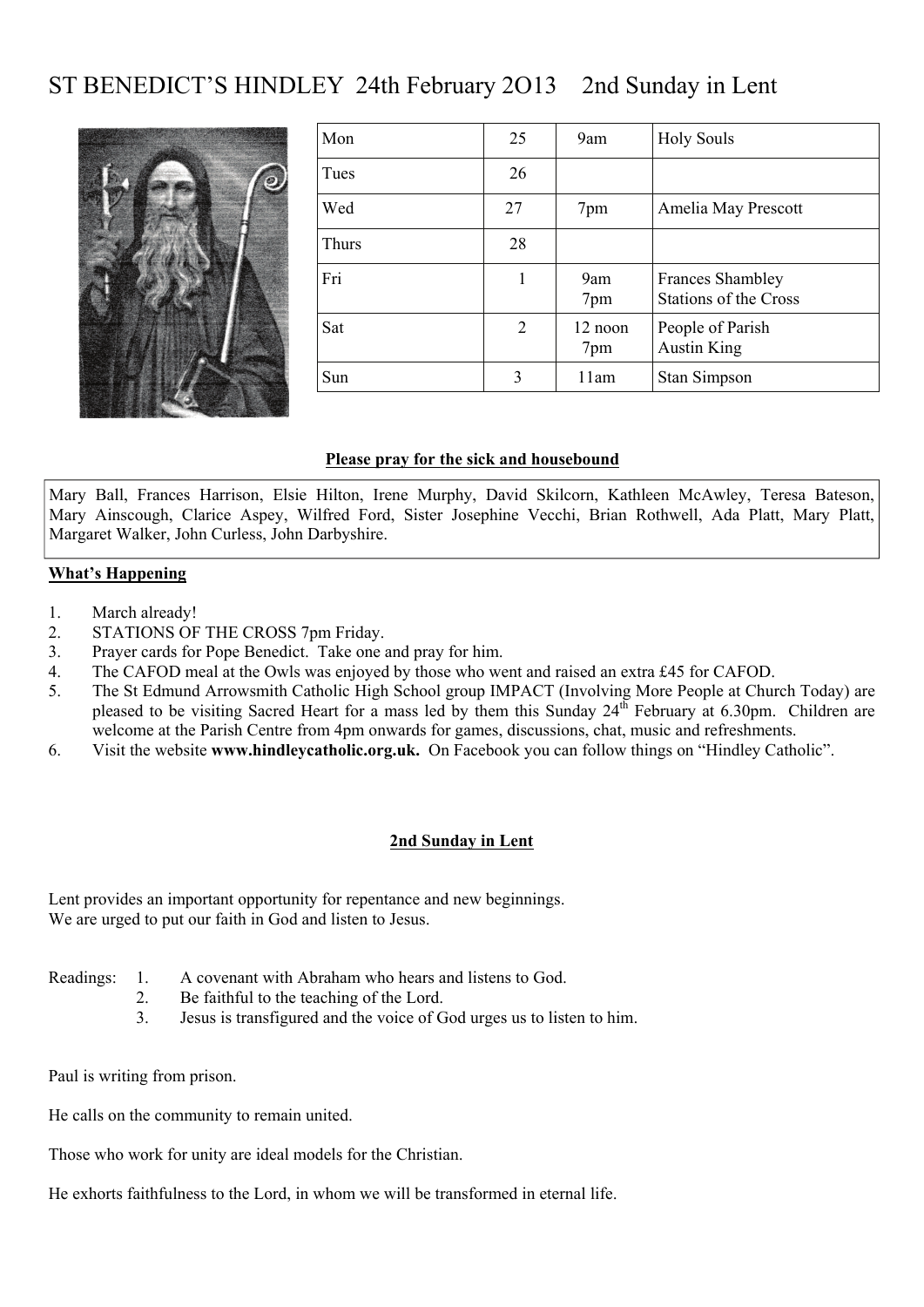# ST BENEDICT'S HINDLEY 24th February 2O13 2nd Sunday in Lent

| Mon | 25 | 9am | Holy Souls |
|---|---|---|---|
| Tues | 26 | | |
| Wed | 27 | 7pm | Amelia May Prescott |
| Thurs | 28 | | |
| Fri | 1 | 9am<br>7pm | Frances Shambley<br>Stations of the Cross |
| Sat | 2 | 12 noon<br>7pm | People of Parish<br>Austin King |
| Sun | 3 | 11am | Stan Simpson |

**Please pray for the sick and housebound**

Mary Ball, Frances Harrison, Elsie Hilton, Irene Murphy, David Skilcorn, Kathleen McAwley, Teresa Bateson, Mary Ainscough, Clarice Aspey, Wilfred Ford, Sister Josephine Vecchi, Brian Rothwell, Ada Platt, Mary Platt, Margaret Walker, John Curless, John Darbyshire.

**What's Happening**

1. March already!
2. STATIONS OF THE CROSS 7pm Friday.
3. Prayer cards for Pope Benedict. Take one and pray for him.
4. The CAFOD meal at the Owls was enjoyed by those who went and raised an extra £45 for CAFOD.
5. The St Edmund Arrowsmith Catholic High School group IMPACT (Involving More People at Church Today) are pleased to be visiting Sacred Heart for a mass led by them this Sunday 24th February at 6.30pm. Children are welcome at the Parish Centre from 4pm onwards for games, discussions, chat, music and refreshments.
6. Visit the website **www.hindleycatholic.org.uk.** On Facebook you can follow things on "Hindley Catholic".

**2nd Sunday in Lent**

Lent provides an important opportunity for repentance and new beginnings.
We are urged to put our faith in God and listen to Jesus.

Readings:
1. A covenant with Abraham who hears and listens to God.
2. Be faithful to the teaching of the Lord.
3. Jesus is transfigured and the voice of God urges us to listen to him.

Paul is writing from prison.

He calls on the community to remain united.

Those who work for unity are ideal models for the Christian.

He exhorts faithfulness to the Lord, in whom we will be transformed in eternal life.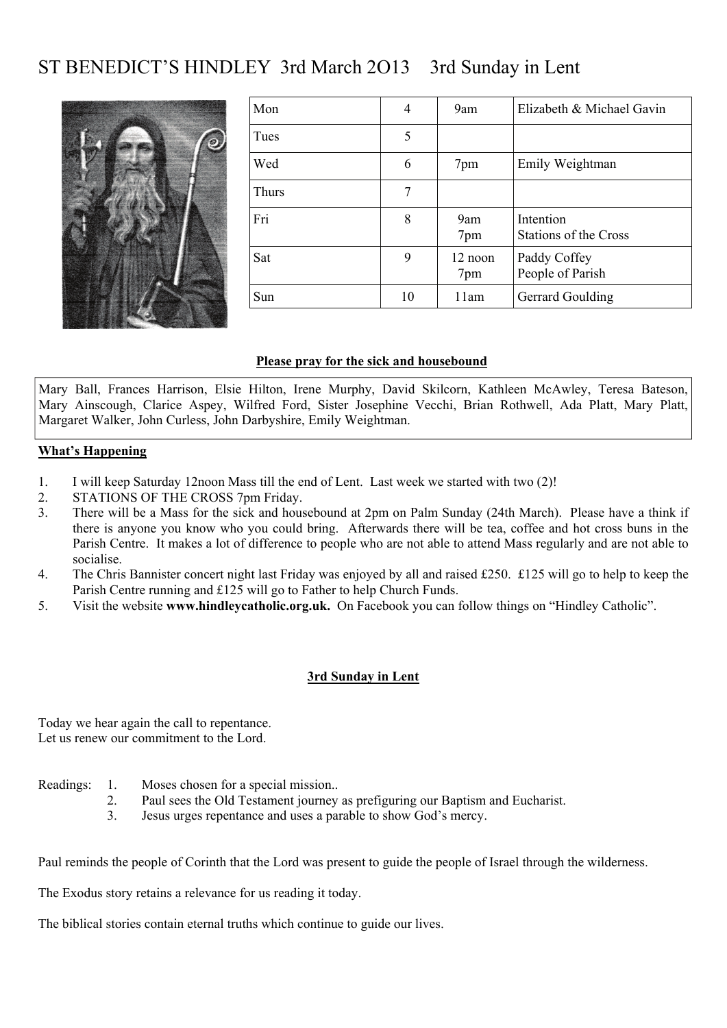# ST BENEDICT'S HINDLEY 3rd March 2O13 3rd Sunday in Lent

| Mon | 4 | 9am | Elizabeth & Michael Gavin |
|---|---|---|---|
| Tues | 5 | | |
| Wed | 6 | 7pm | Emily Weightman |
| Thurs | 7 | | |
| Fri | 8 | 9am<br>7pm | Intention<br>Stations of the Cross |
| Sat | 9 | 12 noon<br>7pm | Paddy Coffey<br>People of Parish |
| Sun | 10 | 11am | Gerrard Goulding |

**Please pray for the sick and housebound**

Mary Ball, Frances Harrison, Elsie Hilton, Irene Murphy, David Skilcorn, Kathleen McAwley, Teresa Bateson, Mary Ainscough, Clarice Aspey, Wilfred Ford, Sister Josephine Vecchi, Brian Rothwell, Ada Platt, Mary Platt, Margaret Walker, John Curless, John Darbyshire, Emily Weightman.

**What's Happening**

1. I will keep Saturday 12noon Mass till the end of Lent. Last week we started with two (2)!
2. STATIONS OF THE CROSS 7pm Friday.
3. There will be a Mass for the sick and housebound at 2pm on Palm Sunday (24th March). Please have a think if there is anyone you know who you could bring. Afterwards there will be tea, coffee and hot cross buns in the Parish Centre. It makes a lot of difference to people who are not able to attend Mass regularly and are not able to socialise.
4. The Chris Bannister concert night last Friday was enjoyed by all and raised £250. £125 will go to help to keep the Parish Centre running and £125 will go to Father to help Church Funds.
5. Visit the website **www.hindleycatholic.org.uk.** On Facebook you can follow things on "Hindley Catholic".

**3rd Sunday in Lent**

Today we hear again the call to repentance.
Let us renew our commitment to the Lord.

Readings:
1. Moses chosen for a special mission..
2. Paul sees the Old Testament journey as prefiguring our Baptism and Eucharist.
3. Jesus urges repentance and uses a parable to show God's mercy.

Paul reminds the people of Corinth that the Lord was present to guide the people of Israel through the wilderness.

The Exodus story retains a relevance for us reading it today.

The biblical stories contain eternal truths which continue to guide our lives.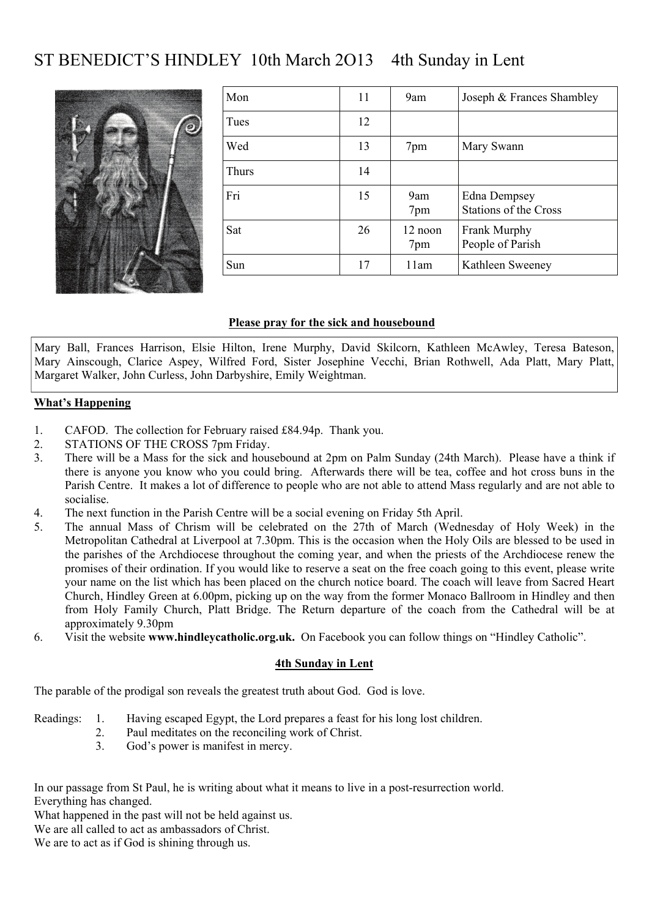# ST BENEDICT'S HINDLEY 10th March 2O13 4th Sunday in Lent

| Mon | 11 | 9am | Joseph & Frances Shambley |
|---|---|---|---|
| Tues | 12 | | |
| Wed | 13 | 7pm | Mary Swann |
| Thurs | 14 | | |
| Fri | 15 | 9am<br>7pm | Edna Dempsey<br>Stations of the Cross |
| Sat | 26 | 12 noon<br>7pm | Frank Murphy<br>People of Parish |
| Sun | 17 | 11am | Kathleen Sweeney |

**Please pray for the sick and housebound**

Mary Ball, Frances Harrison, Elsie Hilton, Irene Murphy, David Skilcorn, Kathleen McAwley, Teresa Bateson, Mary Ainscough, Clarice Aspey, Wilfred Ford, Sister Josephine Vecchi, Brian Rothwell, Ada Platt, Mary Platt, Margaret Walker, John Curless, John Darbyshire, Emily Weightman.

**What's Happening**

1. CAFOD. The collection for February raised £84.94p. Thank you.
2. STATIONS OF THE CROSS 7pm Friday.
3. There will be a Mass for the sick and housebound at 2pm on Palm Sunday (24th March). Please have a think if there is anyone you know who you could bring. Afterwards there will be tea, coffee and hot cross buns in the Parish Centre. It makes a lot of difference to people who are not able to attend Mass regularly and are not able to socialise.
4. The next function in the Parish Centre will be a social evening on Friday 5th April.
5. The annual Mass of Chrism will be celebrated on the 27th of March (Wednesday of Holy Week) in the Metropolitan Cathedral at Liverpool at 7.30pm. This is the occasion when the Holy Oils are blessed to be used in the parishes of the Archdiocese throughout the coming year, and when the priests of the Archdiocese renew the promises of their ordination. If you would like to reserve a seat on the free coach going to this event, please write your name on the list which has been placed on the church notice board. The coach will leave from Sacred Heart Church, Hindley Green at 6.00pm, picking up on the way from the former Monaco Ballroom in Hindley and then from Holy Family Church, Platt Bridge. The Return departure of the coach from the Cathedral will be at approximately 9.30pm
6. Visit the website **www.hindleycatholic.org.uk.** On Facebook you can follow things on "Hindley Catholic".

**4th Sunday in Lent**

The parable of the prodigal son reveals the greatest truth about God. God is love.

Readings:
1. Having escaped Egypt, the Lord prepares a feast for his long lost children.
2. Paul meditates on the reconciling work of Christ.
3. God's power is manifest in mercy.

In our passage from St Paul, he is writing about what it means to live in a post-resurrection world.
Everything has changed.
What happened in the past will not be held against us.
We are all called to act as ambassadors of Christ.
We are to act as if God is shining through us.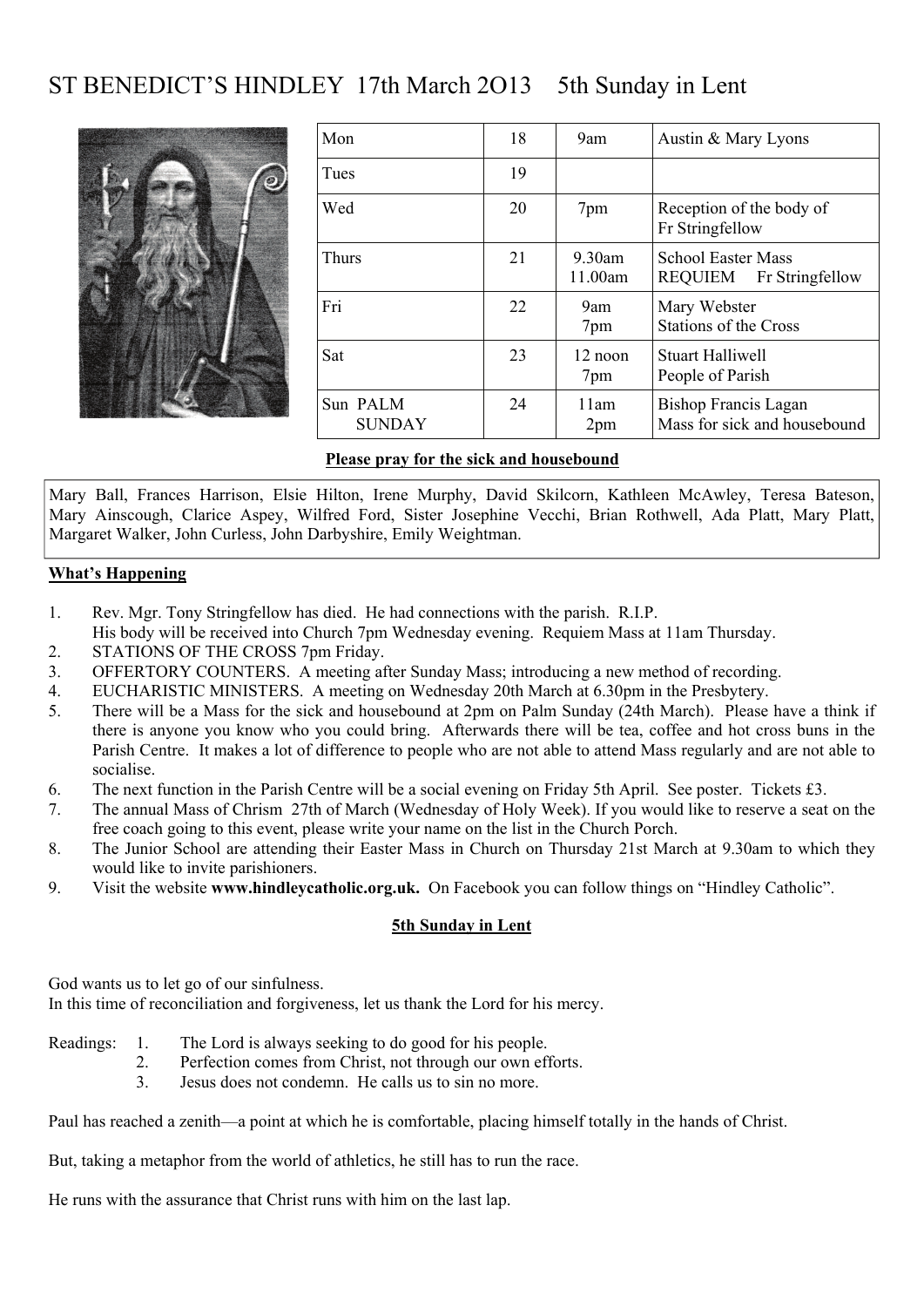# ST BENEDICT'S HINDLEY 17th March 2O13 5th Sunday in Lent

| Mon | 18 | 9am | Austin & Mary Lyons |
|---|---|---|---|
| Tues | 19 | | |
| Wed | 20 | 7pm | Reception of the body of Fr Stringfellow |
| Thurs | 21 | 9.30am<br>11.00am | School Easter Mass<br>REQUIEM Fr Stringfellow |
| Fri | 22 | 9am<br>7pm | Mary Webster<br>Stations of the Cross |
| Sat | 23 | 12 noon<br>7pm | Stuart Halliwell<br>People of Parish |
| Sun PALM SUNDAY | 24 | 11am<br>2pm | Bishop Francis Lagan<br>Mass for sick and housebound |

**Please pray for the sick and housebound**

Mary Ball, Frances Harrison, Elsie Hilton, Irene Murphy, David Skilcorn, Kathleen McAwley, Teresa Bateson, Mary Ainscough, Clarice Aspey, Wilfred Ford, Sister Josephine Vecchi, Brian Rothwell, Ada Platt, Mary Platt, Margaret Walker, John Curless, John Darbyshire, Emily Weightman.

**What's Happening**

1. Rev. Mgr. Tony Stringfellow has died. He had connections with the parish. R.I.P.
   His body will be received into Church 7pm Wednesday evening. Requiem Mass at 11am Thursday.
2. STATIONS OF THE CROSS 7pm Friday.
3. OFFERTORY COUNTERS. A meeting after Sunday Mass; introducing a new method of recording.
4. EUCHARISTIC MINISTERS. A meeting on Wednesday 20th March at 6.30pm in the Presbytery.
5. There will be a Mass for the sick and housebound at 2pm on Palm Sunday (24th March). Please have a think if there is anyone you know who you could bring. Afterwards there will be tea, coffee and hot cross buns in the Parish Centre. It makes a lot of difference to people who are not able to attend Mass regularly and are not able to socialise.
6. The next function in the Parish Centre will be a social evening on Friday 5th April. See poster. Tickets £3.
7. The annual Mass of Chrism 27th of March (Wednesday of Holy Week). If you would like to reserve a seat on the free coach going to this event, please write your name on the list in the Church Porch.
8. The Junior School are attending their Easter Mass in Church on Thursday 21st March at 9.30am to which they would like to invite parishioners.
9. Visit the website **www.hindleycatholic.org.uk.** On Facebook you can follow things on "Hindley Catholic".

**5th Sunday in Lent**

God wants us to let go of our sinfulness.
In this time of reconciliation and forgiveness, let us thank the Lord for his mercy.

Readings:
1. The Lord is always seeking to do good for his people.
2. Perfection comes from Christ, not through our own efforts.
3. Jesus does not condemn. He calls us to sin no more.

Paul has reached a zenith—a point at which he is comfortable, placing himself totally in the hands of Christ.

But, taking a metaphor from the world of athletics, he still has to run the race.

He runs with the assurance that Christ runs with him on the last lap.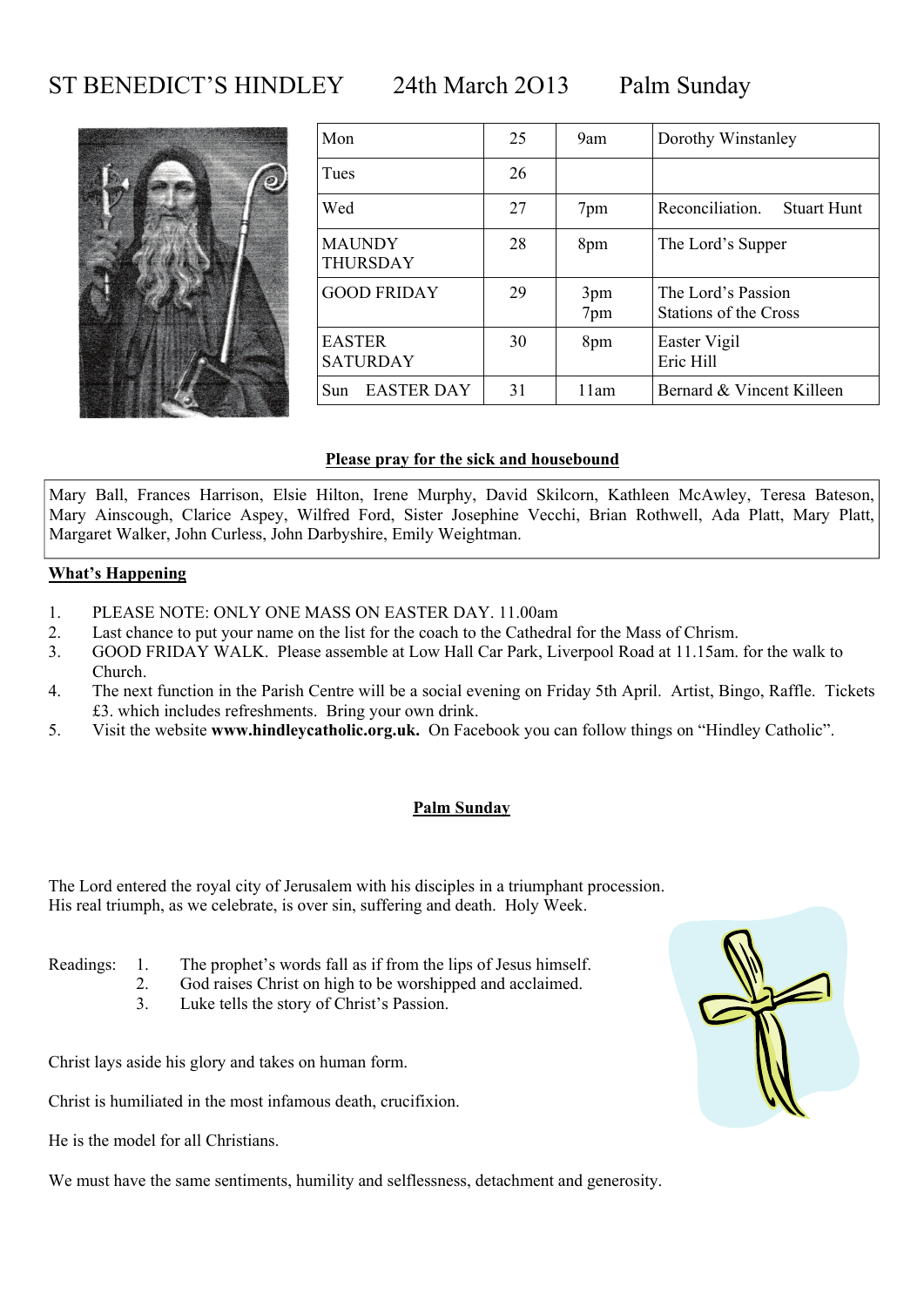# ST BENEDICT'S HINDLEY 24th March 2O13 Palm Sunday

| Day | Date | Time | Intention |
|---|---|---|---|
| Mon | 25 | 9am | Dorothy Winstanley |
| Tues | 26 | | |
| Wed | 27 | 7pm | Reconciliation. Stuart Hunt |
| MAUNDY THURSDAY | 28 | 8pm | The Lord's Supper |
| GOOD FRIDAY | 29 | 3pm<br>7pm | The Lord's Passion<br>Stations of the Cross |
| EASTER SATURDAY | 30 | 8pm | Easter Vigil<br>Eric Hill |
| Sun EASTER DAY | 31 | 11am | Bernard & Vincent Killeen |

**Please pray for the sick and housebound**

Mary Ball, Frances Harrison, Elsie Hilton, Irene Murphy, David Skilcorn, Kathleen McAwley, Teresa Bateson, Mary Ainscough, Clarice Aspey, Wilfred Ford, Sister Josephine Vecchi, Brian Rothwell, Ada Platt, Mary Platt, Margaret Walker, John Curless, John Darbyshire, Emily Weightman.

**What's Happening**

1. PLEASE NOTE: ONLY ONE MASS ON EASTER DAY. 11.00am
2. Last chance to put your name on the list for the coach to the Cathedral for the Mass of Chrism.
3. GOOD FRIDAY WALK. Please assemble at Low Hall Car Park, Liverpool Road at 11.15am. for the walk to Church.
4. The next function in the Parish Centre will be a social evening on Friday 5th April. Artist, Bingo, Raffle. Tickets £3. which includes refreshments. Bring your own drink.
5. Visit the website **www.hindleycatholic.org.uk.** On Facebook you can follow things on "Hindley Catholic".

**Palm Sunday**

The Lord entered the royal city of Jerusalem with his disciples in a triumphant procession. His real triumph, as we celebrate, is over sin, suffering and death. Holy Week.

Readings:
1. The prophet's words fall as if from the lips of Jesus himself.
2. God raises Christ on high to be worshipped and acclaimed.
3. Luke tells the story of Christ's Passion.

Christ lays aside his glory and takes on human form.

Christ is humiliated in the most infamous death, crucifixion.

He is the model for all Christians.

We must have the same sentiments, humility and selflessness, detachment and generosity.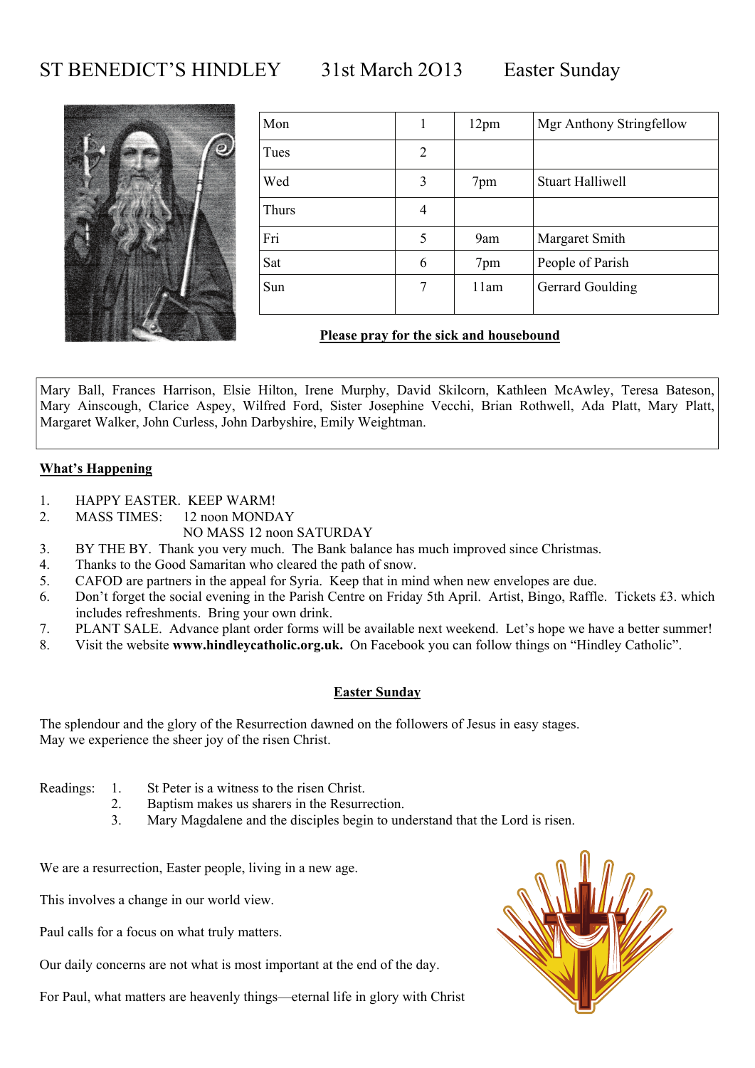# ST BENEDICT'S HINDLEY 31st March 2O13 Easter Sunday

| Mon | 1 | 12pm | Mgr Anthony Stringfellow |
|---|---|---|---|
| Tues | 2 | | |
| Wed | 3 | 7pm | Stuart Halliwell |
| Thurs | 4 | | |
| Fri | 5 | 9am | Margaret Smith |
| Sat | 6 | 7pm | People of Parish |
| Sun | 7 | 11am | Gerrard Goulding |

**<u>Please pray for the sick and housebound</u>**

Mary Ball, Frances Harrison, Elsie Hilton, Irene Murphy, David Skilcorn, Kathleen McAwley, Teresa Bateson, Mary Ainscough, Clarice Aspey, Wilfred Ford, Sister Josephine Vecchi, Brian Rothwell, Ada Platt, Mary Platt, Margaret Walker, John Curless, John Darbyshire, Emily Weightman.

**<u>What's Happening</u>**

1. HAPPY EASTER. KEEP WARM!
2. MASS TIMES: 12 noon MONDAY  
   NO MASS 12 noon SATURDAY
3. BY THE BY. Thank you very much. The Bank balance has much improved since Christmas.
4. Thanks to the Good Samaritan who cleared the path of snow.
5. CAFOD are partners in the appeal for Syria. Keep that in mind when new envelopes are due.
6. Don't forget the social evening in the Parish Centre on Friday 5th April. Artist, Bingo, Raffle. Tickets £3. which includes refreshments. Bring your own drink.
7. PLANT SALE. Advance plant order forms will be available next weekend. Let's hope we have a better summer!
8. Visit the website **www.hindleycatholic.org.uk.** On Facebook you can follow things on "Hindley Catholic".

**<u>Easter Sunday</u>**

The splendour and the glory of the Resurrection dawned on the followers of Jesus in easy stages.  
May we experience the sheer joy of the risen Christ.

Readings:
1. St Peter is a witness to the risen Christ.
2. Baptism makes us sharers in the Resurrection.
3. Mary Magdalene and the disciples begin to understand that the Lord is risen.

We are a resurrection, Easter people, living in a new age.

This involves a change in our world view.

Paul calls for a focus on what truly matters.

Our daily concerns are not what is most important at the end of the day.

For Paul, what matters are heavenly things—eternal life in glory with Christ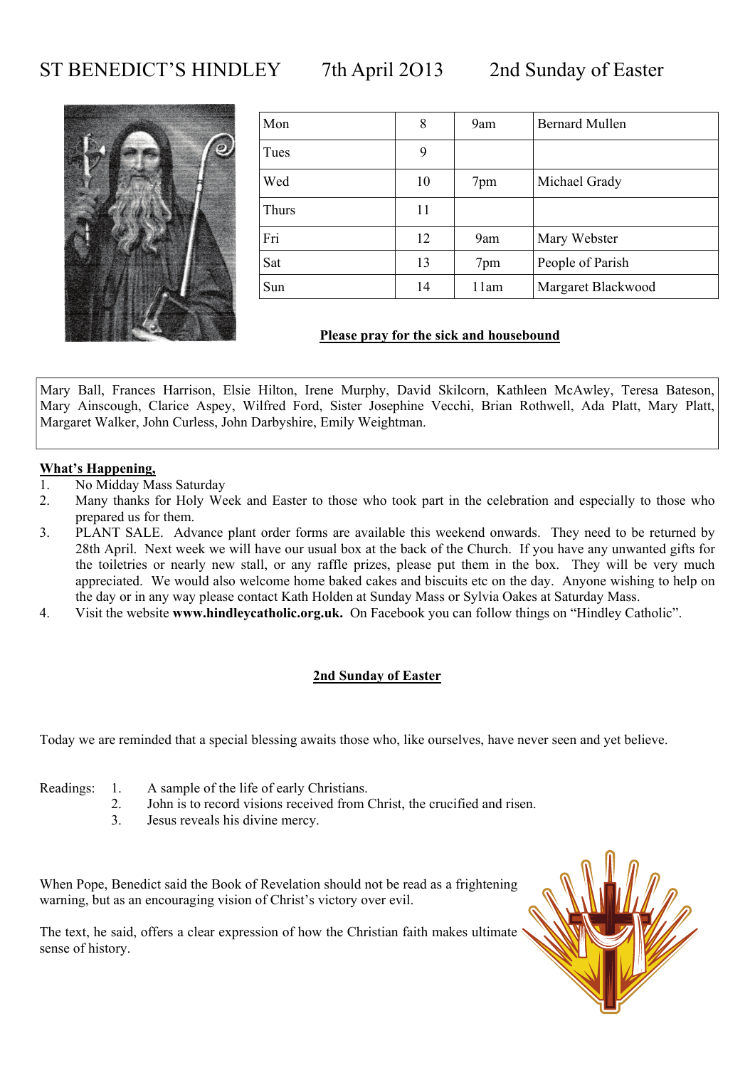# ST BENEDICT'S HINDLEY 7th April 2O13 2nd Sunday of Easter

| Mon | 8 | 9am | Bernard Mullen |
|---|---|---|---|
| Tues | 9 | | |
| Wed | 10 | 7pm | Michael Grady |
| Thurs | 11 | | |
| Fri | 12 | 9am | Mary Webster |
| Sat | 13 | 7pm | People of Parish |
| Sun | 14 | 11am | Margaret Blackwood |

**Please pray for the sick and housebound**

Mary Ball, Frances Harrison, Elsie Hilton, Irene Murphy, David Skilcorn, Kathleen McAwley, Teresa Bateson, Mary Ainscough, Clarice Aspey, Wilfred Ford, Sister Josephine Vecchi, Brian Rothwell, Ada Platt, Mary Platt, Margaret Walker, John Curless, John Darbyshire, Emily Weightman.

**What's Happening,**

1. No Midday Mass Saturday
2. Many thanks for Holy Week and Easter to those who took part in the celebration and especially to those who prepared us for them.
3. PLANT SALE. Advance plant order forms are available this weekend onwards. They need to be returned by 28th April. Next week we will have our usual box at the back of the Church. If you have any unwanted gifts for the toiletries or nearly new stall, or any raffle prizes, please put them in the box. They will be very much appreciated. We would also welcome home baked cakes and biscuits etc on the day. Anyone wishing to help on the day or in any way please contact Kath Holden at Sunday Mass or Sylvia Oakes at Saturday Mass.
4. Visit the website **www.hindleycatholic.org.uk.** On Facebook you can follow things on "Hindley Catholic".

## 2nd Sunday of Easter

Today we are reminded that a special blessing awaits those who, like ourselves, have never seen and yet believe.

Readings:
1. A sample of the life of early Christians.
2. John is to record visions received from Christ, the crucified and risen.
3. Jesus reveals his divine mercy.

When Pope, Benedict said the Book of Revelation should not be read as a frightening warning, but as an encouraging vision of Christ's victory over evil.

The text, he said, offers a clear expression of how the Christian faith makes ultimate sense of history.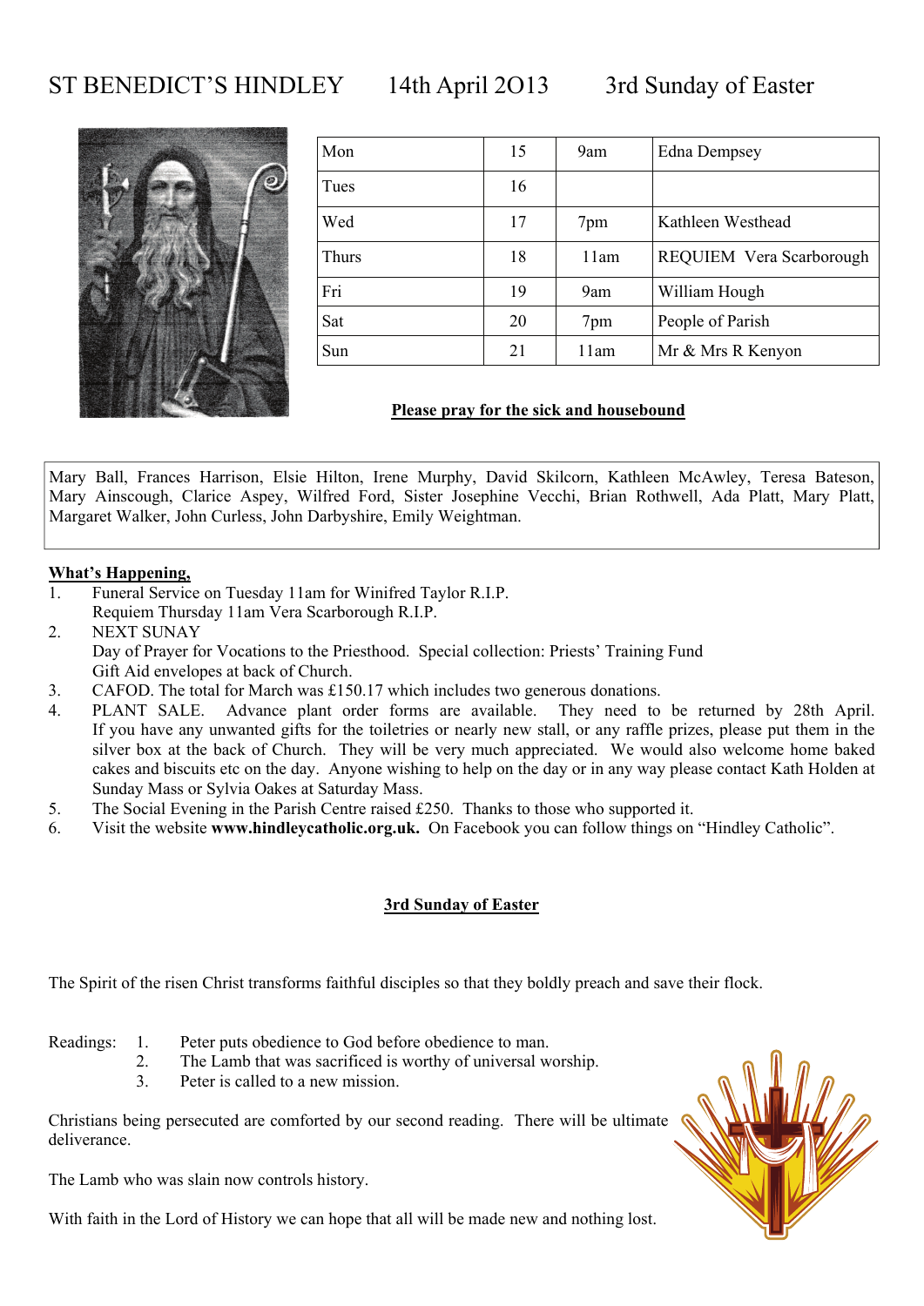# ST BENEDICT'S HINDLEY 14th April 2O13 3rd Sunday of Easter

| Mon | 15 | 9am | Edna Dempsey |
|---|---|---|---|
| Tues | 16 | | |
| Wed | 17 | 7pm | Kathleen Westhead |
| Thurs | 18 | 11am | REQUIEM Vera Scarborough |
| Fri | 19 | 9am | William Hough |
| Sat | 20 | 7pm | People of Parish |
| Sun | 21 | 11am | Mr & Mrs R Kenyon |

**Please pray for the sick and housebound**

Mary Ball, Frances Harrison, Elsie Hilton, Irene Murphy, David Skilcorn, Kathleen McAwley, Teresa Bateson, Mary Ainscough, Clarice Aspey, Wilfred Ford, Sister Josephine Vecchi, Brian Rothwell, Ada Platt, Mary Platt, Margaret Walker, John Curless, John Darbyshire, Emily Weightman.

**What's Happening,**

1. Funeral Service on Tuesday 11am for Winifred Taylor R.I.P.
   Requiem Thursday 11am Vera Scarborough R.I.P.
2. NEXT SUNAY
   Day of Prayer for Vocations to the Priesthood. Special collection: Priests' Training Fund
   Gift Aid envelopes at back of Church.
3. CAFOD. The total for March was £150.17 which includes two generous donations.
4. PLANT SALE. Advance plant order forms are available. They need to be returned by 28th April. If you have any unwanted gifts for the toiletries or nearly new stall, or any raffle prizes, please put them in the silver box at the back of Church. They will be very much appreciated. We would also welcome home baked cakes and biscuits etc on the day. Anyone wishing to help on the day or in any way please contact Kath Holden at Sunday Mass or Sylvia Oakes at Saturday Mass.
5. The Social Evening in the Parish Centre raised £250. Thanks to those who supported it.
6. Visit the website **www.hindleycatholic.org.uk.** On Facebook you can follow things on "Hindley Catholic".

**3rd Sunday of Easter**

The Spirit of the risen Christ transforms faithful disciples so that they boldly preach and save their flock.

Readings:
1. Peter puts obedience to God before obedience to man.
2. The Lamb that was sacrificed is worthy of universal worship.
3. Peter is called to a new mission.

Christians being persecuted are comforted by our second reading. There will be ultimate deliverance.

The Lamb who was slain now controls history.

With faith in the Lord of History we can hope that all will be made new and nothing lost.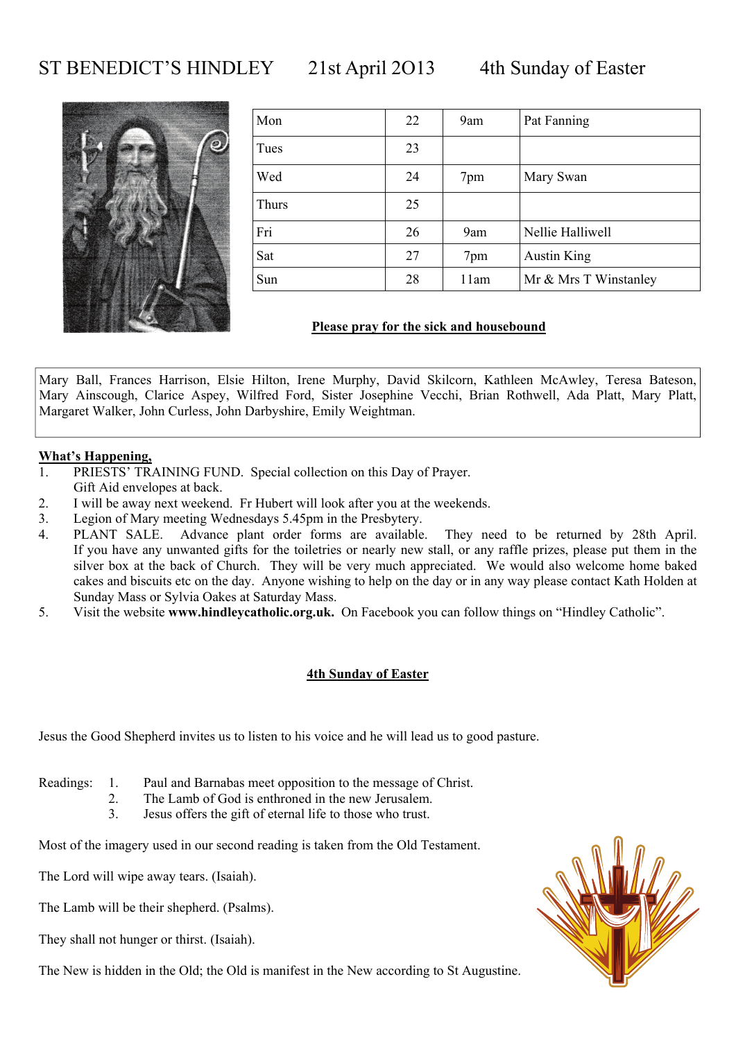# ST BENEDICT'S HINDLEY 21st April 2O13 4th Sunday of Easter

| | | | |
|---|---|---|---|
| Mon | 22 | 9am | Pat Fanning |
| Tues | 23 | | |
| Wed | 24 | 7pm | Mary Swan |
| Thurs | 25 | | |
| Fri | 26 | 9am | Nellie Halliwell |
| Sat | 27 | 7pm | Austin King |
| Sun | 28 | 11am | Mr & Mrs T Winstanley |

**Please pray for the sick and housebound**

Mary Ball, Frances Harrison, Elsie Hilton, Irene Murphy, David Skilcorn, Kathleen McAwley, Teresa Bateson, Mary Ainscough, Clarice Aspey, Wilfred Ford, Sister Josephine Vecchi, Brian Rothwell, Ada Platt, Mary Platt, Margaret Walker, John Curless, John Darbyshire, Emily Weightman.

**What's Happening,**

1. PRIESTS' TRAINING FUND. Special collection on this Day of Prayer. Gift Aid envelopes at back.
2. I will be away next weekend. Fr Hubert will look after you at the weekends.
3. Legion of Mary meeting Wednesdays 5.45pm in the Presbytery.
4. PLANT SALE. Advance plant order forms are available. They need to be returned by 28th April. If you have any unwanted gifts for the toiletries or nearly new stall, or any raffle prizes, please put them in the silver box at the back of Church. They will be very much appreciated. We would also welcome home baked cakes and biscuits etc on the day. Anyone wishing to help on the day or in any way please contact Kath Holden at Sunday Mass or Sylvia Oakes at Saturday Mass.
5. Visit the website **www.hindleycatholic.org.uk.** On Facebook you can follow things on "Hindley Catholic".

**4th Sunday of Easter**

Jesus the Good Shepherd invites us to listen to his voice and he will lead us to good pasture.

Readings:
1. Paul and Barnabas meet opposition to the message of Christ.
2. The Lamb of God is enthroned in the new Jerusalem.
3. Jesus offers the gift of eternal life to those who trust.

Most of the imagery used in our second reading is taken from the Old Testament.

The Lord will wipe away tears. (Isaiah).

The Lamb will be their shepherd. (Psalms).

They shall not hunger or thirst. (Isaiah).

The New is hidden in the Old; the Old is manifest in the New according to St Augustine.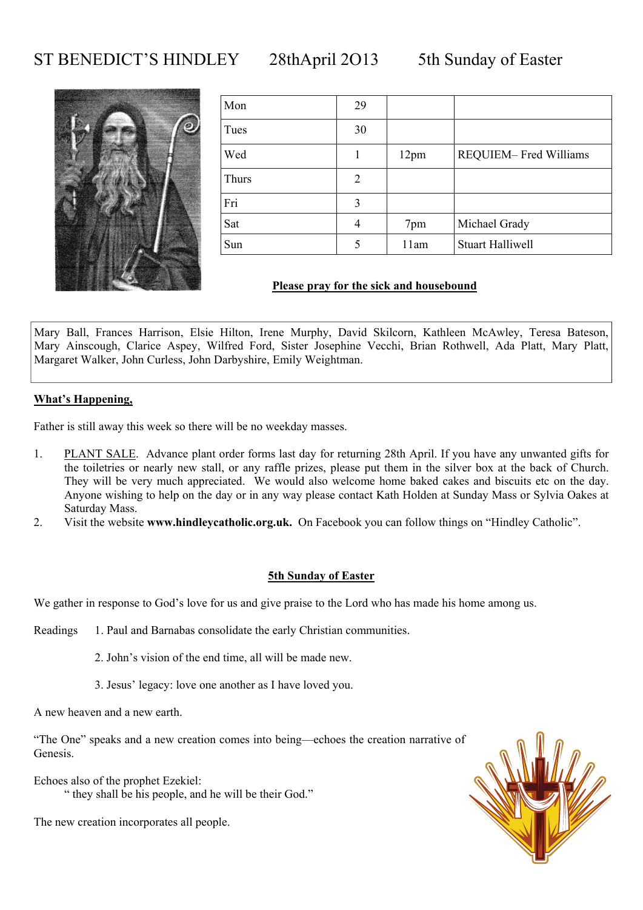# ST BENEDICT'S HINDLEY 28thApril 2O13 5th Sunday of Easter

| Mon | 29 | | |
|---|---|---|---|
| Tues | 30 | | |
| Wed | 1 | 12pm | REQUIEM– Fred Williams |
| Thurs | 2 | | |
| Fri | 3 | | |
| Sat | 4 | 7pm | Michael Grady |
| Sun | 5 | 11am | Stuart Halliwell |

**Please pray for the sick and housebound**

Mary Ball, Frances Harrison, Elsie Hilton, Irene Murphy, David Skilcorn, Kathleen McAwley, Teresa Bateson, Mary Ainscough, Clarice Aspey, Wilfred Ford, Sister Josephine Vecchi, Brian Rothwell, Ada Platt, Mary Platt, Margaret Walker, John Curless, John Darbyshire, Emily Weightman.

**What's Happening,**

Father is still away this week so there will be no weekday masses.

1. PLANT SALE. Advance plant order forms last day for returning 28th April. If you have any unwanted gifts for the toiletries or nearly new stall, or any raffle prizes, please put them in the silver box at the back of Church. They will be very much appreciated. We would also welcome home baked cakes and biscuits etc on the day. Anyone wishing to help on the day or in any way please contact Kath Holden at Sunday Mass or Sylvia Oakes at Saturday Mass.
2. Visit the website **www.hindleycatholic.org.uk.** On Facebook you can follow things on "Hindley Catholic".

**5th Sunday of Easter**

We gather in response to God's love for us and give praise to the Lord who has made his home among us.

Readings 1. Paul and Barnabas consolidate the early Christian communities.

2. John's vision of the end time, all will be made new.

3. Jesus' legacy: love one another as I have loved you.

A new heaven and a new earth.

"The One" speaks and a new creation comes into being—echoes the creation narrative of Genesis.

Echoes also of the prophet Ezekiel:

" they shall be his people, and he will be their God."

The new creation incorporates all people.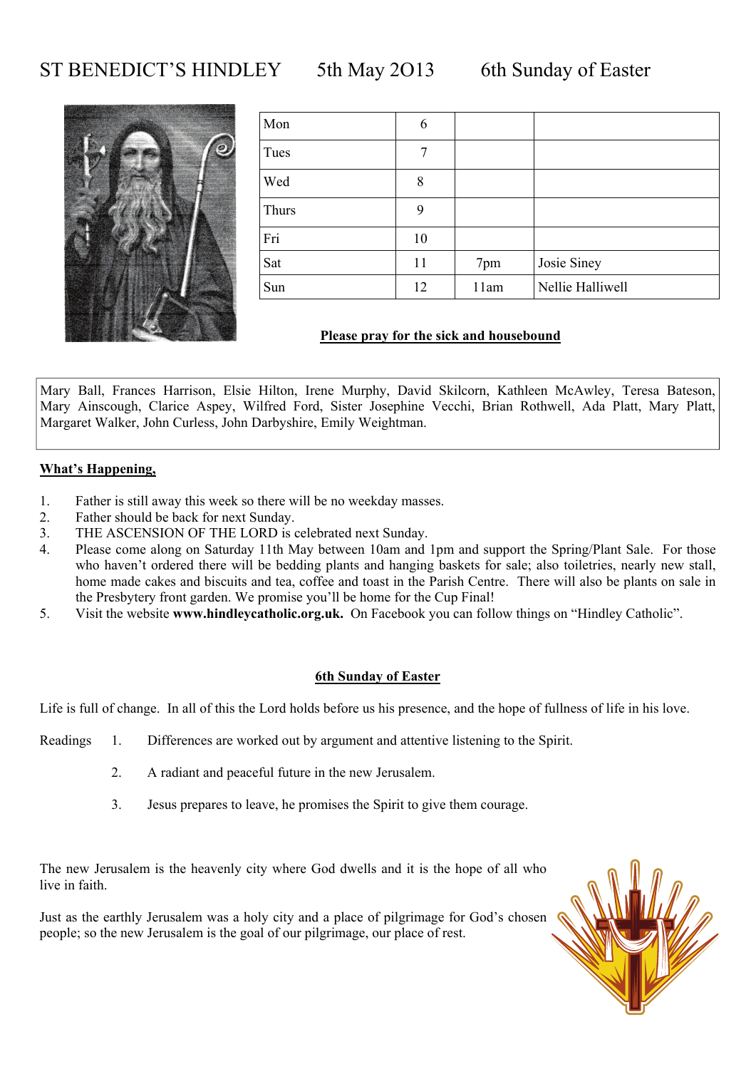# ST BENEDICT'S HINDLEY 5th May 2O13 6th Sunday of Easter

| | | | |
|---|---|---|---|
| Mon | 6 | | |
| Tues | 7 | | |
| Wed | 8 | | |
| Thurs | 9 | | |
| Fri | 10 | | |
| Sat | 11 | 7pm | Josie Siney |
| Sun | 12 | 11am | Nellie Halliwell |

**Please pray for the sick and housebound**

Mary Ball, Frances Harrison, Elsie Hilton, Irene Murphy, David Skilcorn, Kathleen McAwley, Teresa Bateson, Mary Ainscough, Clarice Aspey, Wilfred Ford, Sister Josephine Vecchi, Brian Rothwell, Ada Platt, Mary Platt, Margaret Walker, John Curless, John Darbyshire, Emily Weightman.

**What's Happening,**

1. Father is still away this week so there will be no weekday masses.
2. Father should be back for next Sunday.
3. THE ASCENSION OF THE LORD is celebrated next Sunday.
4. Please come along on Saturday 11th May between 10am and 1pm and support the Spring/Plant Sale. For those who haven't ordered there will be bedding plants and hanging baskets for sale; also toiletries, nearly new stall, home made cakes and biscuits and tea, coffee and toast in the Parish Centre. There will also be plants on sale in the Presbytery front garden. We promise you'll be home for the Cup Final!
5. Visit the website **www.hindleycatholic.org.uk.** On Facebook you can follow things on "Hindley Catholic".

**6th Sunday of Easter**

Life is full of change. In all of this the Lord holds before us his presence, and the hope of fullness of life in his love.

Readings
1. Differences are worked out by argument and attentive listening to the Spirit.
2. A radiant and peaceful future in the new Jerusalem.
3. Jesus prepares to leave, he promises the Spirit to give them courage.

The new Jerusalem is the heavenly city where God dwells and it is the hope of all who live in faith.

Just as the earthly Jerusalem was a holy city and a place of pilgrimage for God's chosen people; so the new Jerusalem is the goal of our pilgrimage, our place of rest.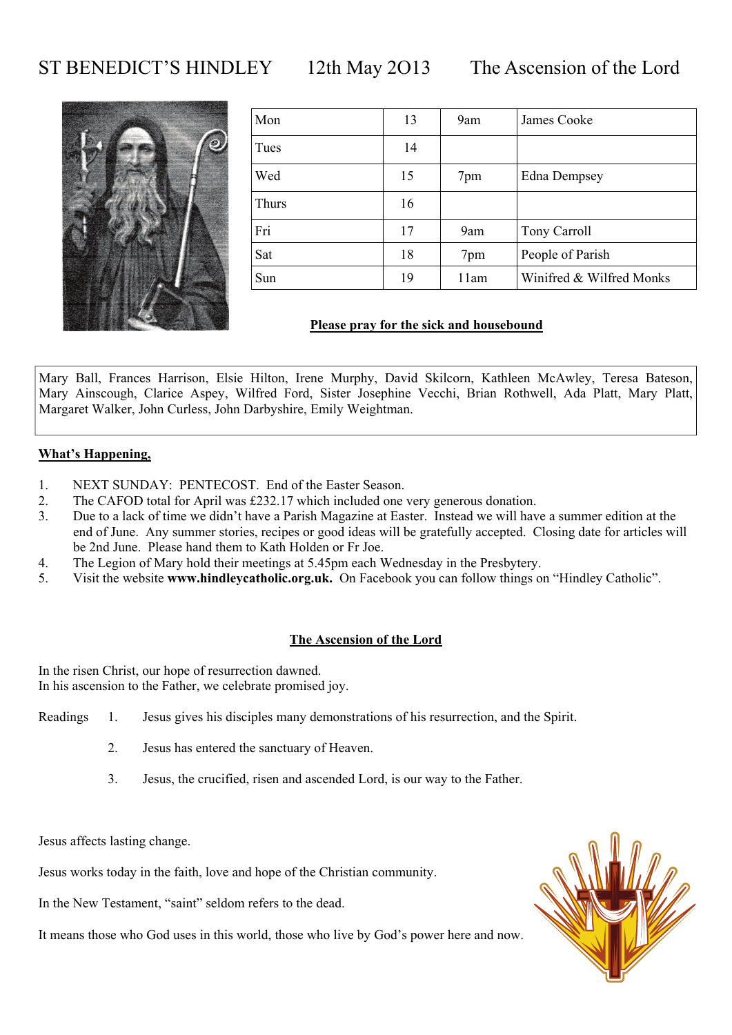# ST BENEDICT'S HINDLEY 12th May 2O13 The Ascension of the Lord

| Mon | 13 | 9am | James Cooke |
|---|---|---|---|
| Tues | 14 | | |
| Wed | 15 | 7pm | Edna Dempsey |
| Thurs | 16 | | |
| Fri | 17 | 9am | Tony Carroll |
| Sat | 18 | 7pm | People of Parish |
| Sun | 19 | 11am | Winifred & Wilfred Monks |

**Please pray for the sick and housebound**

Mary Ball, Frances Harrison, Elsie Hilton, Irene Murphy, David Skilcorn, Kathleen McAwley, Teresa Bateson, Mary Ainscough, Clarice Aspey, Wilfred Ford, Sister Josephine Vecchi, Brian Rothwell, Ada Platt, Mary Platt, Margaret Walker, John Curless, John Darbyshire, Emily Weightman.

**What's Happening,**

1. NEXT SUNDAY: PENTECOST. End of the Easter Season.
2. The CAFOD total for April was £232.17 which included one very generous donation.
3. Due to a lack of time we didn't have a Parish Magazine at Easter. Instead we will have a summer edition at the end of June. Any summer stories, recipes or good ideas will be gratefully accepted. Closing date for articles will be 2nd June. Please hand them to Kath Holden or Fr Joe.
4. The Legion of Mary hold their meetings at 5.45pm each Wednesday in the Presbytery.
5. Visit the website **www.hindleycatholic.org.uk.** On Facebook you can follow things on "Hindley Catholic".

**The Ascension of the Lord**

In the risen Christ, our hope of resurrection dawned.
In his ascension to the Father, we celebrate promised joy.

Readings
1. Jesus gives his disciples many demonstrations of his resurrection, and the Spirit.
2. Jesus has entered the sanctuary of Heaven.
3. Jesus, the crucified, risen and ascended Lord, is our way to the Father.

Jesus affects lasting change.

Jesus works today in the faith, love and hope of the Christian community.

In the New Testament, "saint" seldom refers to the dead.

It means those who God uses in this world, those who live by God's power here and now.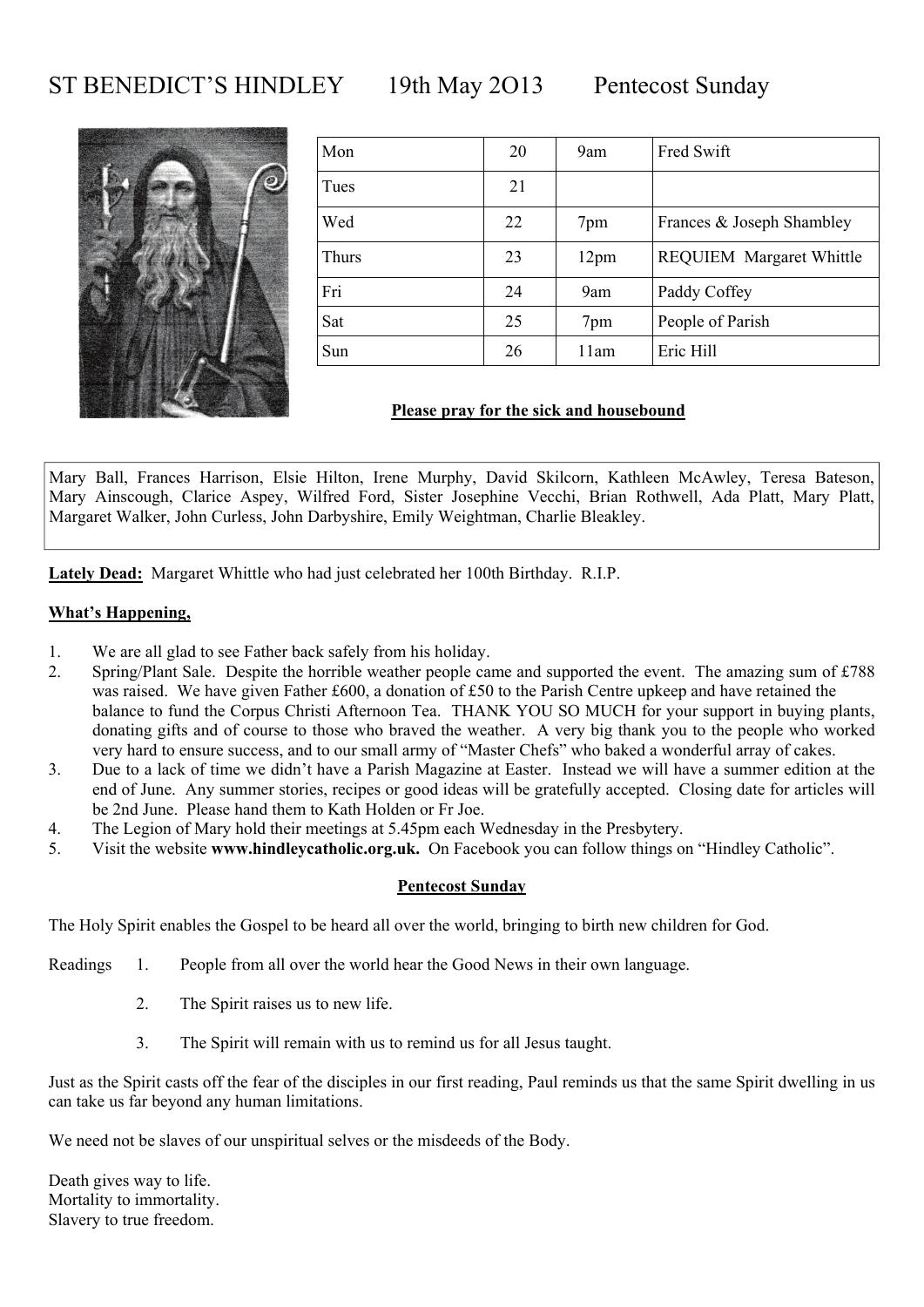# ST BENEDICT'S HINDLEY 19th May 2O13 Pentecost Sunday

| Mon | 20 | 9am | Fred Swift |
|---|---|---|---|
| Tues | 21 | | |
| Wed | 22 | 7pm | Frances & Joseph Shambley |
| Thurs | 23 | 12pm | REQUIEM Margaret Whittle |
| Fri | 24 | 9am | Paddy Coffey |
| Sat | 25 | 7pm | People of Parish |
| Sun | 26 | 11am | Eric Hill |

**Please pray for the sick and housebound**

Mary Ball, Frances Harrison, Elsie Hilton, Irene Murphy, David Skilcorn, Kathleen McAwley, Teresa Bateson, Mary Ainscough, Clarice Aspey, Wilfred Ford, Sister Josephine Vecchi, Brian Rothwell, Ada Platt, Mary Platt, Margaret Walker, John Curless, John Darbyshire, Emily Weightman, Charlie Bleakley.

**Lately Dead:** Margaret Whittle who had just celebrated her 100th Birthday. R.I.P.

**What's Happening,**

1. We are all glad to see Father back safely from his holiday.
2. Spring/Plant Sale. Despite the horrible weather people came and supported the event. The amazing sum of £788 was raised. We have given Father £600, a donation of £50 to the Parish Centre upkeep and have retained the balance to fund the Corpus Christi Afternoon Tea. THANK YOU SO MUCH for your support in buying plants, donating gifts and of course to those who braved the weather. A very big thank you to the people who worked very hard to ensure success, and to our small army of "Master Chefs" who baked a wonderful array of cakes.
3. Due to a lack of time we didn't have a Parish Magazine at Easter. Instead we will have a summer edition at the end of June. Any summer stories, recipes or good ideas will be gratefully accepted. Closing date for articles will be 2nd June. Please hand them to Kath Holden or Fr Joe.
4. The Legion of Mary hold their meetings at 5.45pm each Wednesday in the Presbytery.
5. Visit the website **www.hindleycatholic.org.uk.** On Facebook you can follow things on "Hindley Catholic".

**Pentecost Sunday**

The Holy Spirit enables the Gospel to be heard all over the world, bringing to birth new children for God.

Readings

1. People from all over the world hear the Good News in their own language.
2. The Spirit raises us to new life.
3. The Spirit will remain with us to remind us for all Jesus taught.

Just as the Spirit casts off the fear of the disciples in our first reading, Paul reminds us that the same Spirit dwelling in us can take us far beyond any human limitations.

We need not be slaves of our unspiritual selves or the misdeeds of the Body.

Death gives way to life.
Mortality to immortality.
Slavery to true freedom.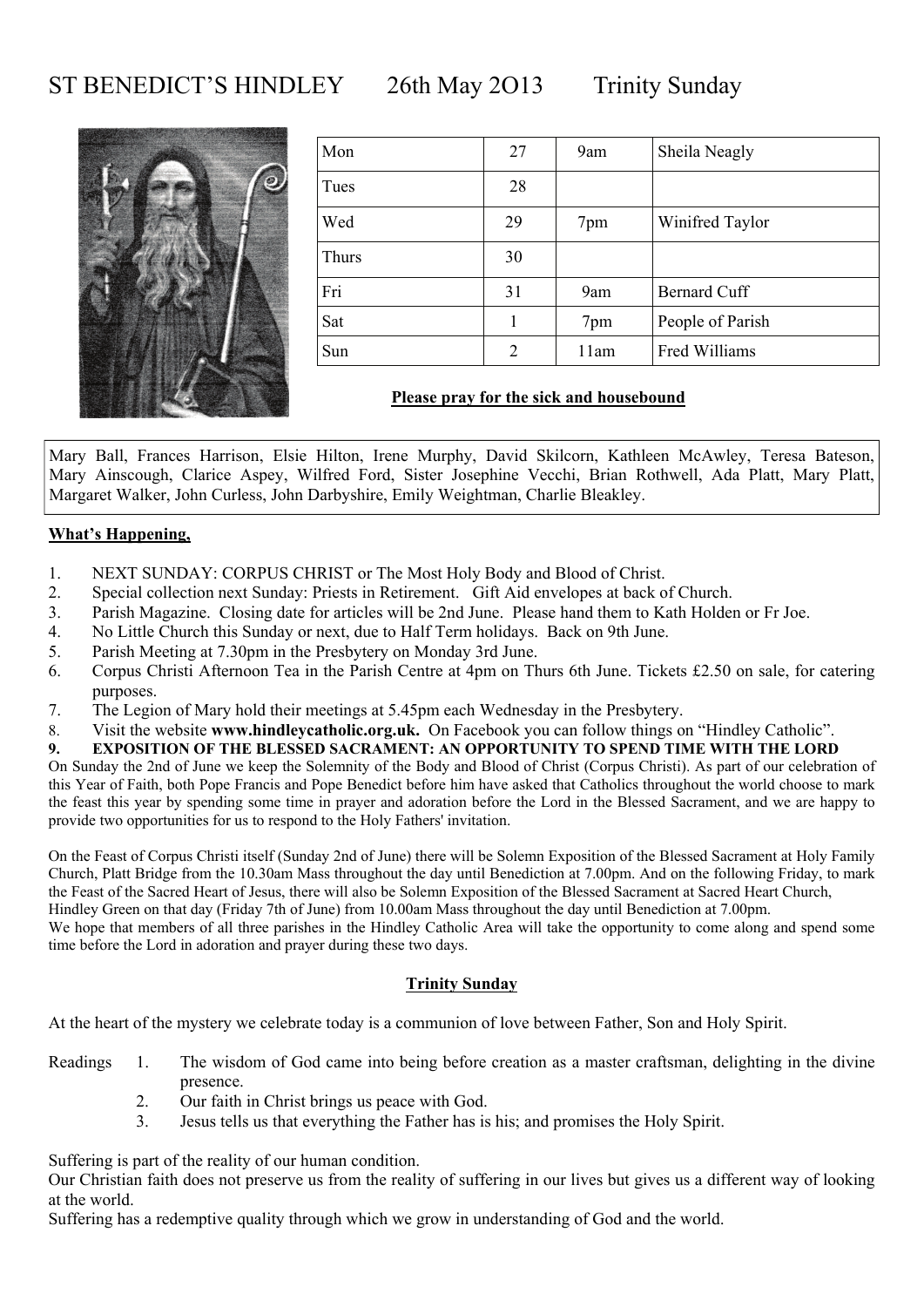# ST BENEDICT'S HINDLEY 26th May 2O13 Trinity Sunday

| Mon | 27 | 9am | Sheila Neagly |
|---|---|---|---|
| Tues | 28 | | |
| Wed | 29 | 7pm | Winifred Taylor |
| Thurs | 30 | | |
| Fri | 31 | 9am | Bernard Cuff |
| Sat | 1 | 7pm | People of Parish |
| Sun | 2 | 11am | Fred Williams |

**Please pray for the sick and housebound**

Mary Ball, Frances Harrison, Elsie Hilton, Irene Murphy, David Skilcorn, Kathleen McAwley, Teresa Bateson, Mary Ainscough, Clarice Aspey, Wilfred Ford, Sister Josephine Vecchi, Brian Rothwell, Ada Platt, Mary Platt, Margaret Walker, John Curless, John Darbyshire, Emily Weightman, Charlie Bleakley.

**What's Happening,**

1. NEXT SUNDAY: CORPUS CHRIST or The Most Holy Body and Blood of Christ.
2. Special collection next Sunday: Priests in Retirement. Gift Aid envelopes at back of Church.
3. Parish Magazine. Closing date for articles will be 2nd June. Please hand them to Kath Holden or Fr Joe.
4. No Little Church this Sunday or next, due to Half Term holidays. Back on 9th June.
5. Parish Meeting at 7.30pm in the Presbytery on Monday 3rd June.
6. Corpus Christi Afternoon Tea in the Parish Centre at 4pm on Thurs 6th June. Tickets £2.50 on sale, for catering purposes.
7. The Legion of Mary hold their meetings at 5.45pm each Wednesday in the Presbytery.
8. Visit the website **www.hindleycatholic.org.uk.** On Facebook you can follow things on "Hindley Catholic".
9. **EXPOSITION OF THE BLESSED SACRAMENT: AN OPPORTUNITY TO SPEND TIME WITH THE LORD**

On Sunday the 2nd of June we keep the Solemnity of the Body and Blood of Christ (Corpus Christi). As part of our celebration of this Year of Faith, both Pope Francis and Pope Benedict before him have asked that Catholics throughout the world choose to mark the feast this year by spending some time in prayer and adoration before the Lord in the Blessed Sacrament, and we are happy to provide two opportunities for us to respond to the Holy Fathers' invitation.

On the Feast of Corpus Christi itself (Sunday 2nd of June) there will be Solemn Exposition of the Blessed Sacrament at Holy Family Church, Platt Bridge from the 10.30am Mass throughout the day until Benediction at 7.00pm. And on the following Friday, to mark the Feast of the Sacred Heart of Jesus, there will also be Solemn Exposition of the Blessed Sacrament at Sacred Heart Church, Hindley Green on that day (Friday 7th of June) from 10.00am Mass throughout the day until Benediction at 7.00pm.
We hope that members of all three parishes in the Hindley Catholic Area will take the opportunity to come along and spend some time before the Lord in adoration and prayer during these two days.

**Trinity Sunday**

At the heart of the mystery we celebrate today is a communion of love between Father, Son and Holy Spirit.

Readings
1. The wisdom of God came into being before creation as a master craftsman, delighting in the divine presence.
2. Our faith in Christ brings us peace with God.
3. Jesus tells us that everything the Father has is his; and promises the Holy Spirit.

Suffering is part of the reality of our human condition.
Our Christian faith does not preserve us from the reality of suffering in our lives but gives us a different way of looking at the world.
Suffering has a redemptive quality through which we grow in understanding of God and the world.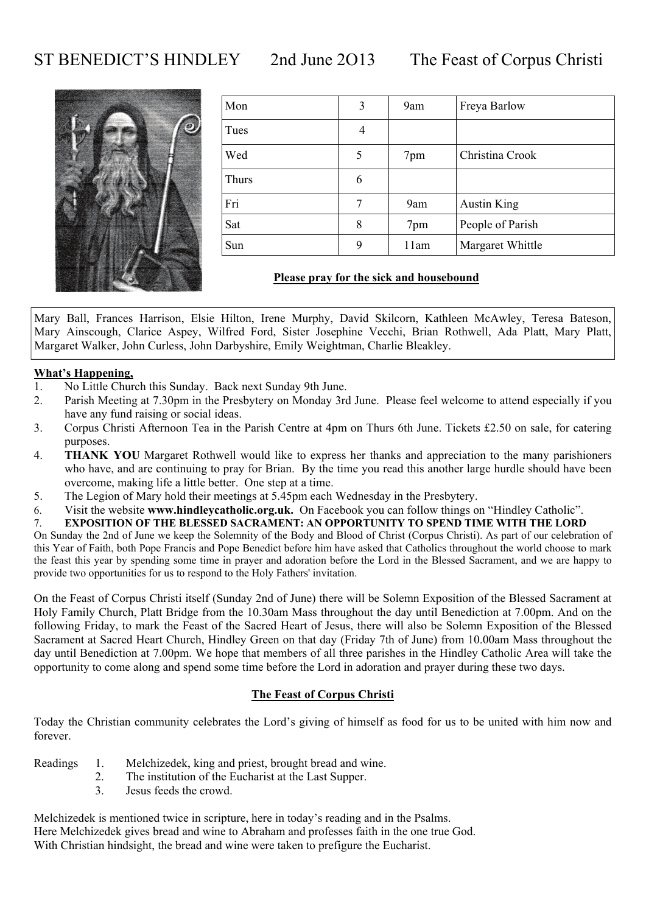# ST BENEDICT'S HINDLEY 2nd June 2O13 The Feast of Corpus Christi

| Mon | 3 | 9am | Freya Barlow |
|---|---|---|---|
| Tues | 4 | | |
| Wed | 5 | 7pm | Christina Crook |
| Thurs | 6 | | |
| Fri | 7 | 9am | Austin King |
| Sat | 8 | 7pm | People of Parish |
| Sun | 9 | 11am | Margaret Whittle |

**Please pray for the sick and housebound**

Mary Ball, Frances Harrison, Elsie Hilton, Irene Murphy, David Skilcorn, Kathleen McAwley, Teresa Bateson, Mary Ainscough, Clarice Aspey, Wilfred Ford, Sister Josephine Vecchi, Brian Rothwell, Ada Platt, Mary Platt, Margaret Walker, John Curless, John Darbyshire, Emily Weightman, Charlie Bleakley.

**What's Happening,**

1. No Little Church this Sunday. Back next Sunday 9th June.
2. Parish Meeting at 7.30pm in the Presbytery on Monday 3rd June. Please feel welcome to attend especially if you have any fund raising or social ideas.
3. Corpus Christi Afternoon Tea in the Parish Centre at 4pm on Thurs 6th June. Tickets £2.50 on sale, for catering purposes.
4. **THANK YOU** Margaret Rothwell would like to express her thanks and appreciation to the many parishioners who have, and are continuing to pray for Brian. By the time you read this another large hurdle should have been overcome, making life a little better. One step at a time.
5. The Legion of Mary hold their meetings at 5.45pm each Wednesday in the Presbytery.
6. Visit the website **www.hindleycatholic.org.uk.** On Facebook you can follow things on "Hindley Catholic".
7. **EXPOSITION OF THE BLESSED SACRAMENT: AN OPPORTUNITY TO SPEND TIME WITH THE LORD**

On Sunday the 2nd of June we keep the Solemnity of the Body and Blood of Christ (Corpus Christi). As part of our celebration of this Year of Faith, both Pope Francis and Pope Benedict before him have asked that Catholics throughout the world choose to mark the feast this year by spending some time in prayer and adoration before the Lord in the Blessed Sacrament, and we are happy to provide two opportunities for us to respond to the Holy Fathers' invitation.

On the Feast of Corpus Christi itself (Sunday 2nd of June) there will be Solemn Exposition of the Blessed Sacrament at Holy Family Church, Platt Bridge from the 10.30am Mass throughout the day until Benediction at 7.00pm. And on the following Friday, to mark the Feast of the Sacred Heart of Jesus, there will also be Solemn Exposition of the Blessed Sacrament at Sacred Heart Church, Hindley Green on that day (Friday 7th of June) from 10.00am Mass throughout the day until Benediction at 7.00pm. We hope that members of all three parishes in the Hindley Catholic Area will take the opportunity to come along and spend some time before the Lord in adoration and prayer during these two days.

**The Feast of Corpus Christi**

Today the Christian community celebrates the Lord's giving of himself as food for us to be united with him now and forever.

Readings
1. Melchizedek, king and priest, brought bread and wine.
2. The institution of the Eucharist at the Last Supper.
3. Jesus feeds the crowd.

Melchizedek is mentioned twice in scripture, here in today's reading and in the Psalms.
Here Melchizedek gives bread and wine to Abraham and professes faith in the one true God.
With Christian hindsight, the bread and wine were taken to prefigure the Eucharist.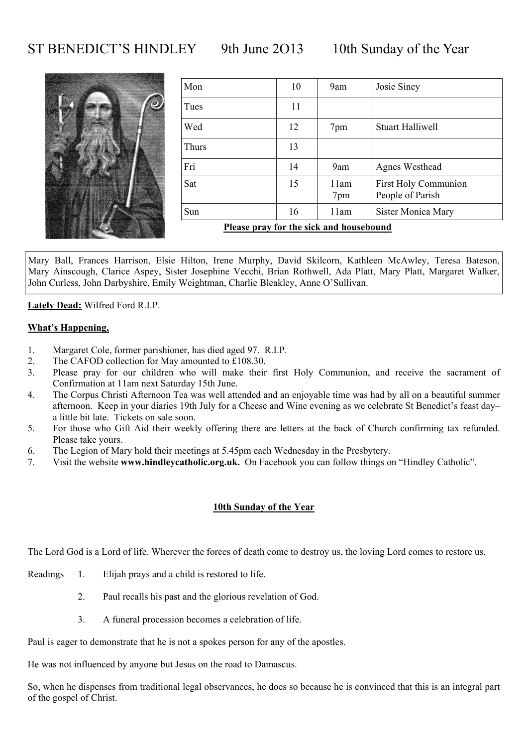# ST BENEDICT'S HINDLEY 9th June 2O13 10th Sunday of the Year

| Mon | 10 | 9am | Josie Siney |
|---|---|---|---|
| Tues | 11 | | |
| Wed | 12 | 7pm | Stuart Halliwell |
| Thurs | 13 | | |
| Fri | 14 | 9am | Agnes Westhead |
| Sat | 15 | 11am<br>7pm | First Holy Communion<br>People of Parish |
| Sun | 16 | 11am | Sister Monica Mary |

**Please pray for the sick and housebound**

Mary Ball, Frances Harrison, Elsie Hilton, Irene Murphy, David Skilcorn, Kathleen McAwley, Teresa Bateson, Mary Ainscough, Clarice Aspey, Sister Josephine Vecchi, Brian Rothwell, Ada Platt, Mary Platt, Margaret Walker, John Curless, John Darbyshire, Emily Weightman, Charlie Bleakley, Anne O'Sullivan.

**Lately Dead:** Wilfred Ford R.I.P.

**What's Happening,**

1. Margaret Cole, former parishioner, has died aged 97. R.I.P.
2. The CAFOD collection for May amounted to £108.30.
3. Please pray for our children who will make their first Holy Communion, and receive the sacrament of Confirmation at 11am next Saturday 15th June.
4. The Corpus Christi Afternoon Tea was well attended and an enjoyable time was had by all on a beautiful summer afternoon. Keep in your diaries 19th July for a Cheese and Wine evening as we celebrate St Benedict's feast day– a little bit late. Tickets on sale soon.
5. For those who Gift Aid their weekly offering there are letters at the back of Church confirming tax refunded. Please take yours.
6. The Legion of Mary hold their meetings at 5.45pm each Wednesday in the Presbytery.
7. Visit the website **www.hindleycatholic.org.uk.** On Facebook you can follow things on "Hindley Catholic".

**10th Sunday of the Year**

The Lord God is a Lord of life. Wherever the forces of death come to destroy us, the loving Lord comes to restore us.

Readings
1. Elijah prays and a child is restored to life.
2. Paul recalls his past and the glorious revelation of God.
3. A funeral procession becomes a celebration of life.

Paul is eager to demonstrate that he is not a spokes person for any of the apostles.

He was not influenced by anyone but Jesus on the road to Damascus.

So, when he dispenses from traditional legal observances, he does so because he is convinced that this is an integral part of the gospel of Christ.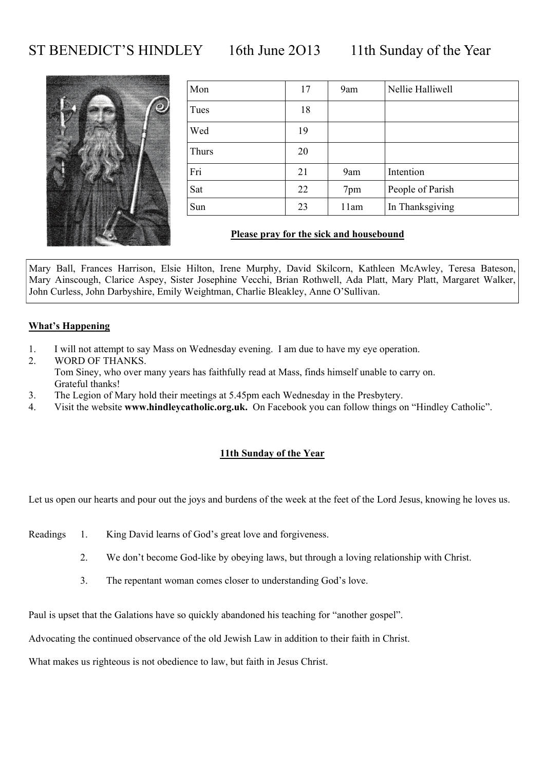# ST BENEDICT'S HINDLEY 16th June 2O13 11th Sunday of the Year

| Mon | 17 | 9am | Nellie Halliwell |
|---|---|---|---|
| Tues | 18 | | |
| Wed | 19 | | |
| Thurs | 20 | | |
| Fri | 21 | 9am | Intention |
| Sat | 22 | 7pm | People of Parish |
| Sun | 23 | 11am | In Thanksgiving |

**Please pray for the sick and housebound**

Mary Ball, Frances Harrison, Elsie Hilton, Irene Murphy, David Skilcorn, Kathleen McAwley, Teresa Bateson, Mary Ainscough, Clarice Aspey, Sister Josephine Vecchi, Brian Rothwell, Ada Platt, Mary Platt, Margaret Walker, John Curless, John Darbyshire, Emily Weightman, Charlie Bleakley, Anne O'Sullivan.

**What's Happening**

1. I will not attempt to say Mass on Wednesday evening. I am due to have my eye operation.
2. WORD OF THANKS.
   Tom Siney, who over many years has faithfully read at Mass, finds himself unable to carry on.
   Grateful thanks!
3. The Legion of Mary hold their meetings at 5.45pm each Wednesday in the Presbytery.
4. Visit the website **www.hindleycatholic.org.uk.** On Facebook you can follow things on "Hindley Catholic".

**11th Sunday of the Year**

Let us open our hearts and pour out the joys and burdens of the week at the feet of the Lord Jesus, knowing he loves us.

Readings
1. King David learns of God's great love and forgiveness.
2. We don't become God-like by obeying laws, but through a loving relationship with Christ.
3. The repentant woman comes closer to understanding God's love.

Paul is upset that the Galations have so quickly abandoned his teaching for "another gospel".

Advocating the continued observance of the old Jewish Law in addition to their faith in Christ.

What makes us righteous is not obedience to law, but faith in Jesus Christ.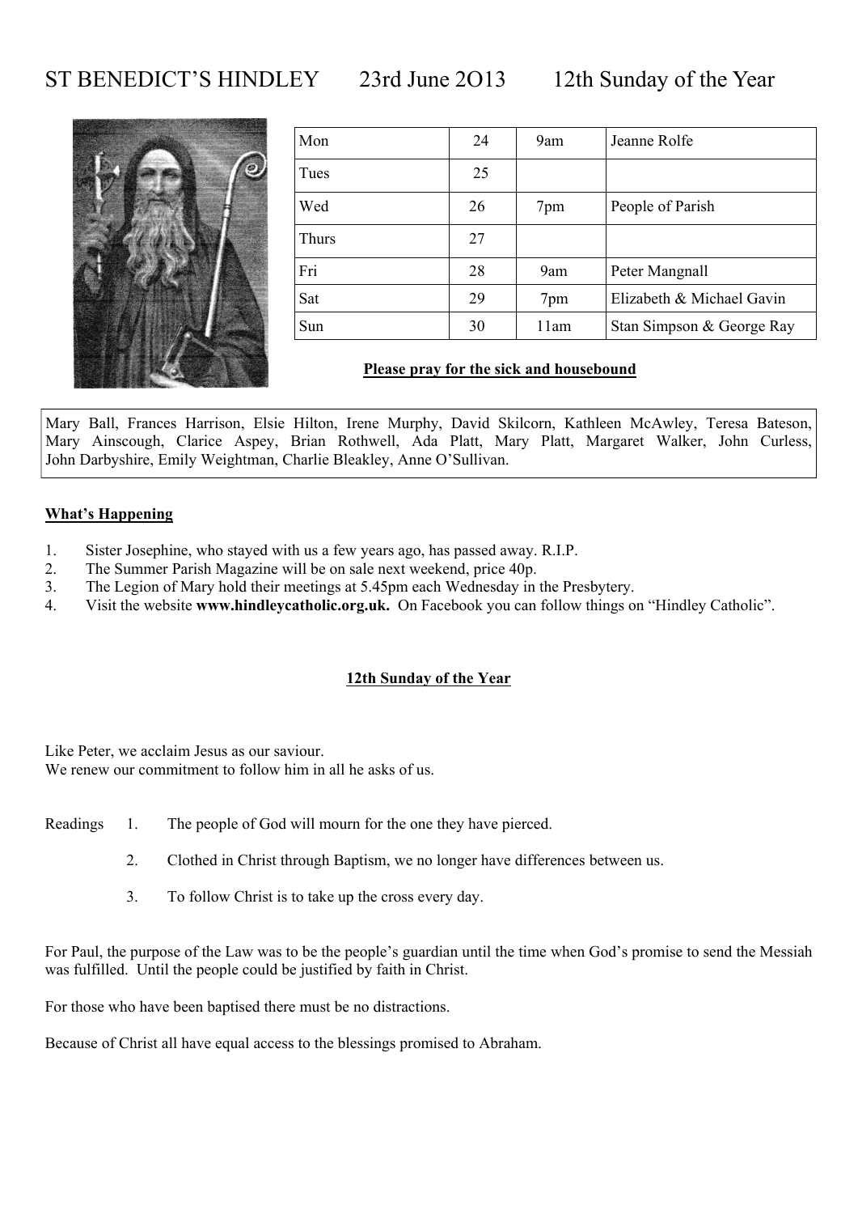# ST BENEDICT'S HINDLEY 23rd June 2O13 12th Sunday of the Year

| | | | |
|---|---|---|---|
| Mon | 24 | 9am | Jeanne Rolfe |
| Tues | 25 | | |
| Wed | 26 | 7pm | People of Parish |
| Thurs | 27 | | |
| Fri | 28 | 9am | Peter Mangnall |
| Sat | 29 | 7pm | Elizabeth & Michael Gavin |
| Sun | 30 | 11am | Stan Simpson & George Ray |

**Please pray for the sick and housebound**

Mary Ball, Frances Harrison, Elsie Hilton, Irene Murphy, David Skilcorn, Kathleen McAwley, Teresa Bateson, Mary Ainscough, Clarice Aspey, Brian Rothwell, Ada Platt, Mary Platt, Margaret Walker, John Curless, John Darbyshire, Emily Weightman, Charlie Bleakley, Anne O'Sullivan.

**What's Happening**

1. Sister Josephine, who stayed with us a few years ago, has passed away. R.I.P.
2. The Summer Parish Magazine will be on sale next weekend, price 40p.
3. The Legion of Mary hold their meetings at 5.45pm each Wednesday in the Presbytery.
4. Visit the website **www.hindleycatholic.org.uk.** On Facebook you can follow things on "Hindley Catholic".

**12th Sunday of the Year**

Like Peter, we acclaim Jesus as our saviour.
We renew our commitment to follow him in all he asks of us.

Readings
1. The people of God will mourn for the one they have pierced.
2. Clothed in Christ through Baptism, we no longer have differences between us.
3. To follow Christ is to take up the cross every day.

For Paul, the purpose of the Law was to be the people's guardian until the time when God's promise to send the Messiah was fulfilled. Until the people could be justified by faith in Christ.

For those who have been baptised there must be no distractions.

Because of Christ all have equal access to the blessings promised to Abraham.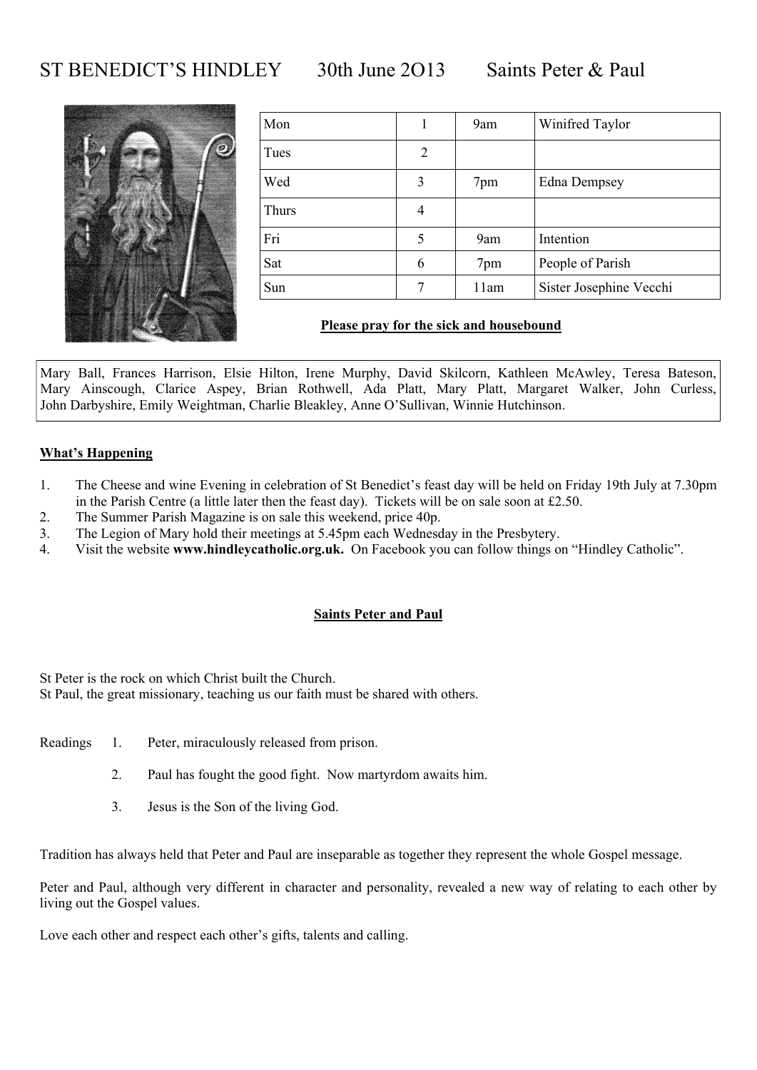# ST BENEDICT'S HINDLEY 30th June 2O13 Saints Peter & Paul

| Mon | 1 | 9am | Winifred Taylor |
|---|---|---|---|
| Tues | 2 | | |
| Wed | 3 | 7pm | Edna Dempsey |
| Thurs | 4 | | |
| Fri | 5 | 9am | Intention |
| Sat | 6 | 7pm | People of Parish |
| Sun | 7 | 11am | Sister Josephine Vecchi |

**Please pray for the sick and housebound**

Mary Ball, Frances Harrison, Elsie Hilton, Irene Murphy, David Skilcorn, Kathleen McAwley, Teresa Bateson, Mary Ainscough, Clarice Aspey, Brian Rothwell, Ada Platt, Mary Platt, Margaret Walker, John Curless, John Darbyshire, Emily Weightman, Charlie Bleakley, Anne O'Sullivan, Winnie Hutchinson.

**What's Happening**

1. The Cheese and wine Evening in celebration of St Benedict's feast day will be held on Friday 19th July at 7.30pm in the Parish Centre (a little later then the feast day). Tickets will be on sale soon at £2.50.
2. The Summer Parish Magazine is on sale this weekend, price 40p.
3. The Legion of Mary hold their meetings at 5.45pm each Wednesday in the Presbytery.
4. Visit the website **www.hindleycatholic.org.uk.** On Facebook you can follow things on "Hindley Catholic".

**Saints Peter and Paul**

St Peter is the rock on which Christ built the Church.
St Paul, the great missionary, teaching us our faith must be shared with others.

Readings
1. Peter, miraculously released from prison.
2. Paul has fought the good fight. Now martyrdom awaits him.
3. Jesus is the Son of the living God.

Tradition has always held that Peter and Paul are inseparable as together they represent the whole Gospel message.

Peter and Paul, although very different in character and personality, revealed a new way of relating to each other by living out the Gospel values.

Love each other and respect each other's gifts, talents and calling.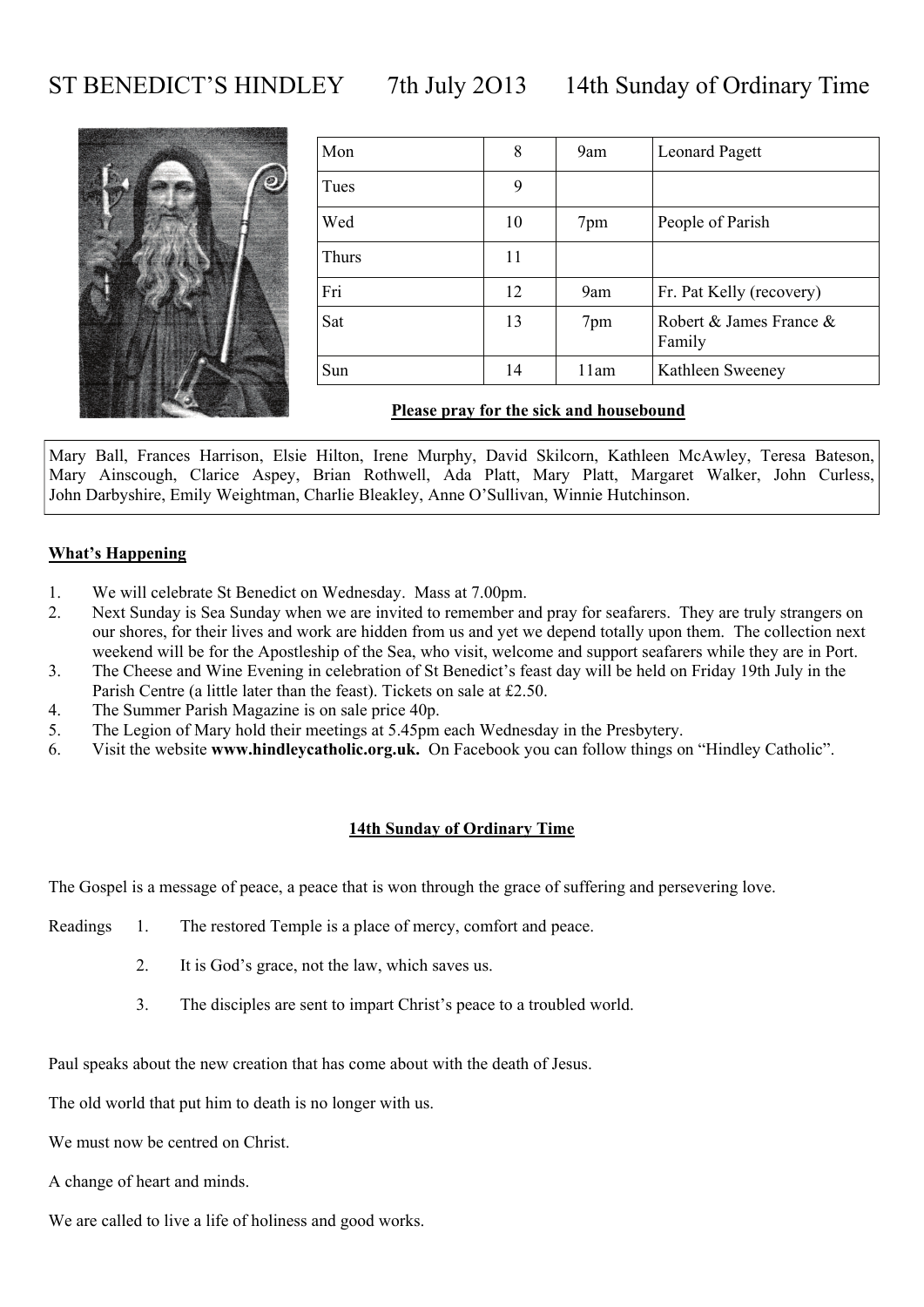# ST BENEDICT'S HINDLEY 7th July 2O13 14th Sunday of Ordinary Time

| | | | |
|---|---|---|---|
| Mon | 8 | 9am | Leonard Pagett |
| Tues | 9 | | |
| Wed | 10 | 7pm | People of Parish |
| Thurs | 11 | | |
| Fri | 12 | 9am | Fr. Pat Kelly (recovery) |
| Sat | 13 | 7pm | Robert & James France & Family |
| Sun | 14 | 11am | Kathleen Sweeney |

**Please pray for the sick and housebound**

Mary Ball, Frances Harrison, Elsie Hilton, Irene Murphy, David Skilcorn, Kathleen McAwley, Teresa Bateson, Mary Ainscough, Clarice Aspey, Brian Rothwell, Ada Platt, Mary Platt, Margaret Walker, John Curless, John Darbyshire, Emily Weightman, Charlie Bleakley, Anne O'Sullivan, Winnie Hutchinson.

**What's Happening**

1. We will celebrate St Benedict on Wednesday. Mass at 7.00pm.
2. Next Sunday is Sea Sunday when we are invited to remember and pray for seafarers. They are truly strangers on our shores, for their lives and work are hidden from us and yet we depend totally upon them. The collection next weekend will be for the Apostleship of the Sea, who visit, welcome and support seafarers while they are in Port.
3. The Cheese and Wine Evening in celebration of St Benedict's feast day will be held on Friday 19th July in the Parish Centre (a little later than the feast). Tickets on sale at £2.50.
4. The Summer Parish Magazine is on sale price 40p.
5. The Legion of Mary hold their meetings at 5.45pm each Wednesday in the Presbytery.
6. Visit the website **www.hindleycatholic.org.uk.** On Facebook you can follow things on "Hindley Catholic".

**14th Sunday of Ordinary Time**

The Gospel is a message of peace, a peace that is won through the grace of suffering and persevering love.

Readings
1. The restored Temple is a place of mercy, comfort and peace.
2. It is God's grace, not the law, which saves us.
3. The disciples are sent to impart Christ's peace to a troubled world.

Paul speaks about the new creation that has come about with the death of Jesus.

The old world that put him to death is no longer with us.

We must now be centred on Christ.

A change of heart and minds.

We are called to live a life of holiness and good works.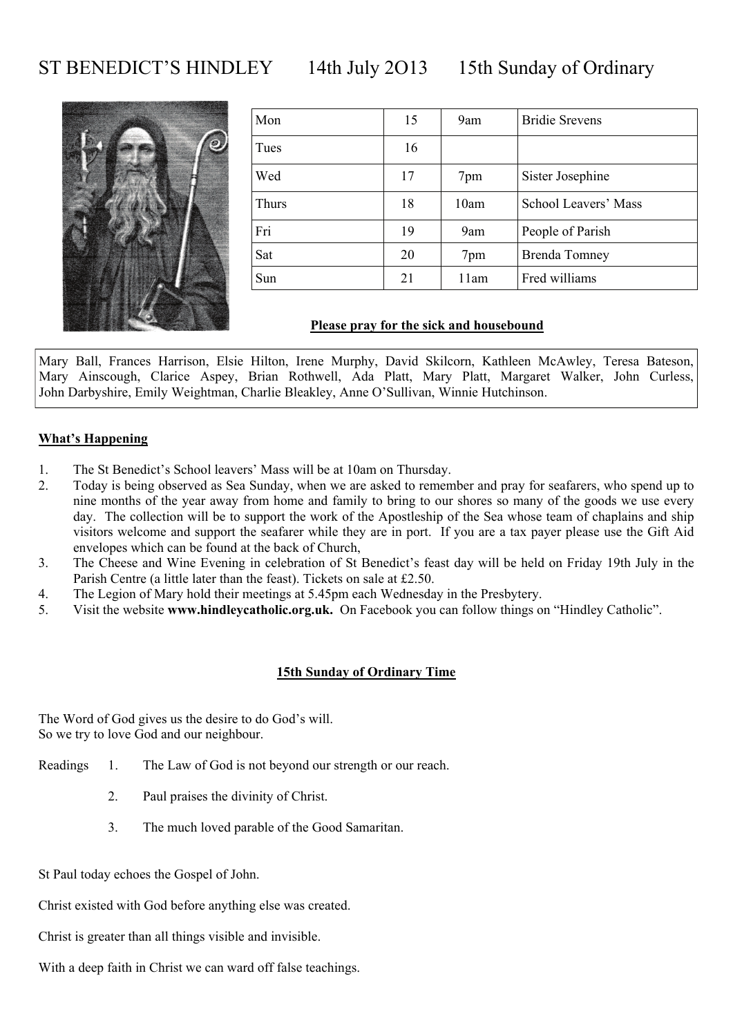# ST BENEDICT'S HINDLEY 14th July 2O13 15th Sunday of Ordinary

| Mon | 15 | 9am | Bridie Srevens |
|---|---|---|---|
| Tues | 16 | | |
| Wed | 17 | 7pm | Sister Josephine |
| Thurs | 18 | 10am | School Leavers' Mass |
| Fri | 19 | 9am | People of Parish |
| Sat | 20 | 7pm | Brenda Tomney |
| Sun | 21 | 11am | Fred williams |

**Please pray for the sick and housebound**

Mary Ball, Frances Harrison, Elsie Hilton, Irene Murphy, David Skilcorn, Kathleen McAwley, Teresa Bateson, Mary Ainscough, Clarice Aspey, Brian Rothwell, Ada Platt, Mary Platt, Margaret Walker, John Curless, John Darbyshire, Emily Weightman, Charlie Bleakley, Anne O'Sullivan, Winnie Hutchinson.

**What's Happening**

1. The St Benedict's School leavers' Mass will be at 10am on Thursday.
2. Today is being observed as Sea Sunday, when we are asked to remember and pray for seafarers, who spend up to nine months of the year away from home and family to bring to our shores so many of the goods we use every day. The collection will be to support the work of the Apostleship of the Sea whose team of chaplains and ship visitors welcome and support the seafarer while they are in port. If you are a tax payer please use the Gift Aid envelopes which can be found at the back of Church,
3. The Cheese and Wine Evening in celebration of St Benedict's feast day will be held on Friday 19th July in the Parish Centre (a little later than the feast). Tickets on sale at £2.50.
4. The Legion of Mary hold their meetings at 5.45pm each Wednesday in the Presbytery.
5. Visit the website **www.hindleycatholic.org.uk.** On Facebook you can follow things on "Hindley Catholic".

**15th Sunday of Ordinary Time**

The Word of God gives us the desire to do God's will.
So we try to love God and our neighbour.

Readings
1. The Law of God is not beyond our strength or our reach.
2. Paul praises the divinity of Christ.
3. The much loved parable of the Good Samaritan.

St Paul today echoes the Gospel of John.

Christ existed with God before anything else was created.

Christ is greater than all things visible and invisible.

With a deep faith in Christ we can ward off false teachings.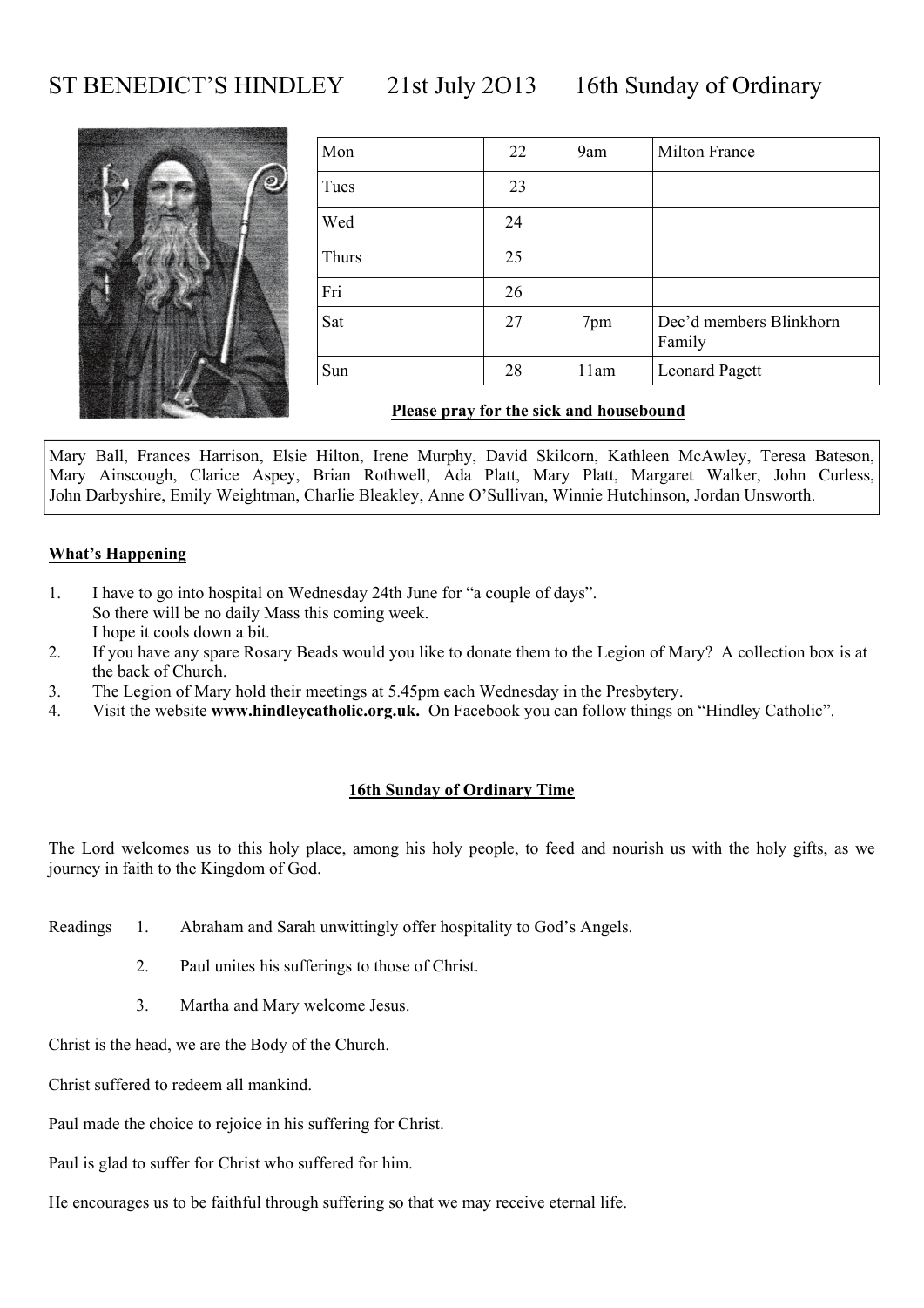# ST BENEDICT'S HINDLEY 21st July 2O13 16th Sunday of Ordinary

| Mon | 22 | 9am | Milton France |
|---|---|---|---|
| Tues | 23 | | |
| Wed | 24 | | |
| Thurs | 25 | | |
| Fri | 26 | | |
| Sat | 27 | 7pm | Dec'd members Blinkhorn Family |
| Sun | 28 | 11am | Leonard Pagett |

**Please pray for the sick and housebound**

Mary Ball, Frances Harrison, Elsie Hilton, Irene Murphy, David Skilcorn, Kathleen McAwley, Teresa Bateson, Mary Ainscough, Clarice Aspey, Brian Rothwell, Ada Platt, Mary Platt, Margaret Walker, John Curless, John Darbyshire, Emily Weightman, Charlie Bleakley, Anne O'Sullivan, Winnie Hutchinson, Jordan Unsworth.

**What's Happening**

1. I have to go into hospital on Wednesday 24th June for "a couple of days".
   So there will be no daily Mass this coming week.
   I hope it cools down a bit.
2. If you have any spare Rosary Beads would you like to donate them to the Legion of Mary? A collection box is at the back of Church.
3. The Legion of Mary hold their meetings at 5.45pm each Wednesday in the Presbytery.
4. Visit the website **www.hindleycatholic.org.uk.** On Facebook you can follow things on "Hindley Catholic".

**16th Sunday of Ordinary Time**

The Lord welcomes us to this holy place, among his holy people, to feed and nourish us with the holy gifts, as we journey in faith to the Kingdom of God.

Readings
1. Abraham and Sarah unwittingly offer hospitality to God's Angels.
2. Paul unites his sufferings to those of Christ.
3. Martha and Mary welcome Jesus.

Christ is the head, we are the Body of the Church.

Christ suffered to redeem all mankind.

Paul made the choice to rejoice in his suffering for Christ.

Paul is glad to suffer for Christ who suffered for him.

He encourages us to be faithful through suffering so that we may receive eternal life.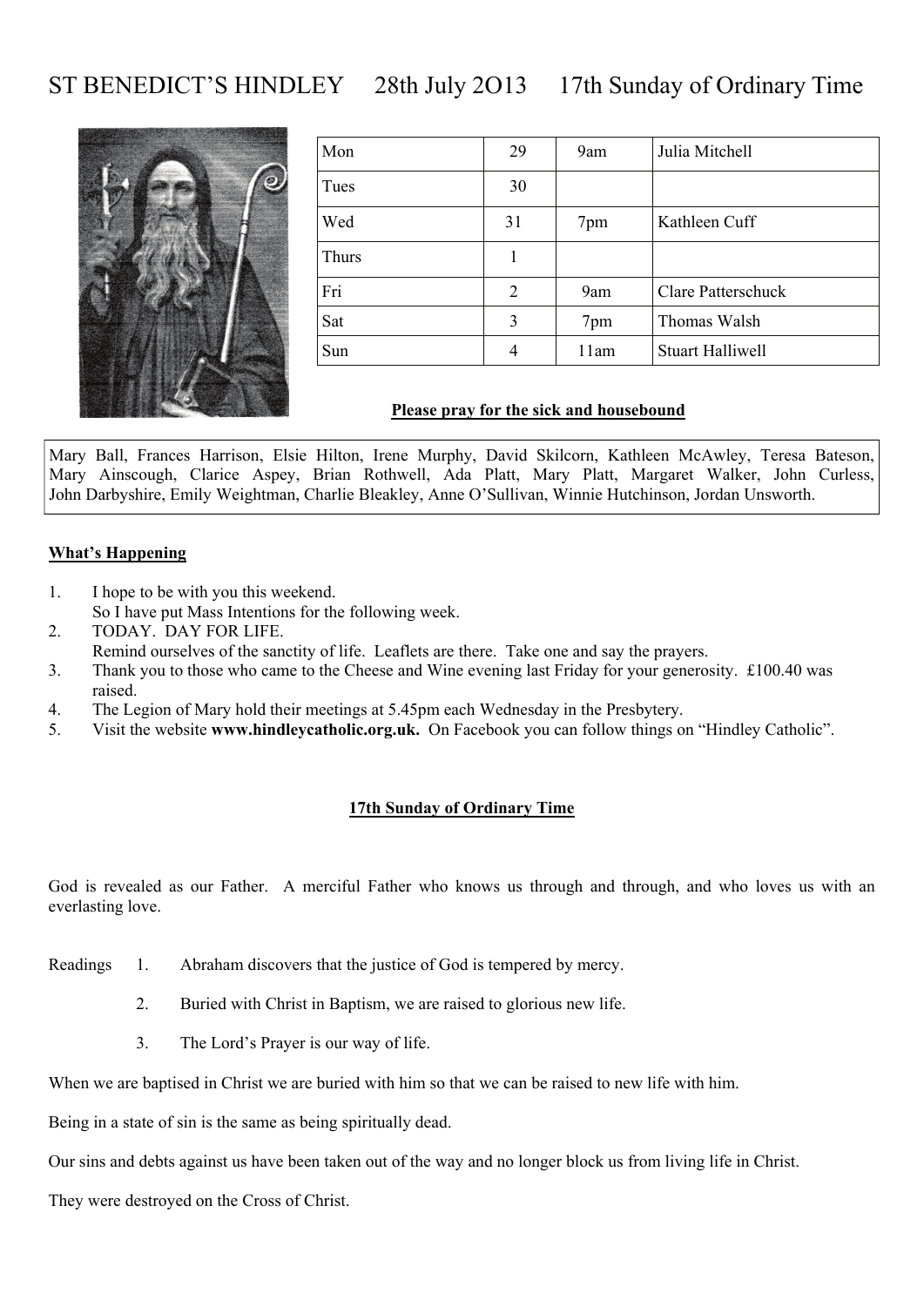# ST BENEDICT'S HINDLEY 28th July 2O13 17th Sunday of Ordinary Time

| | | | |
|---|---|---|---|
| Mon | 29 | 9am | Julia Mitchell |
| Tues | 30 | | |
| Wed | 31 | 7pm | Kathleen Cuff |
| Thurs | 1 | | |
| Fri | 2 | 9am | Clare Patterschuck |
| Sat | 3 | 7pm | Thomas Walsh |
| Sun | 4 | 11am | Stuart Halliwell |

**Please pray for the sick and housebound**

Mary Ball, Frances Harrison, Elsie Hilton, Irene Murphy, David Skilcorn, Kathleen McAwley, Teresa Bateson, Mary Ainscough, Clarice Aspey, Brian Rothwell, Ada Platt, Mary Platt, Margaret Walker, John Curless, John Darbyshire, Emily Weightman, Charlie Bleakley, Anne O'Sullivan, Winnie Hutchinson, Jordan Unsworth.

**What's Happening**

1. I hope to be with you this weekend.
   So I have put Mass Intentions for the following week.
2. TODAY. DAY FOR LIFE.
   Remind ourselves of the sanctity of life. Leaflets are there. Take one and say the prayers.
3. Thank you to those who came to the Cheese and Wine evening last Friday for your generosity. £100.40 was raised.
4. The Legion of Mary hold their meetings at 5.45pm each Wednesday in the Presbytery.
5. Visit the website **www.hindleycatholic.org.uk.** On Facebook you can follow things on "Hindley Catholic".

**17th Sunday of Ordinary Time**

God is revealed as our Father. A merciful Father who knows us through and through, and who loves us with an everlasting love.

Readings
1. Abraham discovers that the justice of God is tempered by mercy.
2. Buried with Christ in Baptism, we are raised to glorious new life.
3. The Lord's Prayer is our way of life.

When we are baptised in Christ we are buried with him so that we can be raised to new life with him.

Being in a state of sin is the same as being spiritually dead.

Our sins and debts against us have been taken out of the way and no longer block us from living life in Christ.

They were destroyed on the Cross of Christ.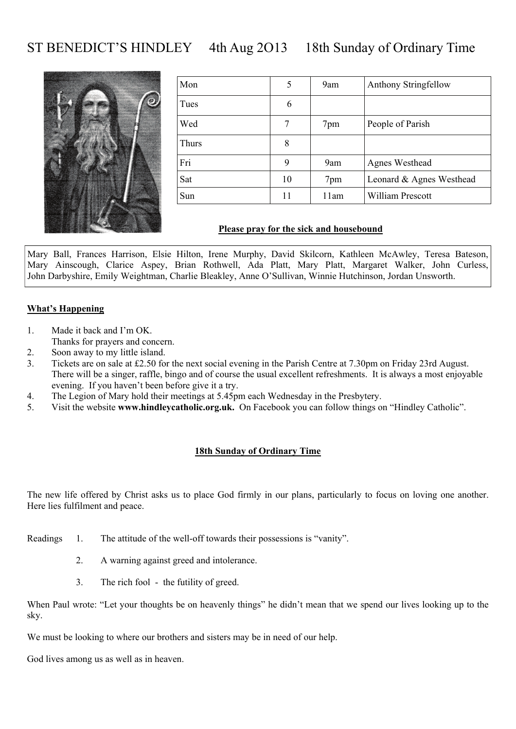# ST BENEDICT'S HINDLEY 4th Aug 2O13 18th Sunday of Ordinary Time

| Mon | 5 | 9am | Anthony Stringfellow |
|---|---|---|---|
| Tues | 6 | | |
| Wed | 7 | 7pm | People of Parish |
| Thurs | 8 | | |
| Fri | 9 | 9am | Agnes Westhead |
| Sat | 10 | 7pm | Leonard & Agnes Westhead |
| Sun | 11 | 11am | William Prescott |

**Please pray for the sick and housebound**

Mary Ball, Frances Harrison, Elsie Hilton, Irene Murphy, David Skilcorn, Kathleen McAwley, Teresa Bateson, Mary Ainscough, Clarice Aspey, Brian Rothwell, Ada Platt, Mary Platt, Margaret Walker, John Curless, John Darbyshire, Emily Weightman, Charlie Bleakley, Anne O'Sullivan, Winnie Hutchinson, Jordan Unsworth.

**What's Happening**

1. Made it back and I'm OK.
   Thanks for prayers and concern.
2. Soon away to my little island.
3. Tickets are on sale at £2.50 for the next social evening in the Parish Centre at 7.30pm on Friday 23rd August. There will be a singer, raffle, bingo and of course the usual excellent refreshments. It is always a most enjoyable evening. If you haven't been before give it a try.
4. The Legion of Mary hold their meetings at 5.45pm each Wednesday in the Presbytery.
5. Visit the website **www.hindleycatholic.org.uk.** On Facebook you can follow things on "Hindley Catholic".

**18th Sunday of Ordinary Time**

The new life offered by Christ asks us to place God firmly in our plans, particularly to focus on loving one another. Here lies fulfilment and peace.

Readings
1. The attitude of the well-off towards their possessions is "vanity".
2. A warning against greed and intolerance.
3. The rich fool - the futility of greed.

When Paul wrote: "Let your thoughts be on heavenly things" he didn't mean that we spend our lives looking up to the sky.

We must be looking to where our brothers and sisters may be in need of our help.

God lives among us as well as in heaven.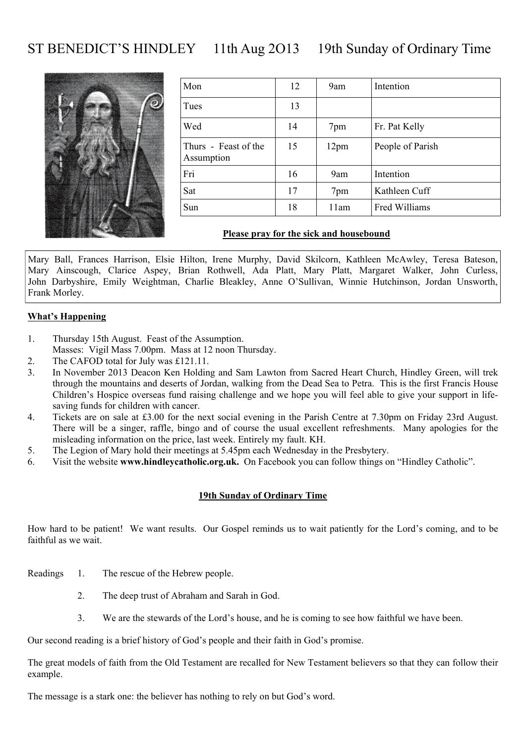# ST BENEDICT'S HINDLEY 11th Aug 2O13 19th Sunday of Ordinary Time

| Mon | 12 | 9am | Intention |
|---|---|---|---|
| Tues | 13 | | |
| Wed | 14 | 7pm | Fr. Pat Kelly |
| Thurs - Feast of the Assumption | 15 | 12pm | People of Parish |
| Fri | 16 | 9am | Intention |
| Sat | 17 | 7pm | Kathleen Cuff |
| Sun | 18 | 11am | Fred Williams |

**Please pray for the sick and housebound**

Mary Ball, Frances Harrison, Elsie Hilton, Irene Murphy, David Skilcorn, Kathleen McAwley, Teresa Bateson, Mary Ainscough, Clarice Aspey, Brian Rothwell, Ada Platt, Mary Platt, Margaret Walker, John Curless, John Darbyshire, Emily Weightman, Charlie Bleakley, Anne O'Sullivan, Winnie Hutchinson, Jordan Unsworth, Frank Morley.

**What's Happening**

1. Thursday 15th August. Feast of the Assumption.
   Masses: Vigil Mass 7.00pm. Mass at 12 noon Thursday.
2. The CAFOD total for July was £121.11.
3. In November 2013 Deacon Ken Holding and Sam Lawton from Sacred Heart Church, Hindley Green, will trek through the mountains and deserts of Jordan, walking from the Dead Sea to Petra. This is the first Francis House Children's Hospice overseas fund raising challenge and we hope you will feel able to give your support in life-saving funds for children with cancer.
4. Tickets are on sale at £3.00 for the next social evening in the Parish Centre at 7.30pm on Friday 23rd August. There will be a singer, raffle, bingo and of course the usual excellent refreshments. Many apologies for the misleading information on the price, last week. Entirely my fault. KH.
5. The Legion of Mary hold their meetings at 5.45pm each Wednesday in the Presbytery.
6. Visit the website **www.hindleycatholic.org.uk.** On Facebook you can follow things on "Hindley Catholic".

**19th Sunday of Ordinary Time**

How hard to be patient! We want results. Our Gospel reminds us to wait patiently for the Lord's coming, and to be faithful as we wait.

Readings
1. The rescue of the Hebrew people.
2. The deep trust of Abraham and Sarah in God.
3. We are the stewards of the Lord's house, and he is coming to see how faithful we have been.

Our second reading is a brief history of God's people and their faith in God's promise.

The great models of faith from the Old Testament are recalled for New Testament believers so that they can follow their example.

The message is a stark one: the believer has nothing to rely on but God's word.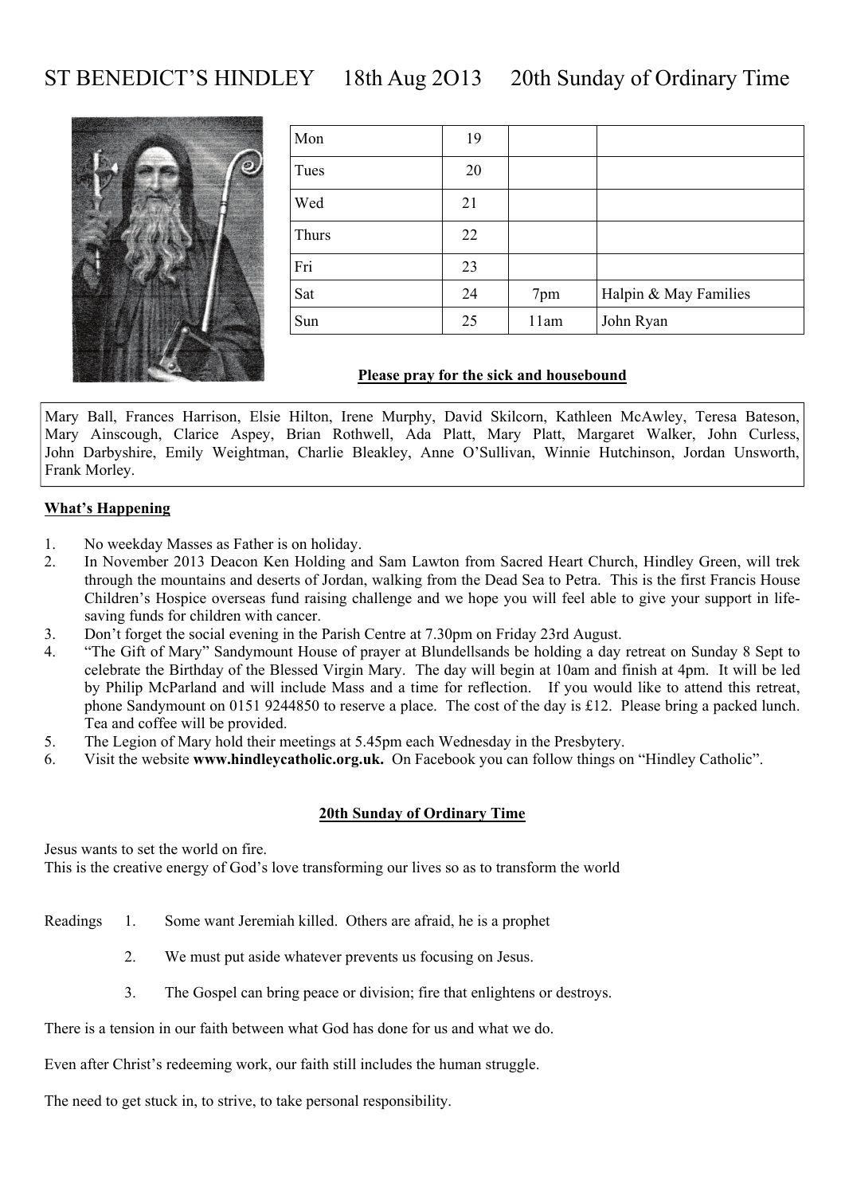# ST BENEDICT'S HINDLEY 18th Aug 2O13 20th Sunday of Ordinary Time

| | | | |
|---|---|---|---|
| Mon | 19 | | |
| Tues | 20 | | |
| Wed | 21 | | |
| Thurs | 22 | | |
| Fri | 23 | | |
| Sat | 24 | 7pm | Halpin & May Families |
| Sun | 25 | 11am | John Ryan |

**Please pray for the sick and housebound**

Mary Ball, Frances Harrison, Elsie Hilton, Irene Murphy, David Skilcorn, Kathleen McAwley, Teresa Bateson, Mary Ainscough, Clarice Aspey, Brian Rothwell, Ada Platt, Mary Platt, Margaret Walker, John Curless, John Darbyshire, Emily Weightman, Charlie Bleakley, Anne O'Sullivan, Winnie Hutchinson, Jordan Unsworth, Frank Morley.

**What's Happening**

1. No weekday Masses as Father is on holiday.
2. In November 2013 Deacon Ken Holding and Sam Lawton from Sacred Heart Church, Hindley Green, will trek through the mountains and deserts of Jordan, walking from the Dead Sea to Petra. This is the first Francis House Children's Hospice overseas fund raising challenge and we hope you will feel able to give your support in life-saving funds for children with cancer.
3. Don't forget the social evening in the Parish Centre at 7.30pm on Friday 23rd August.
4. "The Gift of Mary" Sandymount House of prayer at Blundellsands be holding a day retreat on Sunday 8 Sept to celebrate the Birthday of the Blessed Virgin Mary. The day will begin at 10am and finish at 4pm. It will be led by Philip McParland and will include Mass and a time for reflection. If you would like to attend this retreat, phone Sandymount on 0151 9244850 to reserve a place. The cost of the day is £12. Please bring a packed lunch. Tea and coffee will be provided.
5. The Legion of Mary hold their meetings at 5.45pm each Wednesday in the Presbytery.
6. Visit the website **www.hindleycatholic.org.uk.** On Facebook you can follow things on "Hindley Catholic".

**20th Sunday of Ordinary Time**

Jesus wants to set the world on fire.
This is the creative energy of God's love transforming our lives so as to transform the world

Readings
1. Some want Jeremiah killed. Others are afraid, he is a prophet
2. We must put aside whatever prevents us focusing on Jesus.
3. The Gospel can bring peace or division; fire that enlightens or destroys.

There is a tension in our faith between what God has done for us and what we do.

Even after Christ's redeeming work, our faith still includes the human struggle.

The need to get stuck in, to strive, to take personal responsibility.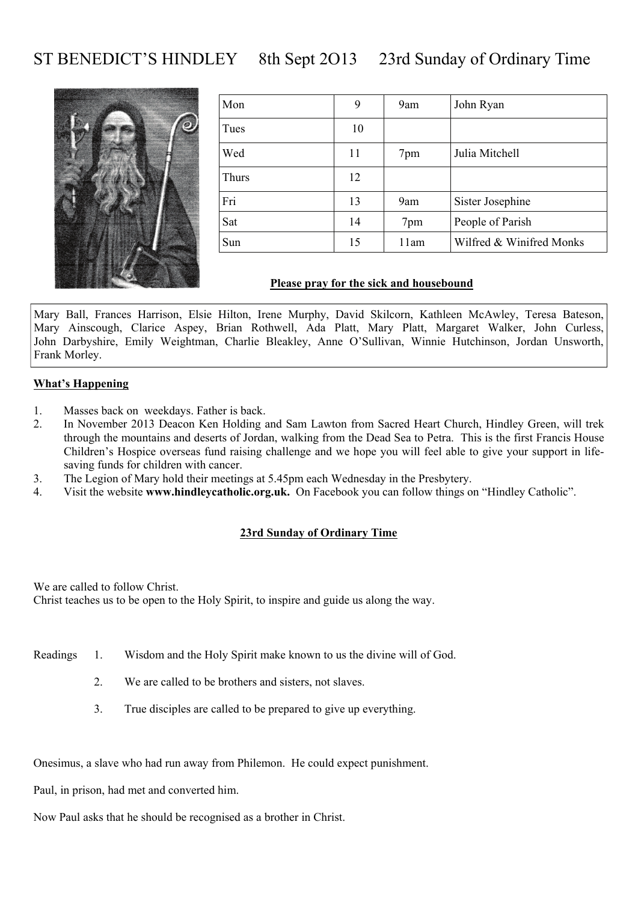# ST BENEDICT'S HINDLEY 8th Sept 2O13 23rd Sunday of Ordinary Time

| | | | |
|---|---|---|---|
| Mon | 9 | 9am | John Ryan |
| Tues | 10 | | |
| Wed | 11 | 7pm | Julia Mitchell |
| Thurs | 12 | | |
| Fri | 13 | 9am | Sister Josephine |
| Sat | 14 | 7pm | People of Parish |
| Sun | 15 | 11am | Wilfred & Winifred Monks |

**Please pray for the sick and housebound**

Mary Ball, Frances Harrison, Elsie Hilton, Irene Murphy, David Skilcorn, Kathleen McAwley, Teresa Bateson, Mary Ainscough, Clarice Aspey, Brian Rothwell, Ada Platt, Mary Platt, Margaret Walker, John Curless, John Darbyshire, Emily Weightman, Charlie Bleakley, Anne O'Sullivan, Winnie Hutchinson, Jordan Unsworth, Frank Morley.

**What's Happening**

1. Masses back on weekdays. Father is back.
2. In November 2013 Deacon Ken Holding and Sam Lawton from Sacred Heart Church, Hindley Green, will trek through the mountains and deserts of Jordan, walking from the Dead Sea to Petra. This is the first Francis House Children's Hospice overseas fund raising challenge and we hope you will feel able to give your support in life-saving funds for children with cancer.
3. The Legion of Mary hold their meetings at 5.45pm each Wednesday in the Presbytery.
4. Visit the website **www.hindleycatholic.org.uk.** On Facebook you can follow things on "Hindley Catholic".

**23rd Sunday of Ordinary Time**

We are called to follow Christ.
Christ teaches us to be open to the Holy Spirit, to inspire and guide us along the way.

Readings

1. Wisdom and the Holy Spirit make known to us the divine will of God.
2. We are called to be brothers and sisters, not slaves.
3. True disciples are called to be prepared to give up everything.

Onesimus, a slave who had run away from Philemon. He could expect punishment.

Paul, in prison, had met and converted him.

Now Paul asks that he should be recognised as a brother in Christ.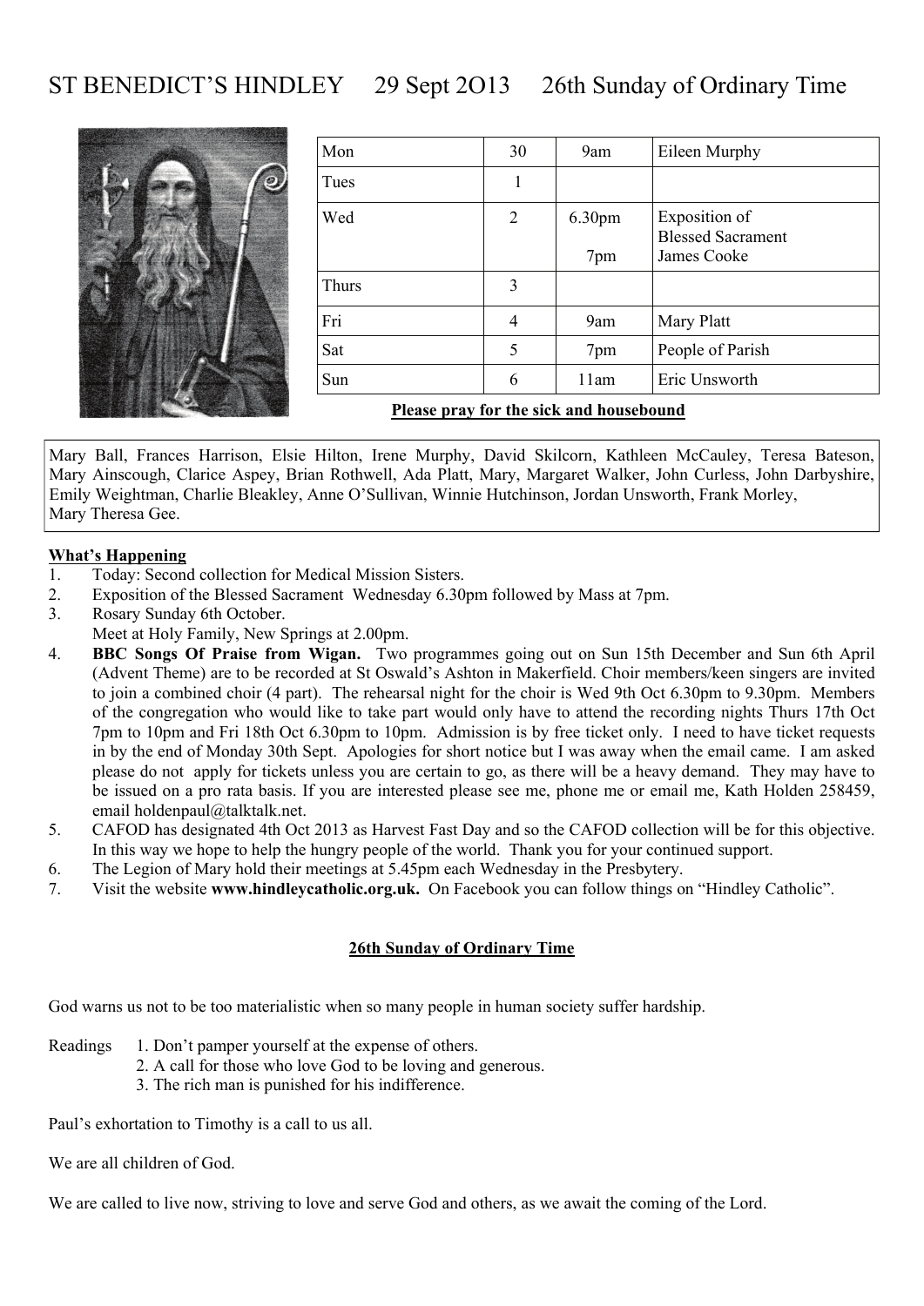# ST BENEDICT'S HINDLEY 29 Sept 2O13 26th Sunday of Ordinary Time

| | | | |
|---|---|---|---|
| Mon | 30 | 9am | Eileen Murphy |
| Tues | 1 | | |
| Wed | 2 | 6.30pm<br>7pm | Exposition of Blessed Sacrament<br>James Cooke |
| Thurs | 3 | | |
| Fri | 4 | 9am | Mary Platt |
| Sat | 5 | 7pm | People of Parish |
| Sun | 6 | 11am | Eric Unsworth |

**Please pray for the sick and housebound**

Mary Ball, Frances Harrison, Elsie Hilton, Irene Murphy, David Skilcorn, Kathleen McCauley, Teresa Bateson, Mary Ainscough, Clarice Aspey, Brian Rothwell, Ada Platt, Mary, Margaret Walker, John Curless, John Darbyshire, Emily Weightman, Charlie Bleakley, Anne O'Sullivan, Winnie Hutchinson, Jordan Unsworth, Frank Morley, Mary Theresa Gee.

**What's Happening**

1. Today: Second collection for Medical Mission Sisters.
2. Exposition of the Blessed Sacrament Wednesday 6.30pm followed by Mass at 7pm.
3. Rosary Sunday 6th October.
   Meet at Holy Family, New Springs at 2.00pm.
4. **BBC Songs Of Praise from Wigan.** Two programmes going out on Sun 15th December and Sun 6th April (Advent Theme) are to be recorded at St Oswald's Ashton in Makerfield. Choir members/keen singers are invited to join a combined choir (4 part). The rehearsal night for the choir is Wed 9th Oct 6.30pm to 9.30pm. Members of the congregation who would like to take part would only have to attend the recording nights Thurs 17th Oct 7pm to 10pm and Fri 18th Oct 6.30pm to 10pm. Admission is by free ticket only. I need to have ticket requests in by the end of Monday 30th Sept. Apologies for short notice but I was away when the email came. I am asked please do not apply for tickets unless you are certain to go, as there will be a heavy demand. They may have to be issued on a pro rata basis. If you are interested please see me, phone me or email me, Kath Holden 258459, email holdenpaul@talktalk.net.
5. CAFOD has designated 4th Oct 2013 as Harvest Fast Day and so the CAFOD collection will be for this objective. In this way we hope to help the hungry people of the world. Thank you for your continued support.
6. The Legion of Mary hold their meetings at 5.45pm each Wednesday in the Presbytery.
7. Visit the website **www.hindleycatholic.org.uk.** On Facebook you can follow things on "Hindley Catholic".

**26th Sunday of Ordinary Time**

God warns us not to be too materialistic when so many people in human society suffer hardship.

Readings
1. Don't pamper yourself at the expense of others.
2. A call for those who love God to be loving and generous.
3. The rich man is punished for his indifference.

Paul's exhortation to Timothy is a call to us all.

We are all children of God.

We are called to live now, striving to love and serve God and others, as we await the coming of the Lord.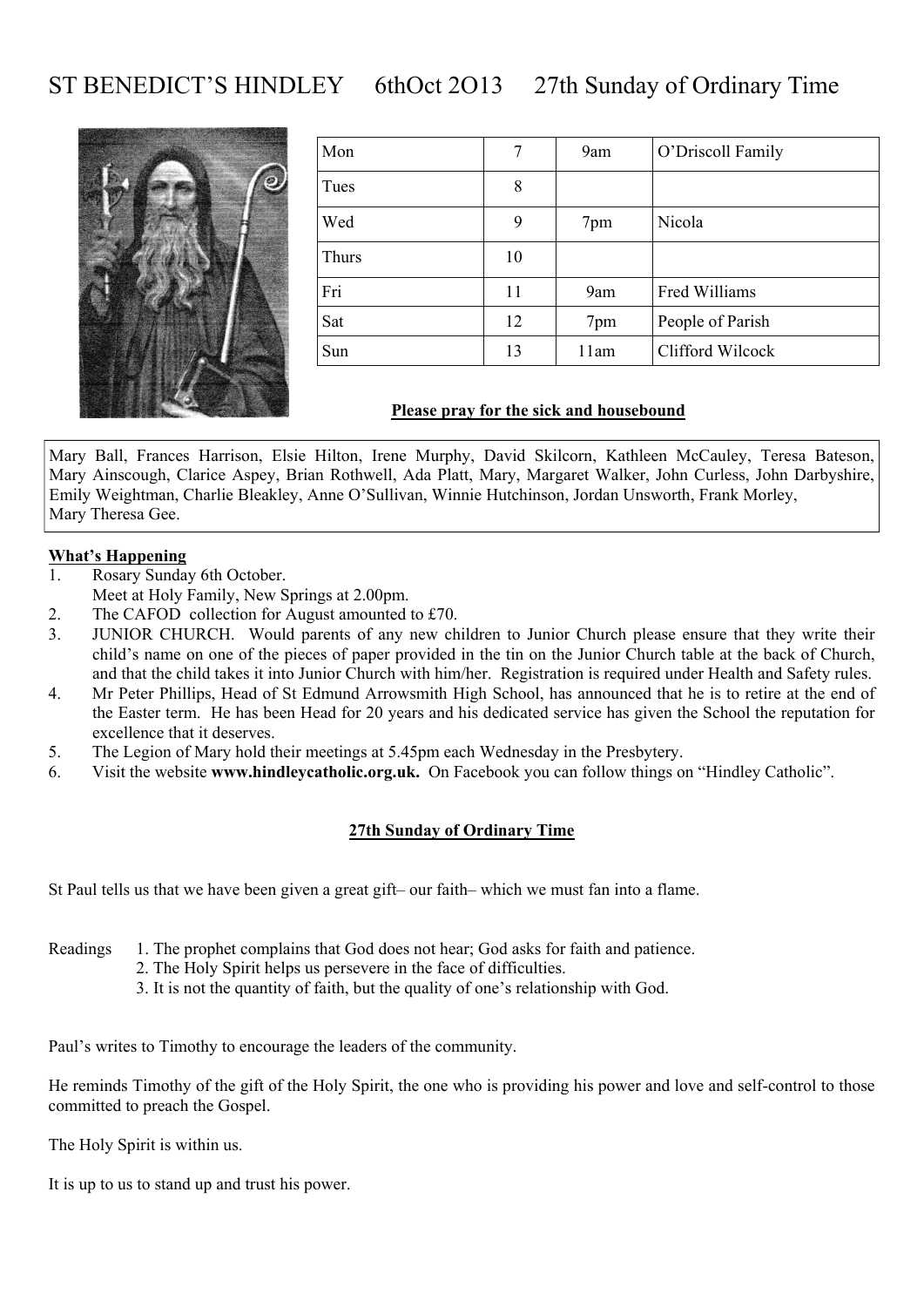# ST BENEDICT'S HINDLEY 6thOct 2O13 27th Sunday of Ordinary Time

| | | | |
|---|---|---|---|
| Mon | 7 | 9am | O'Driscoll Family |
| Tues | 8 | | |
| Wed | 9 | 7pm | Nicola |
| Thurs | 10 | | |
| Fri | 11 | 9am | Fred Williams |
| Sat | 12 | 7pm | People of Parish |
| Sun | 13 | 11am | Clifford Wilcock |

**Please pray for the sick and housebound**

Mary Ball, Frances Harrison, Elsie Hilton, Irene Murphy, David Skilcorn, Kathleen McCauley, Teresa Bateson, Mary Ainscough, Clarice Aspey, Brian Rothwell, Ada Platt, Mary, Margaret Walker, John Curless, John Darbyshire, Emily Weightman, Charlie Bleakley, Anne O'Sullivan, Winnie Hutchinson, Jordan Unsworth, Frank Morley, Mary Theresa Gee.

**What's Happening**

1. Rosary Sunday 6th October.
   Meet at Holy Family, New Springs at 2.00pm.
2. The CAFOD collection for August amounted to £70.
3. JUNIOR CHURCH. Would parents of any new children to Junior Church please ensure that they write their child's name on one of the pieces of paper provided in the tin on the Junior Church table at the back of Church, and that the child takes it into Junior Church with him/her. Registration is required under Health and Safety rules.
4. Mr Peter Phillips, Head of St Edmund Arrowsmith High School, has announced that he is to retire at the end of the Easter term. He has been Head for 20 years and his dedicated service has given the School the reputation for excellence that it deserves.
5. The Legion of Mary hold their meetings at 5.45pm each Wednesday in the Presbytery.
6. Visit the website **www.hindleycatholic.org.uk.** On Facebook you can follow things on "Hindley Catholic".

**27th Sunday of Ordinary Time**

St Paul tells us that we have been given a great gift– our faith– which we must fan into a flame.

Readings
1. The prophet complains that God does not hear; God asks for faith and patience.
2. The Holy Spirit helps us persevere in the face of difficulties.
3. It is not the quantity of faith, but the quality of one's relationship with God.

Paul's writes to Timothy to encourage the leaders of the community.

He reminds Timothy of the gift of the Holy Spirit, the one who is providing his power and love and self-control to those committed to preach the Gospel.

The Holy Spirit is within us.

It is up to us to stand up and trust his power.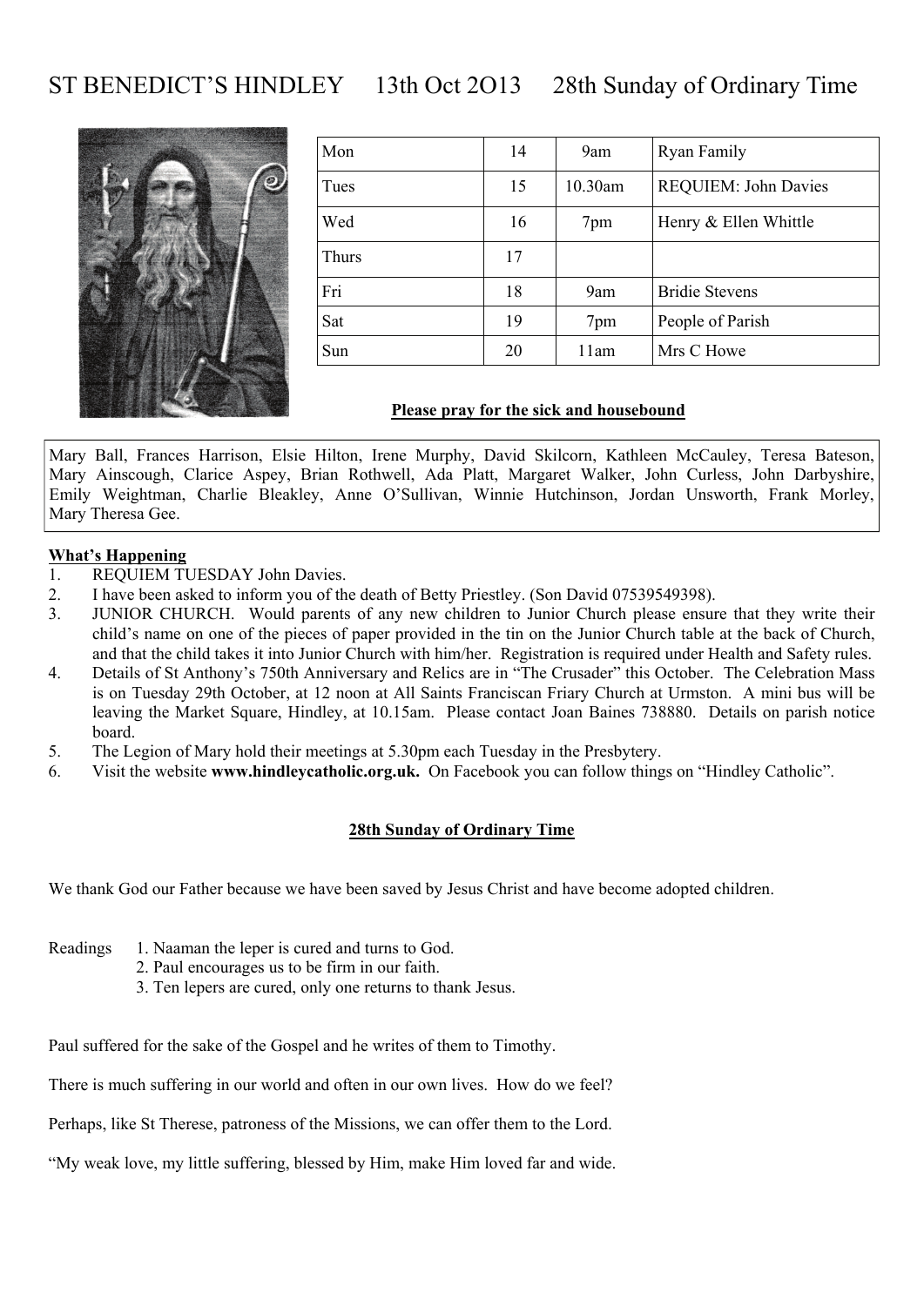# ST BENEDICT'S HINDLEY 13th Oct 2O13 28th Sunday of Ordinary Time

| | | | |
|---|---|---|---|
| Mon | 14 | 9am | Ryan Family |
| Tues | 15 | 10.30am | REQUIEM: John Davies |
| Wed | 16 | 7pm | Henry & Ellen Whittle |
| Thurs | 17 | | |
| Fri | 18 | 9am | Bridie Stevens |
| Sat | 19 | 7pm | People of Parish |
| Sun | 20 | 11am | Mrs C Howe |

**Please pray for the sick and housebound**

Mary Ball, Frances Harrison, Elsie Hilton, Irene Murphy, David Skilcorn, Kathleen McCauley, Teresa Bateson, Mary Ainscough, Clarice Aspey, Brian Rothwell, Ada Platt, Margaret Walker, John Curless, John Darbyshire, Emily Weightman, Charlie Bleakley, Anne O'Sullivan, Winnie Hutchinson, Jordan Unsworth, Frank Morley, Mary Theresa Gee.

**What's Happening**

1. REQUIEM TUESDAY John Davies.
2. I have been asked to inform you of the death of Betty Priestley. (Son David 07539549398).
3. JUNIOR CHURCH. Would parents of any new children to Junior Church please ensure that they write their child's name on one of the pieces of paper provided in the tin on the Junior Church table at the back of Church, and that the child takes it into Junior Church with him/her. Registration is required under Health and Safety rules.
4. Details of St Anthony's 750th Anniversary and Relics are in "The Crusader" this October. The Celebration Mass is on Tuesday 29th October, at 12 noon at All Saints Franciscan Friary Church at Urmston. A mini bus will be leaving the Market Square, Hindley, at 10.15am. Please contact Joan Baines 738880. Details on parish notice board.
5. The Legion of Mary hold their meetings at 5.30pm each Tuesday in the Presbytery.
6. Visit the website **www.hindleycatholic.org.uk.** On Facebook you can follow things on "Hindley Catholic".

**28th Sunday of Ordinary Time**

We thank God our Father because we have been saved by Jesus Christ and have become adopted children.

Readings
1. Naaman the leper is cured and turns to God.
2. Paul encourages us to be firm in our faith.
3. Ten lepers are cured, only one returns to thank Jesus.

Paul suffered for the sake of the Gospel and he writes of them to Timothy.

There is much suffering in our world and often in our own lives. How do we feel?

Perhaps, like St Therese, patroness of the Missions, we can offer them to the Lord.

"My weak love, my little suffering, blessed by Him, make Him loved far and wide.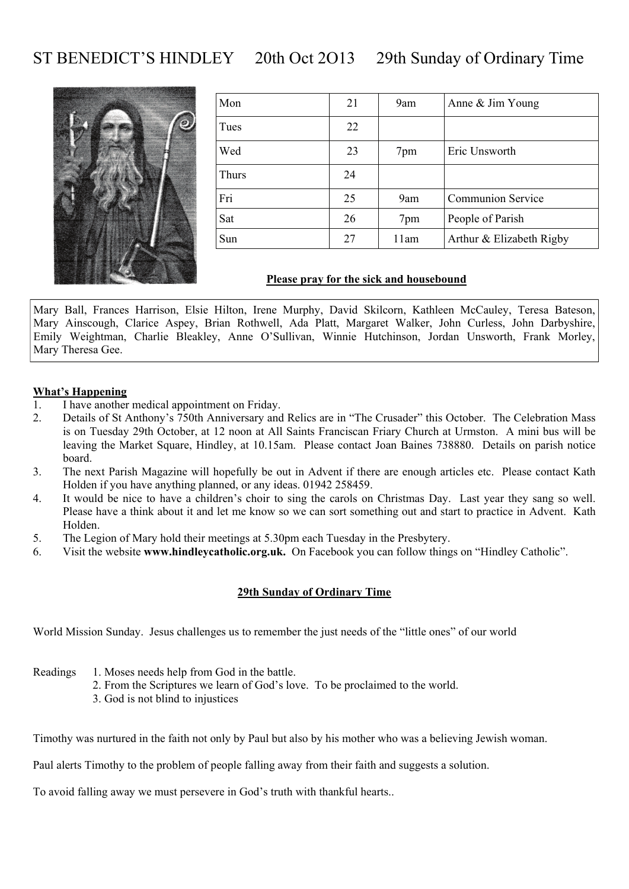# ST BENEDICT'S HINDLEY 20th Oct 2O13 29th Sunday of Ordinary Time

| | | | |
|---|---|---|---|
| Mon | 21 | 9am | Anne & Jim Young |
| Tues | 22 | | |
| Wed | 23 | 7pm | Eric Unsworth |
| Thurs | 24 | | |
| Fri | 25 | 9am | Communion Service |
| Sat | 26 | 7pm | People of Parish |
| Sun | 27 | 11am | Arthur & Elizabeth Rigby |

**Please pray for the sick and housebound**

Mary Ball, Frances Harrison, Elsie Hilton, Irene Murphy, David Skilcorn, Kathleen McCauley, Teresa Bateson, Mary Ainscough, Clarice Aspey, Brian Rothwell, Ada Platt, Margaret Walker, John Curless, John Darbyshire, Emily Weightman, Charlie Bleakley, Anne O'Sullivan, Winnie Hutchinson, Jordan Unsworth, Frank Morley, Mary Theresa Gee.

**What's Happening**

1. I have another medical appointment on Friday.
2. Details of St Anthony's 750th Anniversary and Relics are in "The Crusader" this October. The Celebration Mass is on Tuesday 29th October, at 12 noon at All Saints Franciscan Friary Church at Urmston. A mini bus will be leaving the Market Square, Hindley, at 10.15am. Please contact Joan Baines 738880. Details on parish notice board.
3. The next Parish Magazine will hopefully be out in Advent if there are enough articles etc. Please contact Kath Holden if you have anything planned, or any ideas. 01942 258459.
4. It would be nice to have a children's choir to sing the carols on Christmas Day. Last year they sang so well. Please have a think about it and let me know so we can sort something out and start to practice in Advent. Kath Holden.
5. The Legion of Mary hold their meetings at 5.30pm each Tuesday in the Presbytery.
6. Visit the website **www.hindleycatholic.org.uk.** On Facebook you can follow things on "Hindley Catholic".

**29th Sunday of Ordinary Time**

World Mission Sunday. Jesus challenges us to remember the just needs of the "little ones" of our world

Readings
1. Moses needs help from God in the battle.
2. From the Scriptures we learn of God's love. To be proclaimed to the world.
3. God is not blind to injustices

Timothy was nurtured in the faith not only by Paul but also by his mother who was a believing Jewish woman.

Paul alerts Timothy to the problem of people falling away from their faith and suggests a solution.

To avoid falling away we must persevere in God's truth with thankful hearts..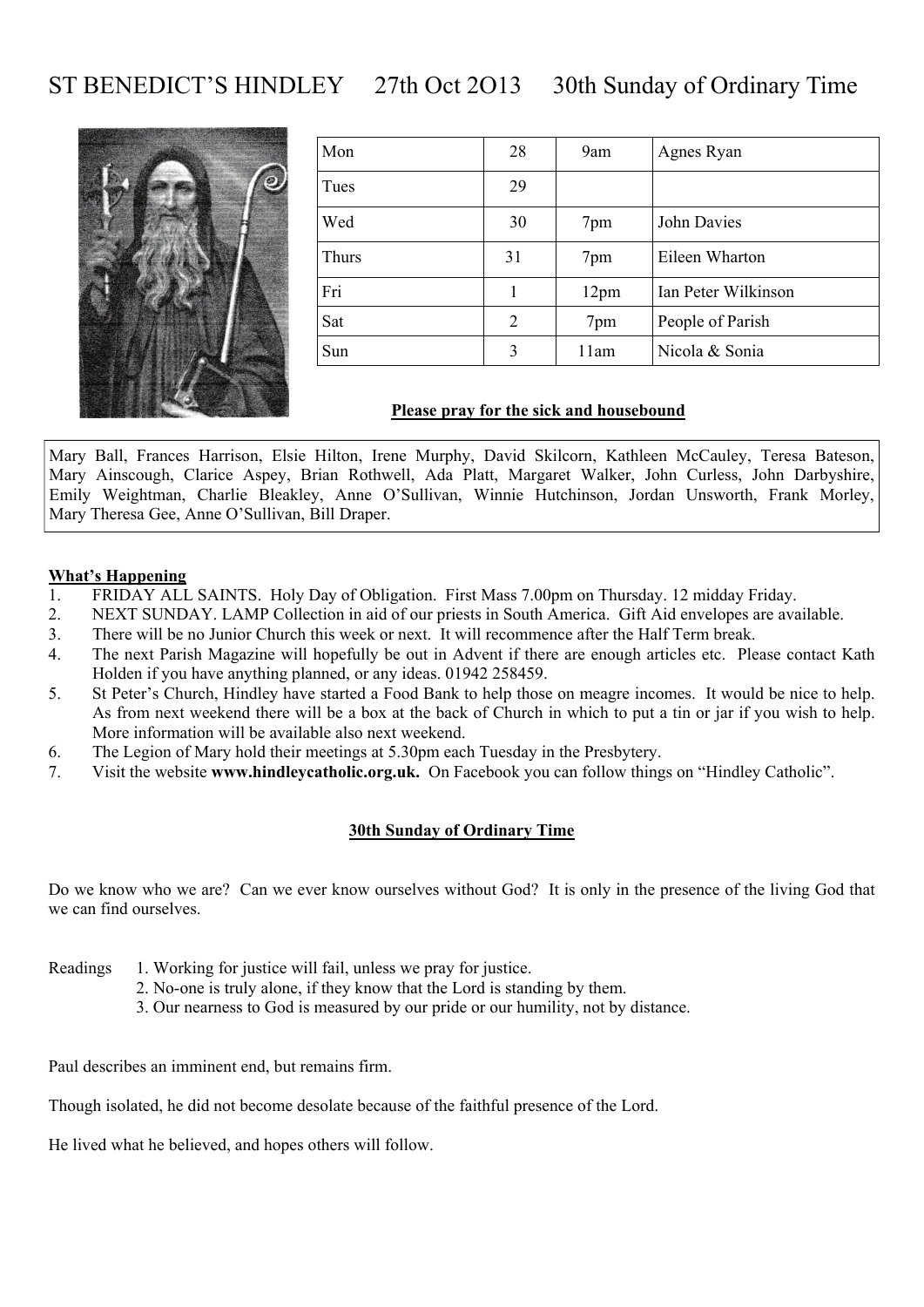# ST BENEDICT'S HINDLEY 27th Oct 2O13 30th Sunday of Ordinary Time

| | | | |
|---|---|---|---|
| Mon | 28 | 9am | Agnes Ryan |
| Tues | 29 | | |
| Wed | 30 | 7pm | John Davies |
| Thurs | 31 | 7pm | Eileen Wharton |
| Fri | 1 | 12pm | Ian Peter Wilkinson |
| Sat | 2 | 7pm | People of Parish |
| Sun | 3 | 11am | Nicola & Sonia |

**Please pray for the sick and housebound**

Mary Ball, Frances Harrison, Elsie Hilton, Irene Murphy, David Skilcorn, Kathleen McCauley, Teresa Bateson, Mary Ainscough, Clarice Aspey, Brian Rothwell, Ada Platt, Margaret Walker, John Curless, John Darbyshire, Emily Weightman, Charlie Bleakley, Anne O'Sullivan, Winnie Hutchinson, Jordan Unsworth, Frank Morley, Mary Theresa Gee, Anne O'Sullivan, Bill Draper.

**What's Happening**

1. FRIDAY ALL SAINTS. Holy Day of Obligation. First Mass 7.00pm on Thursday. 12 midday Friday.
2. NEXT SUNDAY. LAMP Collection in aid of our priests in South America. Gift Aid envelopes are available.
3. There will be no Junior Church this week or next. It will recommence after the Half Term break.
4. The next Parish Magazine will hopefully be out in Advent if there are enough articles etc. Please contact Kath Holden if you have anything planned, or any ideas. 01942 258459.
5. St Peter's Church, Hindley have started a Food Bank to help those on meagre incomes. It would be nice to help. As from next weekend there will be a box at the back of Church in which to put a tin or jar if you wish to help. More information will be available also next weekend.
6. The Legion of Mary hold their meetings at 5.30pm each Tuesday in the Presbytery.
7. Visit the website **www.hindleycatholic.org.uk.** On Facebook you can follow things on "Hindley Catholic".

**30th Sunday of Ordinary Time**

Do we know who we are? Can we ever know ourselves without God? It is only in the presence of the living God that we can find ourselves.

Readings
1. Working for justice will fail, unless we pray for justice.
2. No-one is truly alone, if they know that the Lord is standing by them.
3. Our nearness to God is measured by our pride or our humility, not by distance.

Paul describes an imminent end, but remains firm.

Though isolated, he did not become desolate because of the faithful presence of the Lord.

He lived what he believed, and hopes others will follow.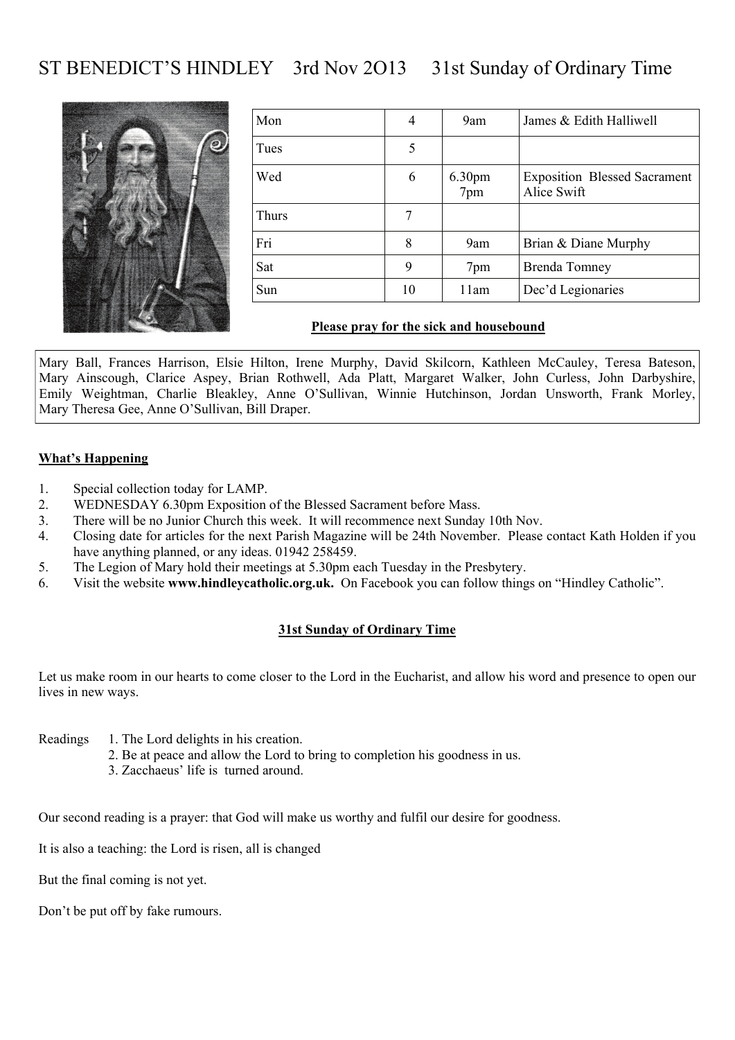# ST BENEDICT'S HINDLEY 3rd Nov 2O13 31st Sunday of Ordinary Time

| | | | |
|---|---|---|---|
| Mon | 4 | 9am | James & Edith Halliwell |
| Tues | 5 | | |
| Wed | 6 | 6.30pm<br>7pm | Exposition Blessed Sacrament<br>Alice Swift |
| Thurs | 7 | | |
| Fri | 8 | 9am | Brian & Diane Murphy |
| Sat | 9 | 7pm | Brenda Tomney |
| Sun | 10 | 11am | Dec'd Legionaries |

**Please pray for the sick and housebound**

Mary Ball, Frances Harrison, Elsie Hilton, Irene Murphy, David Skilcorn, Kathleen McCauley, Teresa Bateson, Mary Ainscough, Clarice Aspey, Brian Rothwell, Ada Platt, Margaret Walker, John Curless, John Darbyshire, Emily Weightman, Charlie Bleakley, Anne O'Sullivan, Winnie Hutchinson, Jordan Unsworth, Frank Morley, Mary Theresa Gee, Anne O'Sullivan, Bill Draper.

**What's Happening**

1. Special collection today for LAMP.
2. WEDNESDAY 6.30pm Exposition of the Blessed Sacrament before Mass.
3. There will be no Junior Church this week. It will recommence next Sunday 10th Nov.
4. Closing date for articles for the next Parish Magazine will be 24th November. Please contact Kath Holden if you have anything planned, or any ideas. 01942 258459.
5. The Legion of Mary hold their meetings at 5.30pm each Tuesday in the Presbytery.
6. Visit the website **www.hindleycatholic.org.uk.** On Facebook you can follow things on "Hindley Catholic".

**31st Sunday of Ordinary Time**

Let us make room in our hearts to come closer to the Lord in the Eucharist, and allow his word and presence to open our lives in new ways.

Readings 1. The Lord delights in his creation.
2. Be at peace and allow the Lord to bring to completion his goodness in us.
3. Zacchaeus' life is turned around.

Our second reading is a prayer: that God will make us worthy and fulfil our desire for goodness.

It is also a teaching: the Lord is risen, all is changed

But the final coming is not yet.

Don't be put off by fake rumours.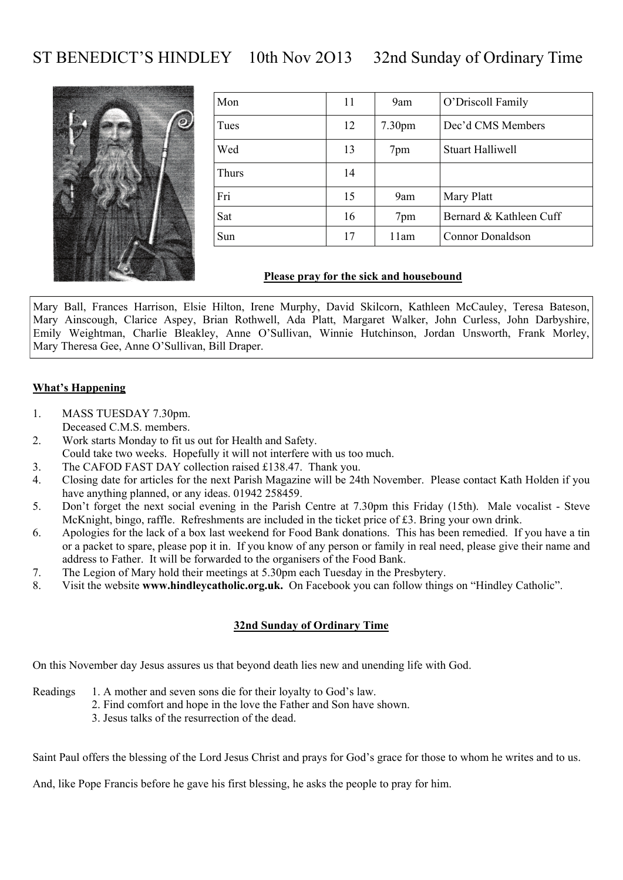# ST BENEDICT'S HINDLEY    10th Nov 2O13    32nd Sunday of Ordinary Time

| | | | |
|---|---|---|---|
| Mon | 11 | 9am | O'Driscoll Family |
| Tues | 12 | 7.30pm | Dec'd CMS Members |
| Wed | 13 | 7pm | Stuart Halliwell |
| Thurs | 14 | | |
| Fri | 15 | 9am | Mary Platt |
| Sat | 16 | 7pm | Bernard & Kathleen Cuff |
| Sun | 17 | 11am | Connor Donaldson |

**Please pray for the sick and housebound**

Mary Ball, Frances Harrison, Elsie Hilton, Irene Murphy, David Skilcorn, Kathleen McCauley, Teresa Bateson, Mary Ainscough, Clarice Aspey, Brian Rothwell, Ada Platt, Margaret Walker, John Curless, John Darbyshire, Emily Weightman, Charlie Bleakley, Anne O'Sullivan, Winnie Hutchinson, Jordan Unsworth, Frank Morley, Mary Theresa Gee, Anne O'Sullivan, Bill Draper.

**What's Happening**

1. MASS TUESDAY 7.30pm.
   Deceased C.M.S. members.
2. Work starts Monday to fit us out for Health and Safety.
   Could take two weeks. Hopefully it will not interfere with us too much.
3. The CAFOD FAST DAY collection raised £138.47. Thank you.
4. Closing date for articles for the next Parish Magazine will be 24th November. Please contact Kath Holden if you have anything planned, or any ideas. 01942 258459.
5. Don't forget the next social evening in the Parish Centre at 7.30pm this Friday (15th). Male vocalist - Steve McKnight, bingo, raffle. Refreshments are included in the ticket price of £3. Bring your own drink.
6. Apologies for the lack of a box last weekend for Food Bank donations. This has been remedied. If you have a tin or a packet to spare, please pop it in. If you know of any person or family in real need, please give their name and address to Father. It will be forwarded to the organisers of the Food Bank.
7. The Legion of Mary hold their meetings at 5.30pm each Tuesday in the Presbytery.
8. Visit the website **www.hindleycatholic.org.uk.** On Facebook you can follow things on "Hindley Catholic".

**32nd Sunday of Ordinary Time**

On this November day Jesus assures us that beyond death lies new and unending life with God.

Readings
1. A mother and seven sons die for their loyalty to God's law.
2. Find comfort and hope in the love the Father and Son have shown.
3. Jesus talks of the resurrection of the dead.

Saint Paul offers the blessing of the Lord Jesus Christ and prays for God's grace for those to whom he writes and to us.

And, like Pope Francis before he gave his first blessing, he asks the people to pray for him.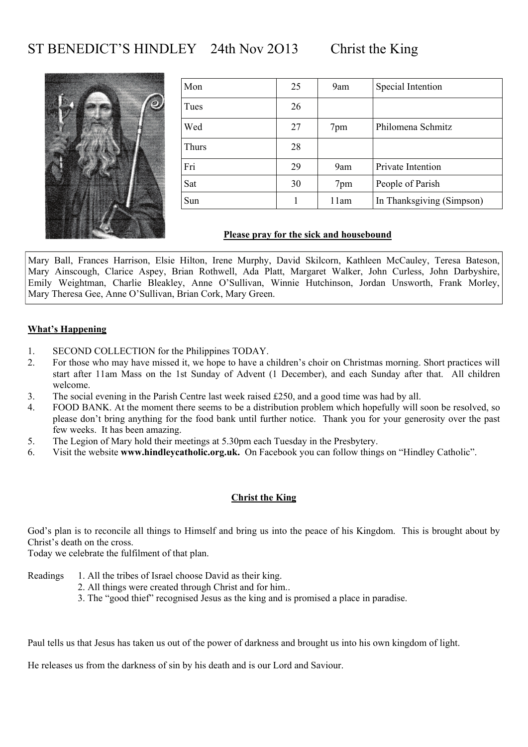# ST BENEDICT'S HINDLEY 24th Nov 2O13 Christ the King

| Mon | 25 | 9am | Special Intention |
|---|---|---|---|
| Tues | 26 | | |
| Wed | 27 | 7pm | Philomena Schmitz |
| Thurs | 28 | | |
| Fri | 29 | 9am | Private Intention |
| Sat | 30 | 7pm | People of Parish |
| Sun | 1 | 11am | In Thanksgiving (Simpson) |

**Please pray for the sick and housebound**

Mary Ball, Frances Harrison, Elsie Hilton, Irene Murphy, David Skilcorn, Kathleen McCauley, Teresa Bateson, Mary Ainscough, Clarice Aspey, Brian Rothwell, Ada Platt, Margaret Walker, John Curless, John Darbyshire, Emily Weightman, Charlie Bleakley, Anne O'Sullivan, Winnie Hutchinson, Jordan Unsworth, Frank Morley, Mary Theresa Gee, Anne O'Sullivan, Brian Cork, Mary Green.

**What's Happening**

1. SECOND COLLECTION for the Philippines TODAY.
2. For those who may have missed it, we hope to have a children's choir on Christmas morning. Short practices will start after 11am Mass on the 1st Sunday of Advent (1 December), and each Sunday after that. All children welcome.
3. The social evening in the Parish Centre last week raised £250, and a good time was had by all.
4. FOOD BANK. At the moment there seems to be a distribution problem which hopefully will soon be resolved, so please don't bring anything for the food bank until further notice. Thank you for your generosity over the past few weeks. It has been amazing.
5. The Legion of Mary hold their meetings at 5.30pm each Tuesday in the Presbytery.
6. Visit the website **www.hindleycatholic.org.uk.** On Facebook you can follow things on "Hindley Catholic".

**Christ the King**

God's plan is to reconcile all things to Himself and bring us into the peace of his Kingdom. This is brought about by Christ's death on the cross.
Today we celebrate the fulfilment of that plan.

Readings
1. All the tribes of Israel choose David as their king.
2. All things were created through Christ and for him..
3. The "good thief" recognised Jesus as the king and is promised a place in paradise.

Paul tells us that Jesus has taken us out of the power of darkness and brought us into his own kingdom of light.

He releases us from the darkness of sin by his death and is our Lord and Saviour.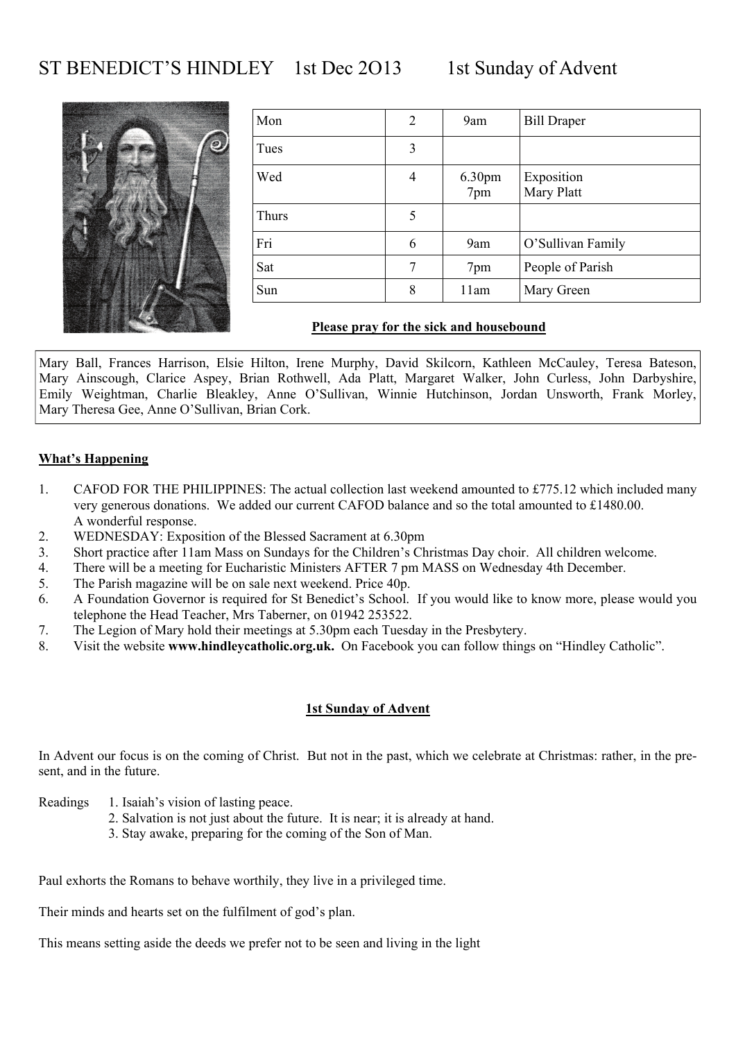# ST BENEDICT'S HINDLEY 1st Dec 2O13 1st Sunday of Advent

| Mon | 2 | 9am | Bill Draper |
|---|---|---|---|
| Tues | 3 | | |
| Wed | 4 | 6.30pm<br>7pm | Exposition<br>Mary Platt |
| Thurs | 5 | | |
| Fri | 6 | 9am | O'Sullivan Family |
| Sat | 7 | 7pm | People of Parish |
| Sun | 8 | 11am | Mary Green |

**Please pray for the sick and housebound**

Mary Ball, Frances Harrison, Elsie Hilton, Irene Murphy, David Skilcorn, Kathleen McCauley, Teresa Bateson, Mary Ainscough, Clarice Aspey, Brian Rothwell, Ada Platt, Margaret Walker, John Curless, John Darbyshire, Emily Weightman, Charlie Bleakley, Anne O'Sullivan, Winnie Hutchinson, Jordan Unsworth, Frank Morley, Mary Theresa Gee, Anne O'Sullivan, Brian Cork.

**What's Happening**

1. CAFOD FOR THE PHILIPPINES: The actual collection last weekend amounted to £775.12 which included many very generous donations. We added our current CAFOD balance and so the total amounted to £1480.00. A wonderful response.
2. WEDNESDAY: Exposition of the Blessed Sacrament at 6.30pm
3. Short practice after 11am Mass on Sundays for the Children's Christmas Day choir. All children welcome.
4. There will be a meeting for Eucharistic Ministers AFTER 7 pm MASS on Wednesday 4th December.
5. The Parish magazine will be on sale next weekend. Price 40p.
6. A Foundation Governor is required for St Benedict's School. If you would like to know more, please would you telephone the Head Teacher, Mrs Taberner, on 01942 253522.
7. The Legion of Mary hold their meetings at 5.30pm each Tuesday in the Presbytery.
8. Visit the website **www.hindleycatholic.org.uk.** On Facebook you can follow things on "Hindley Catholic".

**1st Sunday of Advent**

In Advent our focus is on the coming of Christ. But not in the past, which we celebrate at Christmas: rather, in the present, and in the future.

Readings 1. Isaiah's vision of lasting peace.
2. Salvation is not just about the future. It is near; it is already at hand.
3. Stay awake, preparing for the coming of the Son of Man.

Paul exhorts the Romans to behave worthily, they live in a privileged time.

Their minds and hearts set on the fulfilment of god's plan.

This means setting aside the deeds we prefer not to be seen and living in the light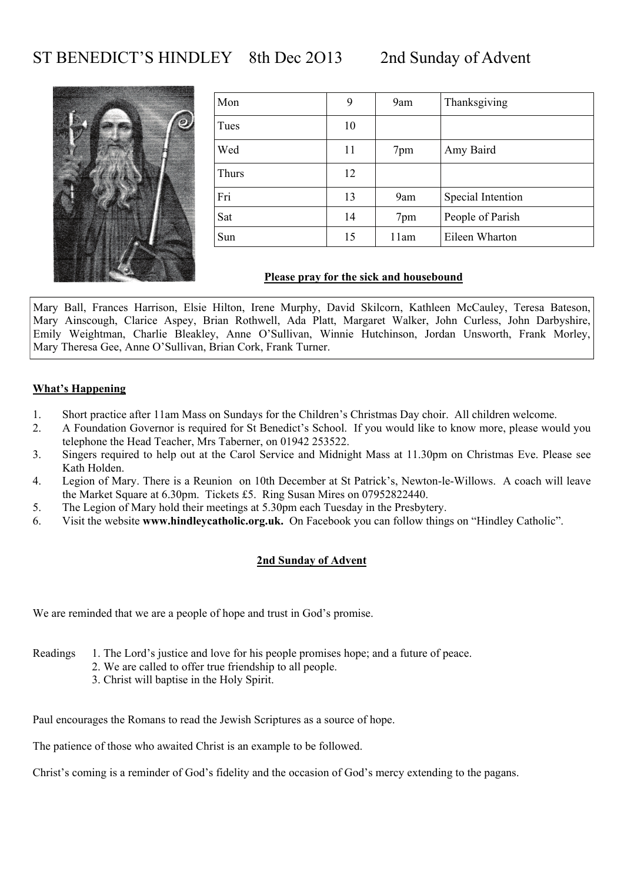# ST BENEDICT'S HINDLEY 8th Dec 2O13 2nd Sunday of Advent

| | | | |
|---|---|---|---|
| Mon | 9 | 9am | Thanksgiving |
| Tues | 10 | | |
| Wed | 11 | 7pm | Amy Baird |
| Thurs | 12 | | |
| Fri | 13 | 9am | Special Intention |
| Sat | 14 | 7pm | People of Parish |
| Sun | 15 | 11am | Eileen Wharton |

**Please pray for the sick and housebound**

Mary Ball, Frances Harrison, Elsie Hilton, Irene Murphy, David Skilcorn, Kathleen McCauley, Teresa Bateson, Mary Ainscough, Clarice Aspey, Brian Rothwell, Ada Platt, Margaret Walker, John Curless, John Darbyshire, Emily Weightman, Charlie Bleakley, Anne O'Sullivan, Winnie Hutchinson, Jordan Unsworth, Frank Morley, Mary Theresa Gee, Anne O'Sullivan, Brian Cork, Frank Turner.

**What's Happening**

1. Short practice after 11am Mass on Sundays for the Children's Christmas Day choir. All children welcome.
2. A Foundation Governor is required for St Benedict's School. If you would like to know more, please would you telephone the Head Teacher, Mrs Taberner, on 01942 253522.
3. Singers required to help out at the Carol Service and Midnight Mass at 11.30pm on Christmas Eve. Please see Kath Holden.
4. Legion of Mary. There is a Reunion on 10th December at St Patrick's, Newton-le-Willows. A coach will leave the Market Square at 6.30pm. Tickets £5. Ring Susan Mires on 07952822440.
5. The Legion of Mary hold their meetings at 5.30pm each Tuesday in the Presbytery.
6. Visit the website **www.hindleycatholic.org.uk.** On Facebook you can follow things on "Hindley Catholic".

**2nd Sunday of Advent**

We are reminded that we are a people of hope and trust in God's promise.

Readings
1. The Lord's justice and love for his people promises hope; and a future of peace.
2. We are called to offer true friendship to all people.
3. Christ will baptise in the Holy Spirit.

Paul encourages the Romans to read the Jewish Scriptures as a source of hope.

The patience of those who awaited Christ is an example to be followed.

Christ's coming is a reminder of God's fidelity and the occasion of God's mercy extending to the pagans.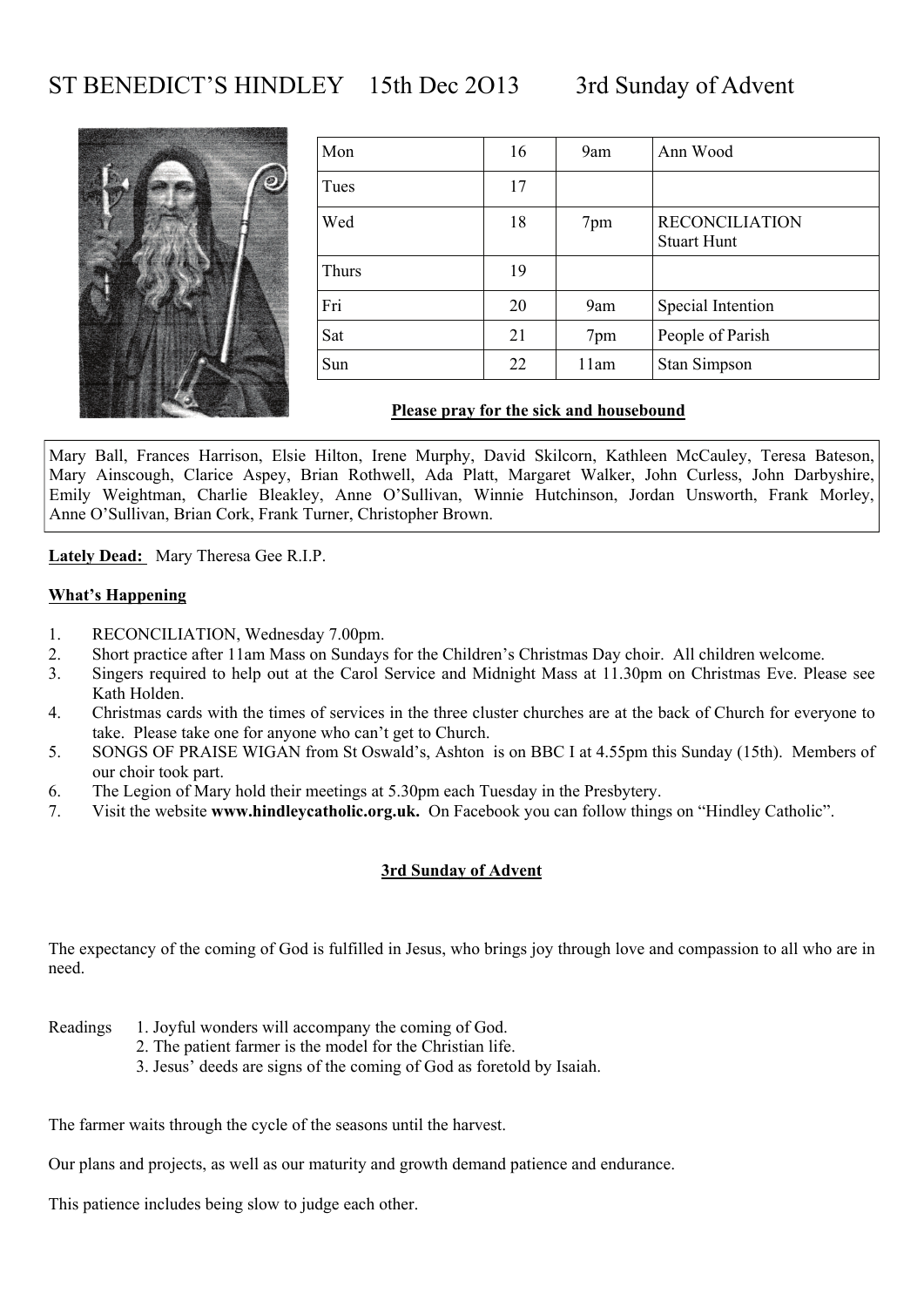# ST BENEDICT'S HINDLEY 15th Dec 2O13 3rd Sunday of Advent

| | | | |
|---|---|---|---|
| Mon | 16 | 9am | Ann Wood |
| Tues | 17 | | |
| Wed | 18 | 7pm | RECONCILIATION Stuart Hunt |
| Thurs | 19 | | |
| Fri | 20 | 9am | Special Intention |
| Sat | 21 | 7pm | People of Parish |
| Sun | 22 | 11am | Stan Simpson |

**Please pray for the sick and housebound**

Mary Ball, Frances Harrison, Elsie Hilton, Irene Murphy, David Skilcorn, Kathleen McCauley, Teresa Bateson, Mary Ainscough, Clarice Aspey, Brian Rothwell, Ada Platt, Margaret Walker, John Curless, John Darbyshire, Emily Weightman, Charlie Bleakley, Anne O'Sullivan, Winnie Hutchinson, Jordan Unsworth, Frank Morley, Anne O'Sullivan, Brian Cork, Frank Turner, Christopher Brown.

**Lately Dead:** Mary Theresa Gee R.I.P.

**What's Happening**

1. RECONCILIATION, Wednesday 7.00pm.
2. Short practice after 11am Mass on Sundays for the Children's Christmas Day choir. All children welcome.
3. Singers required to help out at the Carol Service and Midnight Mass at 11.30pm on Christmas Eve. Please see Kath Holden.
4. Christmas cards with the times of services in the three cluster churches are at the back of Church for everyone to take. Please take one for anyone who can't get to Church.
5. SONGS OF PRAISE WIGAN from St Oswald's, Ashton is on BBC I at 4.55pm this Sunday (15th). Members of our choir took part.
6. The Legion of Mary hold their meetings at 5.30pm each Tuesday in the Presbytery.
7. Visit the website **www.hindleycatholic.org.uk.** On Facebook you can follow things on "Hindley Catholic".

**3rd Sunday of Advent**

The expectancy of the coming of God is fulfilled in Jesus, who brings joy through love and compassion to all who are in need.

Readings
1. Joyful wonders will accompany the coming of God.
2. The patient farmer is the model for the Christian life.
3. Jesus' deeds are signs of the coming of God as foretold by Isaiah.

The farmer waits through the cycle of the seasons until the harvest.

Our plans and projects, as well as our maturity and growth demand patience and endurance.

This patience includes being slow to judge each other.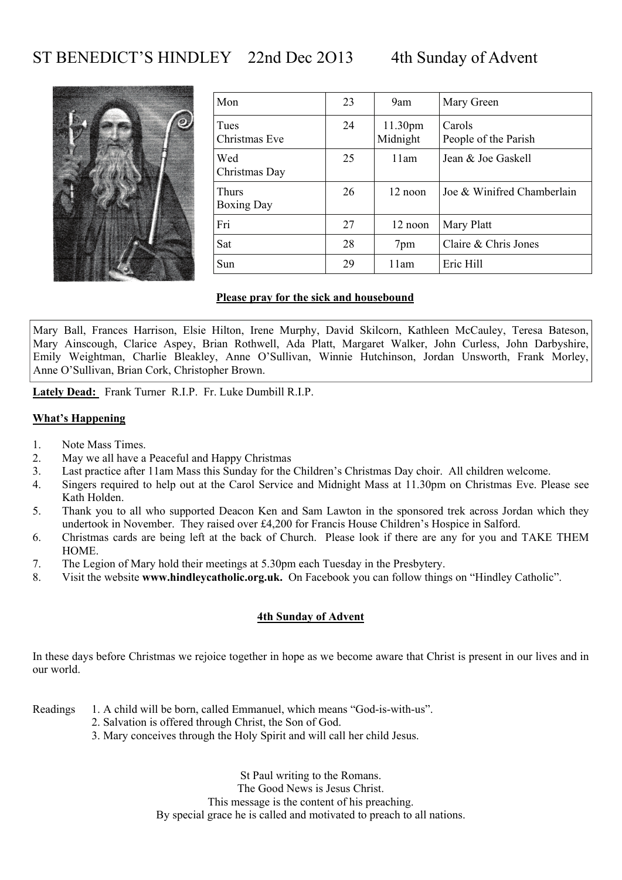# ST BENEDICT'S HINDLEY 22nd Dec 2O13 4th Sunday of Advent

| Mon | 23 | 9am | Mary Green |
|---|---|---|---|
| Tues Christmas Eve | 24 | 11.30pm Midnight | Carols People of the Parish |
| Wed Christmas Day | 25 | 11am | Jean & Joe Gaskell |
| Thurs Boxing Day | 26 | 12 noon | Joe & Winifred Chamberlain |
| Fri | 27 | 12 noon | Mary Platt |
| Sat | 28 | 7pm | Claire & Chris Jones |
| Sun | 29 | 11am | Eric Hill |

**Please pray for the sick and housebound**

Mary Ball, Frances Harrison, Elsie Hilton, Irene Murphy, David Skilcorn, Kathleen McCauley, Teresa Bateson, Mary Ainscough, Clarice Aspey, Brian Rothwell, Ada Platt, Margaret Walker, John Curless, John Darbyshire, Emily Weightman, Charlie Bleakley, Anne O'Sullivan, Winnie Hutchinson, Jordan Unsworth, Frank Morley, Anne O'Sullivan, Brian Cork, Christopher Brown.

**Lately Dead:** Frank Turner R.I.P. Fr. Luke Dumbill R.I.P.

**What's Happening**

1. Note Mass Times.
2. May we all have a Peaceful and Happy Christmas
3. Last practice after 11am Mass this Sunday for the Children's Christmas Day choir. All children welcome.
4. Singers required to help out at the Carol Service and Midnight Mass at 11.30pm on Christmas Eve. Please see Kath Holden.
5. Thank you to all who supported Deacon Ken and Sam Lawton in the sponsored trek across Jordan which they undertook in November. They raised over £4,200 for Francis House Children's Hospice in Salford.
6. Christmas cards are being left at the back of Church. Please look if there are any for you and TAKE THEM HOME.
7. The Legion of Mary hold their meetings at 5.30pm each Tuesday in the Presbytery.
8. Visit the website **www.hindleycatholic.org.uk.** On Facebook you can follow things on "Hindley Catholic".

**4th Sunday of Advent**

In these days before Christmas we rejoice together in hope as we become aware that Christ is present in our lives and in our world.

Readings
1. A child will be born, called Emmanuel, which means "God-is-with-us".
2. Salvation is offered through Christ, the Son of God.
3. Mary conceives through the Holy Spirit and will call her child Jesus.

St Paul writing to the Romans.
The Good News is Jesus Christ.
This message is the content of his preaching.
By special grace he is called and motivated to preach to all nations.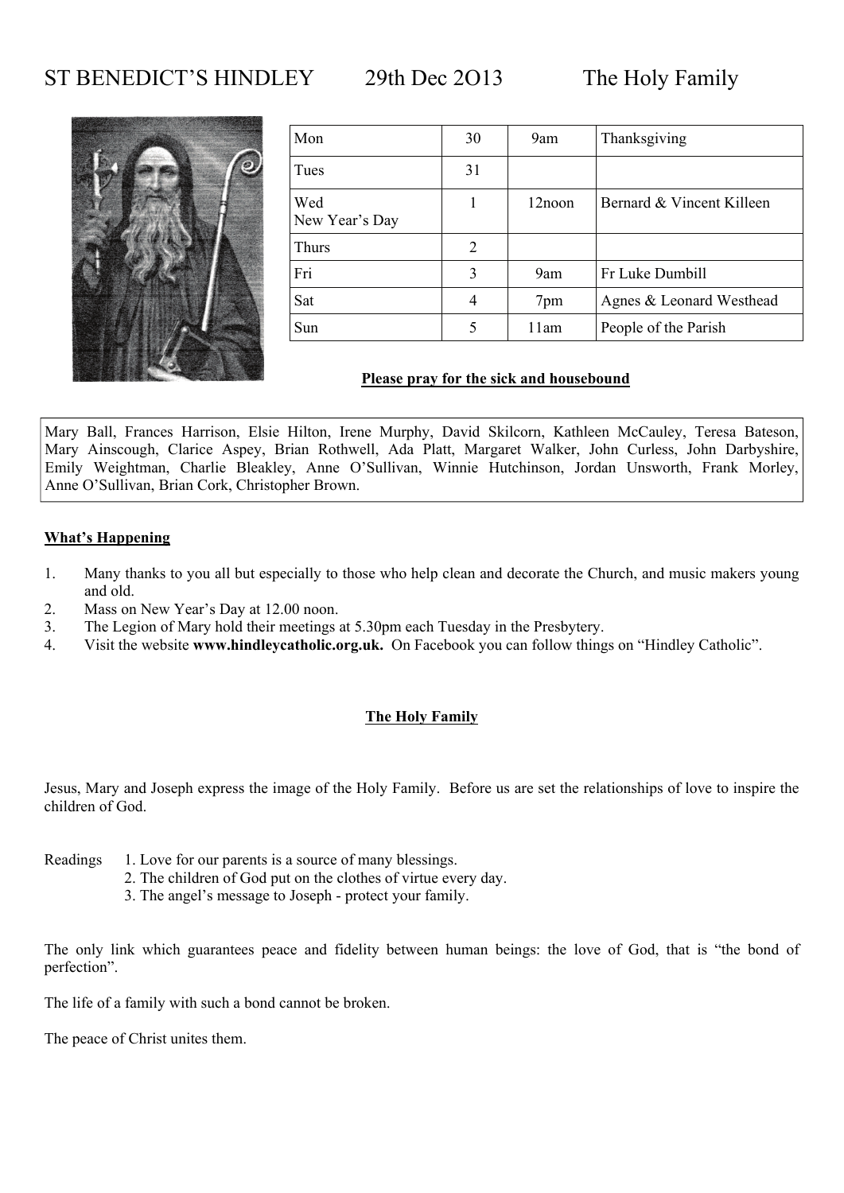# ST BENEDICT'S HINDLEY 29th Dec 2O13 The Holy Family

| | | | |
|---|---|---|---|
| Mon | 30 | 9am | Thanksgiving |
| Tues | 31 | | |
| Wed New Year's Day | 1 | 12noon | Bernard & Vincent Killeen |
| Thurs | 2 | | |
| Fri | 3 | 9am | Fr Luke Dumbill |
| Sat | 4 | 7pm | Agnes & Leonard Westhead |
| Sun | 5 | 11am | People of the Parish |

**Please pray for the sick and housebound**

Mary Ball, Frances Harrison, Elsie Hilton, Irene Murphy, David Skilcorn, Kathleen McCauley, Teresa Bateson, Mary Ainscough, Clarice Aspey, Brian Rothwell, Ada Platt, Margaret Walker, John Curless, John Darbyshire, Emily Weightman, Charlie Bleakley, Anne O'Sullivan, Winnie Hutchinson, Jordan Unsworth, Frank Morley, Anne O'Sullivan, Brian Cork, Christopher Brown.

**What's Happening**

1. Many thanks to you all but especially to those who help clean and decorate the Church, and music makers young and old.
2. Mass on New Year's Day at 12.00 noon.
3. The Legion of Mary hold their meetings at 5.30pm each Tuesday in the Presbytery.
4. Visit the website **www.hindleycatholic.org.uk.** On Facebook you can follow things on "Hindley Catholic".

**The Holy Family**

Jesus, Mary and Joseph express the image of the Holy Family. Before us are set the relationships of love to inspire the children of God.

Readings
1. Love for our parents is a source of many blessings.
2. The children of God put on the clothes of virtue every day.
3. The angel's message to Joseph - protect your family.

The only link which guarantees peace and fidelity between human beings: the love of God, that is "the bond of perfection".

The life of a family with such a bond cannot be broken.

The peace of Christ unites them.